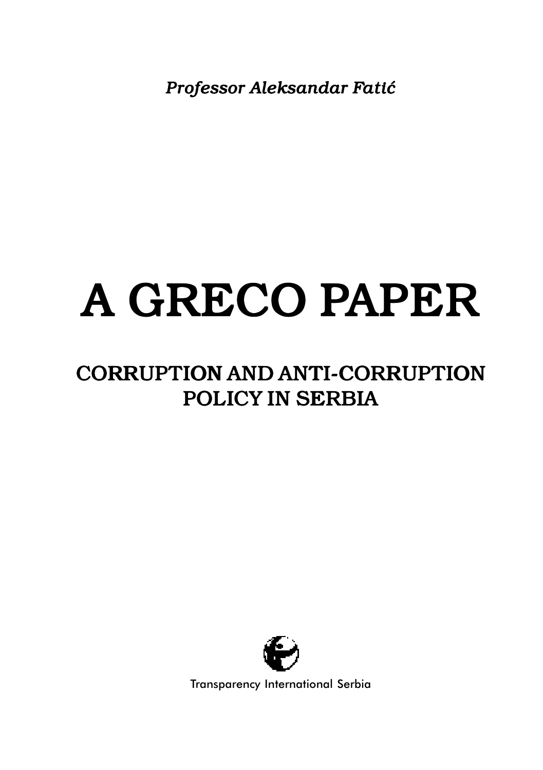*Professor Aleksandar Fatić*

# A GRECO PAPER

## CORRUPTION AND ANTI-CORRUPTION POLICY IN SERBIA

Transparency International Serbia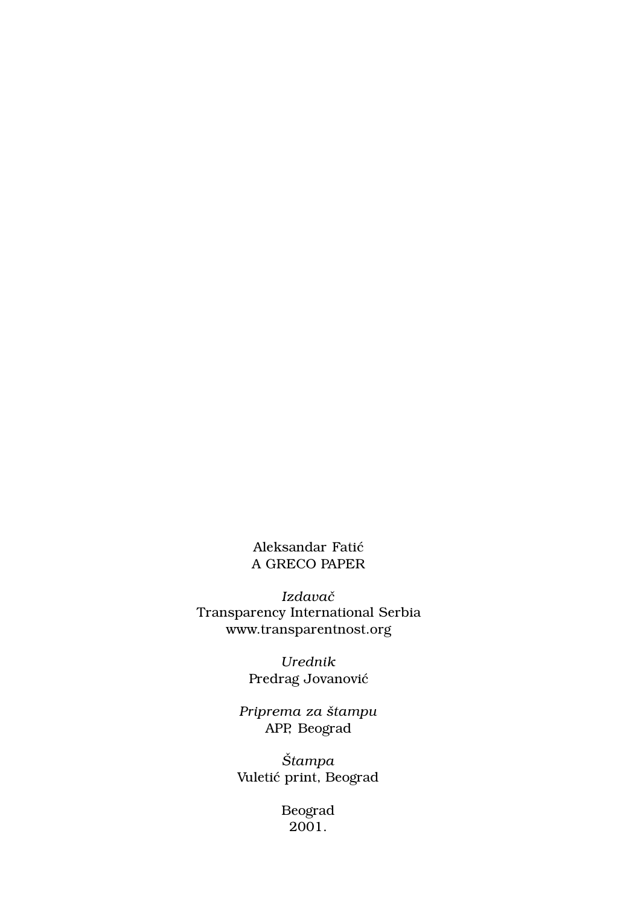Aleksandar Fatić
A GRECO PAPER

*Izdavač*
Transparency International Serbia
www.transparentnost.org

*Urednik*
Predrag Jovanović

*Priprema za štampu*
APP, Beograd

*Štampa*
Vuletić print, Beograd

Beograd
2001.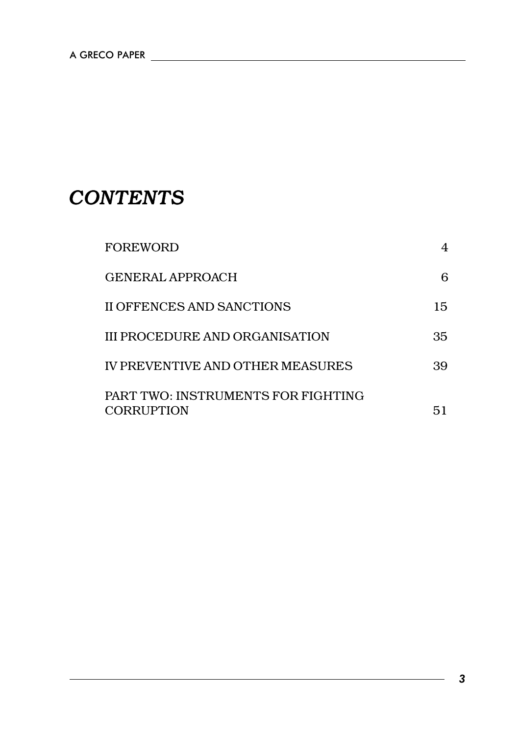# *CONTENTS*

| | |
|---|---|
| FOREWORD | 4 |
| GENERAL APPROACH | 6 |
| II OFFENCES AND SANCTIONS | 15 |
| III PROCEDURE AND ORGANISATION | 35 |
| IV PREVENTIVE AND OTHER MEASURES | 39 |
| PART TWO: INSTRUMENTS FOR FIGHTING CORRUPTION | 51 |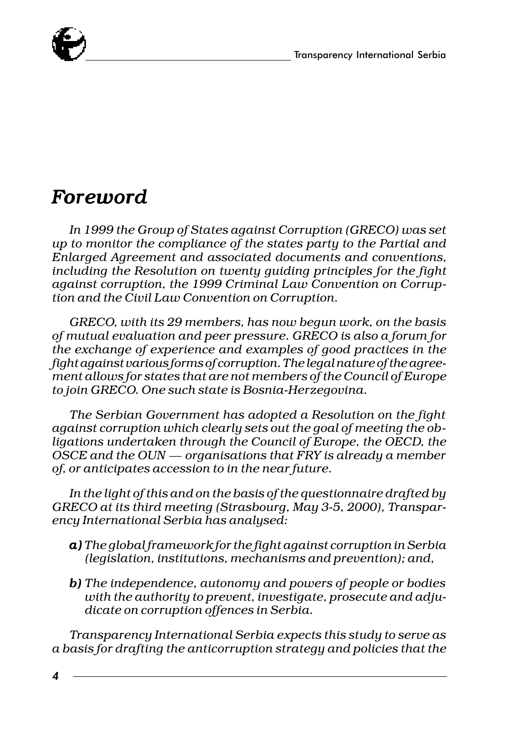# *Foreword*

*In 1999 the Group of States against Corruption (GRECO) was set up to monitor the compliance of the states party to the Partial and Enlarged Agreement and associated documents and conventions, including the Resolution on twenty guiding principles for the fight against corruption, the 1999 Criminal Law Convention on Corruption and the Civil Law Convention on Corruption.*

*GRECO, with its 29 members, has now begun work, on the basis of mutual evaluation and peer pressure. GRECO is also a forum for the exchange of experience and examples of good practices in the fight against various forms of corruption. The legal nature of the agreement allows for states that are not members of the Council of Europe to join GRECO. One such state is Bosnia-Herzegovina.*

*The Serbian Government has adopted a Resolution on the fight against corruption which clearly sets out the goal of meeting the obligations undertaken through the Council of Europe, the OECD, the OSCE and the OUN — organisations that FRY is already a member of, or anticipates accession to in the near future.*

*In the light of this and on the basis of the questionnaire drafted by GRECO at its third meeting (Strasbourg, May 3-5, 2000), Transparency International Serbia has analysed:*

***a)*** *The global framework for the fight against corruption in Serbia (legislation, institutions, mechanisms and prevention); and,*

***b)*** *The independence, autonomy and powers of people or bodies with the authority to prevent, investigate, prosecute and adjudicate on corruption offences in Serbia.*

*Transparency International Serbia expects this study to serve as a basis for drafting the anticorruption strategy and policies that the*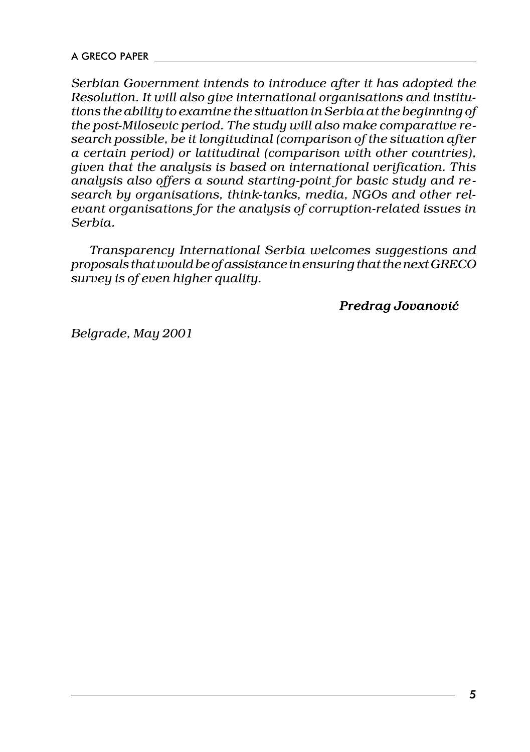*Serbian Government intends to introduce after it has adopted the Resolution. It will also give international organisations and institutions the ability to examine the situation in Serbia at the beginning of the post-Milosevic period. The study will also make comparative research possible, be it longitudinal (comparison of the situation after a certain period) or latitudinal (comparison with other countries), given that the analysis is based on international verification. This analysis also offers a sound starting-point for basic study and research by organisations, think-tanks, media, NGOs and other relevant organisations for the analysis of corruption-related issues in Serbia.*

*Transparency International Serbia welcomes suggestions and proposals that would be of assistance in ensuring that the next GRECO survey is of even higher quality.*

***Predrag Jovanović***

*Belgrade, May 2001*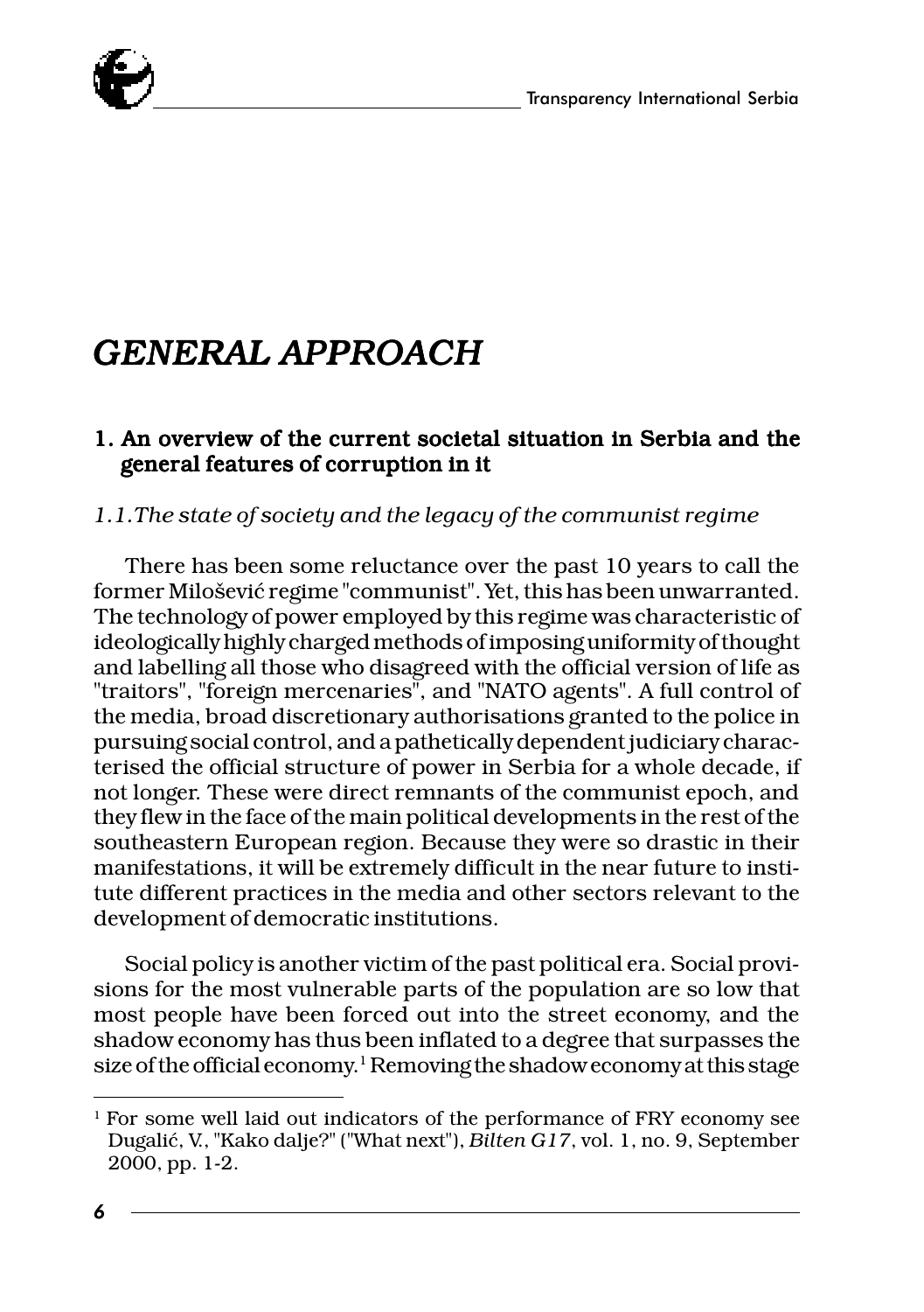# *GENERAL APPROACH*

## 1. An overview of the current societal situation in Serbia and the general features of corruption in it

### *1.1.The state of society and the legacy of the communist regime*

There has been some reluctance over the past 10 years to call the former Milošević regime "communist". Yet, this has been unwarranted. The technology of power employed by this regime was characteristic of ideologically highly charged methods of imposing uniformity of thought and labelling all those who disagreed with the official version of life as "traitors", "foreign mercenaries", and "NATO agents". A full control of the media, broad discretionary authorisations granted to the police in pursuing social control, and a pathetically dependent judiciary characterised the official structure of power in Serbia for a whole decade, if not longer. These were direct remnants of the communist epoch, and they flew in the face of the main political developments in the rest of the southeastern European region. Because they were so drastic in their manifestations, it will be extremely difficult in the near future to institute different practices in the media and other sectors relevant to the development of democratic institutions.

Social policy is another victim of the past political era. Social provisions for the most vulnerable parts of the population are so low that most people have been forced out into the street economy, and the shadow economy has thus been inflated to a degree that surpasses the size of the official economy.[1] Removing the shadow economy at this stage

[1] For some well laid out indicators of the performance of FRY economy see Dugalić, V., "Kako dalje?" ("What next"), *Bilten G17*, vol. 1, no. 9, September 2000, pp. 1-2.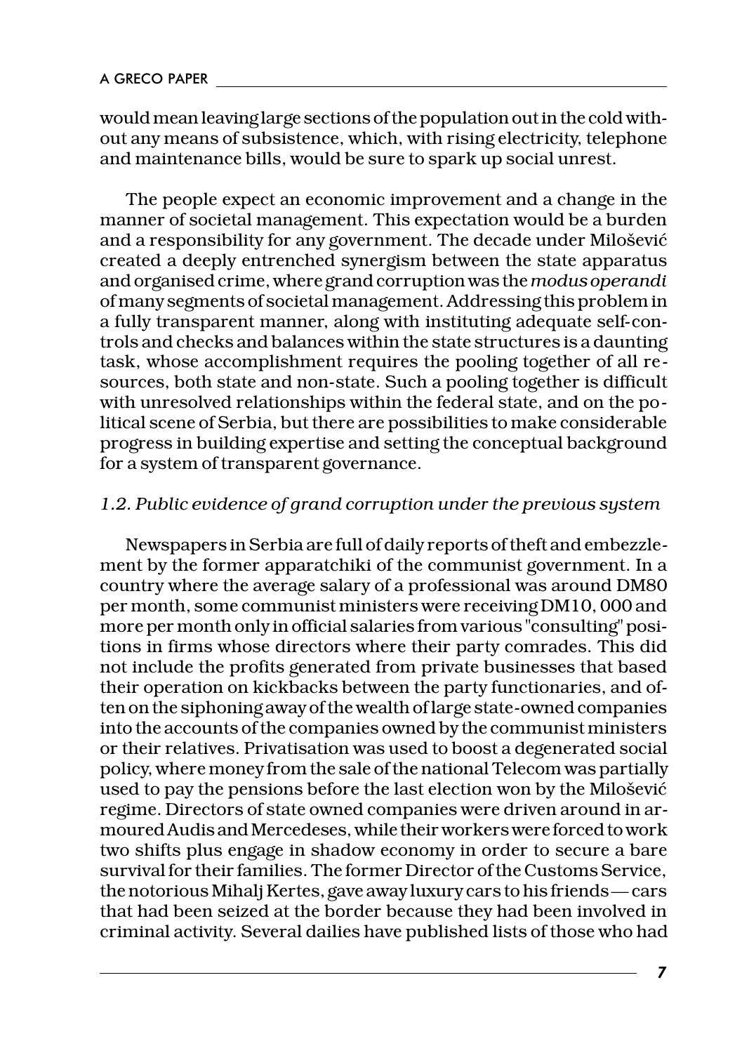would mean leaving large sections of the population out in the cold without any means of subsistence, which, with rising electricity, telephone and maintenance bills, would be sure to spark up social unrest.

The people expect an economic improvement and a change in the manner of societal management. This expectation would be a burden and a responsibility for any government. The decade under Milošević created a deeply entrenched synergism between the state apparatus and organised crime, where grand corruption was the *modus operandi* of many segments of societal management. Addressing this problem in a fully transparent manner, along with instituting adequate self-controls and checks and balances within the state structures is a daunting task, whose accomplishment requires the pooling together of all resources, both state and non-state. Such a pooling together is difficult with unresolved relationships within the federal state, and on the political scene of Serbia, but there are possibilities to make considerable progress in building expertise and setting the conceptual background for a system of transparent governance.

### *1.2. Public evidence of grand corruption under the previous system*

Newspapers in Serbia are full of daily reports of theft and embezzlement by the former apparatchiki of the communist government. In a country where the average salary of a professional was around DM80 per month, some communist ministers were receiving DM10, 000 and more per month only in official salaries from various "consulting" positions in firms whose directors where their party comrades. This did not include the profits generated from private businesses that based their operation on kickbacks between the party functionaries, and often on the siphoning away of the wealth of large state-owned companies into the accounts of the companies owned by the communist ministers or their relatives. Privatisation was used to boost a degenerated social policy, where money from the sale of the national Telecom was partially used to pay the pensions before the last election won by the Milošević regime. Directors of state owned companies were driven around in armoured Audis and Mercedeses, while their workers were forced to work two shifts plus engage in shadow economy in order to secure a bare survival for their families. The former Director of the Customs Service, the notorious Mihalj Kertes, gave away luxury cars to his friends — cars that had been seized at the border because they had been involved in criminal activity. Several dailies have published lists of those who had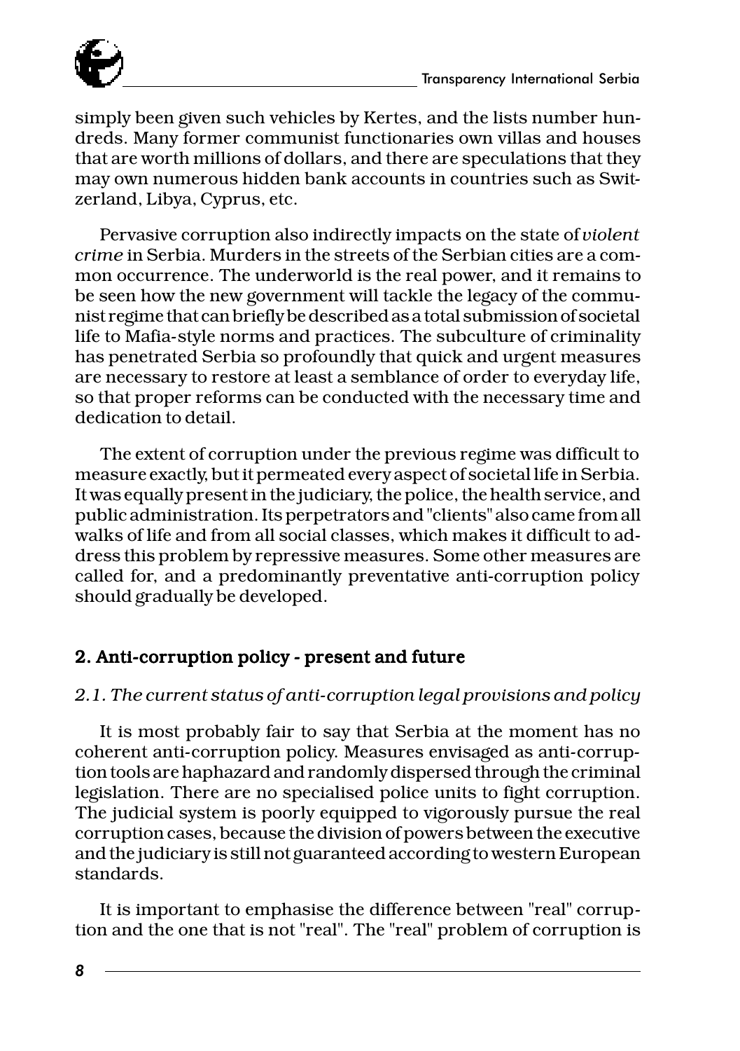simply been given such vehicles by Kertes, and the lists number hundreds. Many former communist functionaries own villas and houses that are worth millions of dollars, and there are speculations that they may own numerous hidden bank accounts in countries such as Switzerland, Libya, Cyprus, etc.

Pervasive corruption also indirectly impacts on the state of *violent crime* in Serbia. Murders in the streets of the Serbian cities are a common occurrence. The underworld is the real power, and it remains to be seen how the new government will tackle the legacy of the communist regime that can briefly be described as a total submission of societal life to Mafia-style norms and practices. The subculture of criminality has penetrated Serbia so profoundly that quick and urgent measures are necessary to restore at least a semblance of order to everyday life, so that proper reforms can be conducted with the necessary time and dedication to detail.

The extent of corruption under the previous regime was difficult to measure exactly, but it permeated every aspect of societal life in Serbia. It was equally present in the judiciary, the police, the health service, and public administration. Its perpetrators and "clients" also came from all walks of life and from all social classes, which makes it difficult to address this problem by repressive measures. Some other measures are called for, and a predominantly preventative anti-corruption policy should gradually be developed.

## 2. Anti-corruption policy - present and future

### *2.1. The current status of anti-corruption legal provisions and policy*

It is most probably fair to say that Serbia at the moment has no coherent anti-corruption policy. Measures envisaged as anti-corruption tools are haphazard and randomly dispersed through the criminal legislation. There are no specialised police units to fight corruption. The judicial system is poorly equipped to vigorously pursue the real corruption cases, because the division of powers between the executive and the judiciary is still not guaranteed according to western European standards.

It is important to emphasise the difference between "real" corruption and the one that is not "real". The "real" problem of corruption is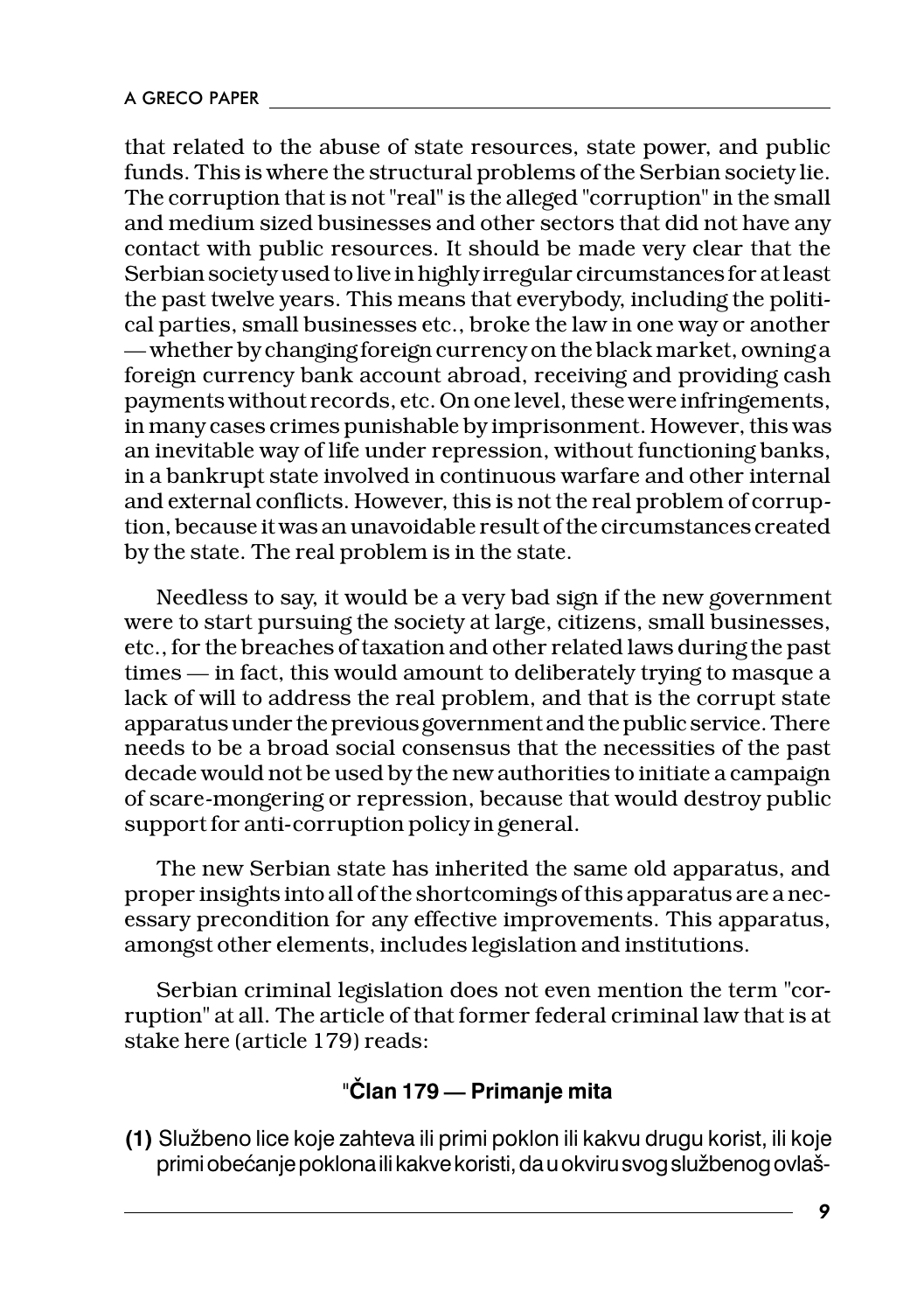that related to the abuse of state resources, state power, and public funds. This is where the structural problems of the Serbian society lie. The corruption that is not "real" is the alleged "corruption" in the small and medium sized businesses and other sectors that did not have any contact with public resources. It should be made very clear that the Serbian society used to live in highly irregular circumstances for at least the past twelve years. This means that everybody, including the political parties, small businesses etc., broke the law in one way or another — whether by changing foreign currency on the black market, owning a foreign currency bank account abroad, receiving and providing cash payments without records, etc. On one level, these were infringements, in many cases crimes punishable by imprisonment. However, this was an inevitable way of life under repression, without functioning banks, in a bankrupt state involved in continuous warfare and other internal and external conflicts. However, this is not the real problem of corruption, because it was an unavoidable result of the circumstances created by the state. The real problem is in the state.

Needless to say, it would be a very bad sign if the new government were to start pursuing the society at large, citizens, small businesses, etc., for the breaches of taxation and other related laws during the past times — in fact, this would amount to deliberately trying to masque a lack of will to address the real problem, and that is the corrupt state apparatus under the previous government and the public service. There needs to be a broad social consensus that the necessities of the past decade would not be used by the new authorities to initiate a campaign of scare-mongering or repression, because that would destroy public support for anti-corruption policy in general.

The new Serbian state has inherited the same old apparatus, and proper insights into all of the shortcomings of this apparatus are a necessary precondition for any effective improvements. This apparatus, amongst other elements, includes legislation and institutions.

Serbian criminal legislation does not even mention the term "corruption" at all. The article of that former federal criminal law that is at stake here (article 179) reads:

"**Član 179 — Primanje mita**

**(1)** Službeno lice koje zahteva ili primi poklon ili kakvu drugu korist, ili koje primi obećanje poklona ili kakve koristi, da u okviru svog službenog ovlaš-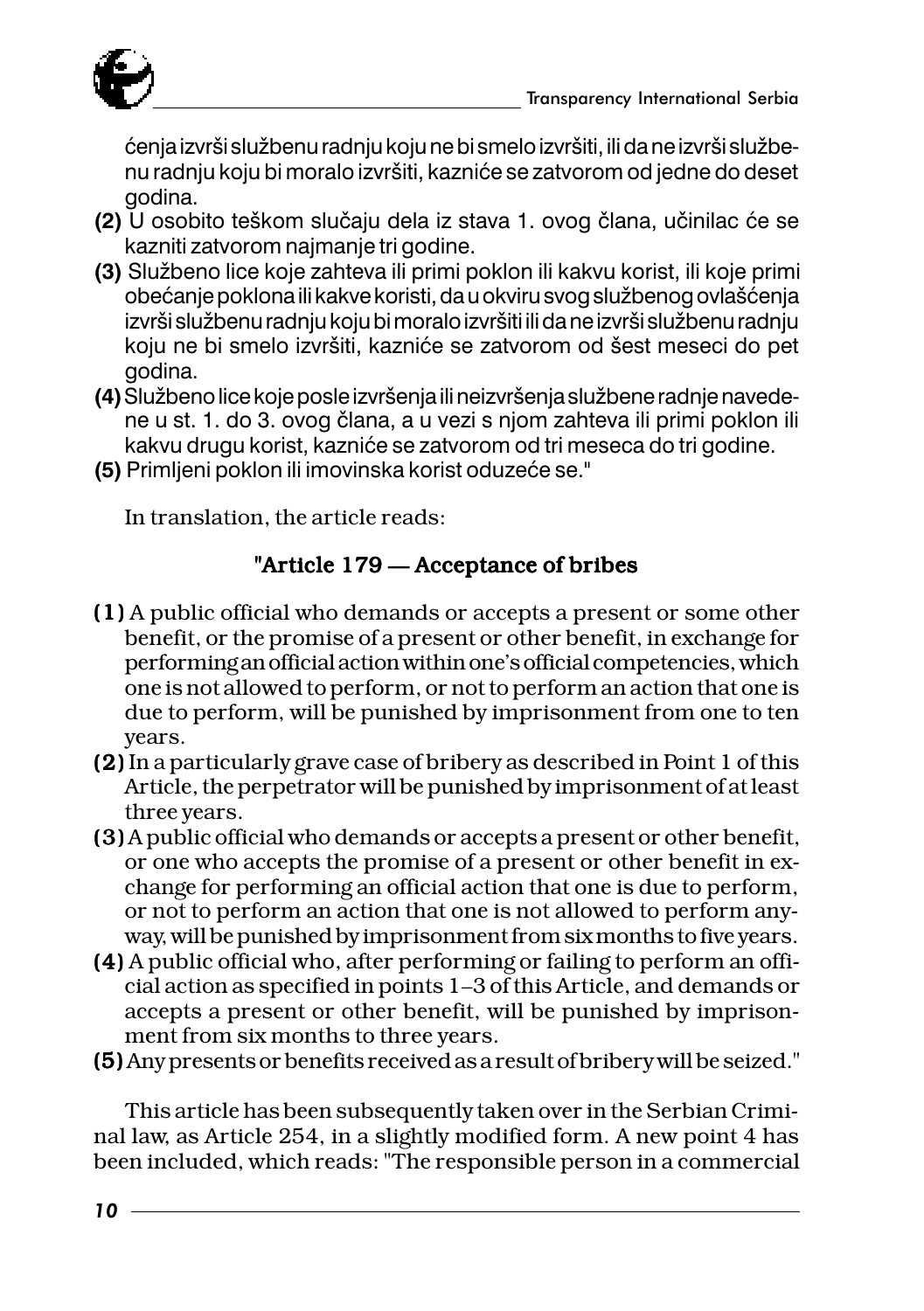ćenja izvrši službenu radnju koju ne bi smelo izvršiti, ili da ne izvrši službenu radnju koju bi moralo izvršiti, kazniće se zatvorom od jedne do deset godina.

**(2)** U osobito teškom slučaju dela iz stava 1. ovog člana, učinilac će se kazniti zatvorom najmanje tri godine.

**(3)** Službeno lice koje zahteva ili primi poklon ili kakvu korist, ili koje primi obećanje poklona ili kakve koristi, da u okviru svog službenog ovlašćenja izvrši službenu radnju koju bi moralo izvršiti ili da ne izvrši službenu radnju koju ne bi smelo izvršiti, kazniće se zatvorom od šest meseci do pet godina.

**(4)** Službeno lice koje posle izvršenja ili neizvršenja službene radnje navedene u st. 1. do 3. ovog člana, a u vezi s njom zahteva ili primi poklon ili kakvu drugu korist, kazniće se zatvorom od tri meseca do tri godine.

**(5)** Primljeni poklon ili imovinska korist oduzeće se."

In translation, the article reads:

### "Article 179 — Acceptance of bribes

**(1)** A public official who demands or accepts a present or some other benefit, or the promise of a present or other benefit, in exchange for performing an official action within one's official competencies, which one is not allowed to perform, or not to perform an action that one is due to perform, will be punished by imprisonment from one to ten years.

**(2)** In a particularly grave case of bribery as described in Point 1 of this Article, the perpetrator will be punished by imprisonment of at least three years.

**(3)** A public official who demands or accepts a present or other benefit, or one who accepts the promise of a present or other benefit in exchange for performing an official action that one is due to perform, or not to perform an action that one is not allowed to perform anyway, will be punished by imprisonment from six months to five years.

**(4)** A public official who, after performing or failing to perform an official action as specified in points 1–3 of this Article, and demands or accepts a present or other benefit, will be punished by imprisonment from six months to three years.

**(5)** Any presents or benefits received as a result of bribery will be seized."

This article has been subsequently taken over in the Serbian Criminal law, as Article 254, in a slightly modified form. A new point 4 has been included, which reads: "The responsible person in a commercial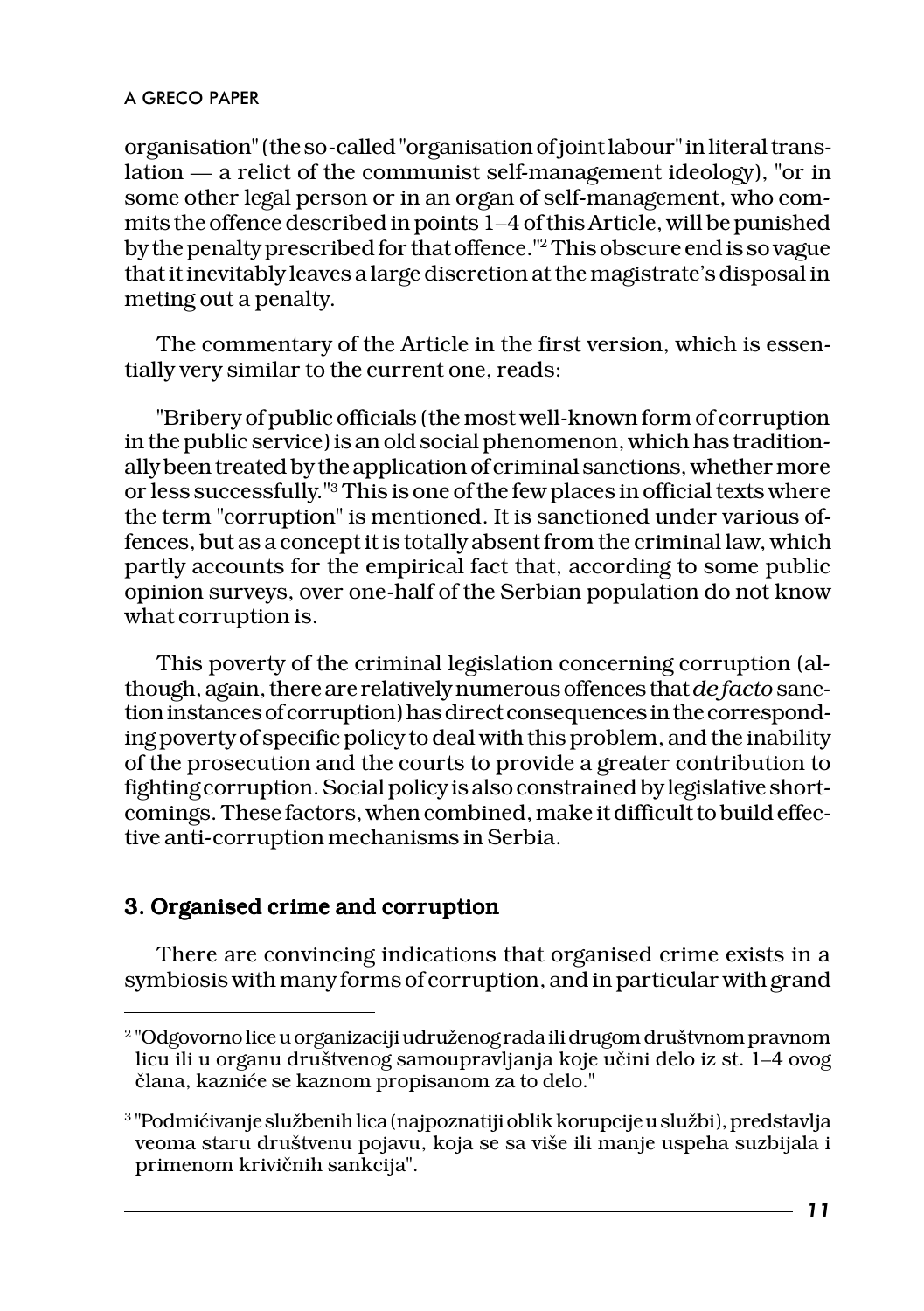organisation" (the so-called "organisation of joint labour" in literal translation — a relict of the communist self-management ideology), "or in some other legal person or in an organ of self-management, who commits the offence described in points 1–4 of this Article, will be punished by the penalty prescribed for that offence."[2] This obscure end is so vague that it inevitably leaves a large discretion at the magistrate's disposal in meting out a penalty.

The commentary of the Article in the first version, which is essentially very similar to the current one, reads:

"Bribery of public officials (the most well-known form of corruption in the public service) is an old social phenomenon, which has traditionally been treated by the application of criminal sanctions, whether more or less successfully."[3] This is one of the few places in official texts where the term "corruption" is mentioned. It is sanctioned under various offences, but as a concept it is totally absent from the criminal law, which partly accounts for the empirical fact that, according to some public opinion surveys, over one-half of the Serbian population do not know what corruption is.

This poverty of the criminal legislation concerning corruption (although, again, there are relatively numerous offences that *de facto* sanction instances of corruption) has direct consequences in the corresponding poverty of specific policy to deal with this problem, and the inability of the prosecution and the courts to provide a greater contribution to fighting corruption. Social policy is also constrained by legislative shortcomings. These factors, when combined, make it difficult to build effective anti-corruption mechanisms in Serbia.

## 3. Organised crime and corruption

There are convincing indications that organised crime exists in a symbiosis with many forms of corruption, and in particular with grand

---

[2] "Odgovorno lice u organizaciji udruženog rada ili drugom društvnom pravnom licu ili u organu društvenog samoupravljanja koje učini delo iz st. 1–4 ovog člana, kazniće se kaznom propisanom za to delo."

[3] "Podmićivanje službenih lica (najpoznatiji oblik korupcije u službi), predstavlja veoma staru društvenu pojavu, koja se sa više ili manje uspeha suzbijala i primenom krivičnih sankcija".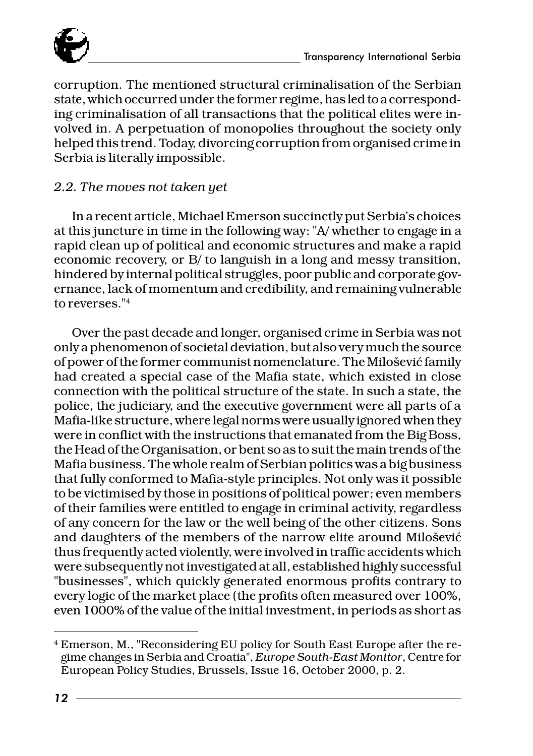corruption. The mentioned structural criminalisation of the Serbian state, which occurred under the former regime, has led to a corresponding criminalisation of all transactions that the political elites were involved in. A perpetuation of monopolies throughout the society only helped this trend. Today, divorcing corruption from organised crime in Serbia is literally impossible.

### *2.2. The moves not taken yet*

In a recent article, Michael Emerson succinctly put Serbia's choices at this juncture in time in the following way: "A/ whether to engage in a rapid clean up of political and economic structures and make a rapid economic recovery, or B/ to languish in a long and messy transition, hindered by internal political struggles, poor public and corporate governance, lack of momentum and credibility, and remaining vulnerable to reverses."[4]

Over the past decade and longer, organised crime in Serbia was not only a phenomenon of societal deviation, but also very much the source of power of the former communist nomenclature. The Milošević family had created a special case of the Mafia state, which existed in close connection with the political structure of the state. In such a state, the police, the judiciary, and the executive government were all parts of a Mafia-like structure, where legal norms were usually ignored when they were in conflict with the instructions that emanated from the Big Boss, the Head of the Organisation, or bent so as to suit the main trends of the Mafia business. The whole realm of Serbian politics was a big business that fully conformed to Mafia-style principles. Not only was it possible to be victimised by those in positions of political power; even members of their families were entitled to engage in criminal activity, regardless of any concern for the law or the well being of the other citizens. Sons and daughters of the members of the narrow elite around Milošević thus frequently acted violently, were involved in traffic accidents which were subsequently not investigated at all, established highly successful "businesses", which quickly generated enormous profits contrary to every logic of the market place (the profits often measured over 100%, even 1000% of the value of the initial investment, in periods as short as

---

[4] Emerson, M., "Reconsidering EU policy for South East Europe after the regime changes in Serbia and Croatia", *Europe South-East Monitor*, Centre for European Policy Studies, Brussels, Issue 16, October 2000, p. 2.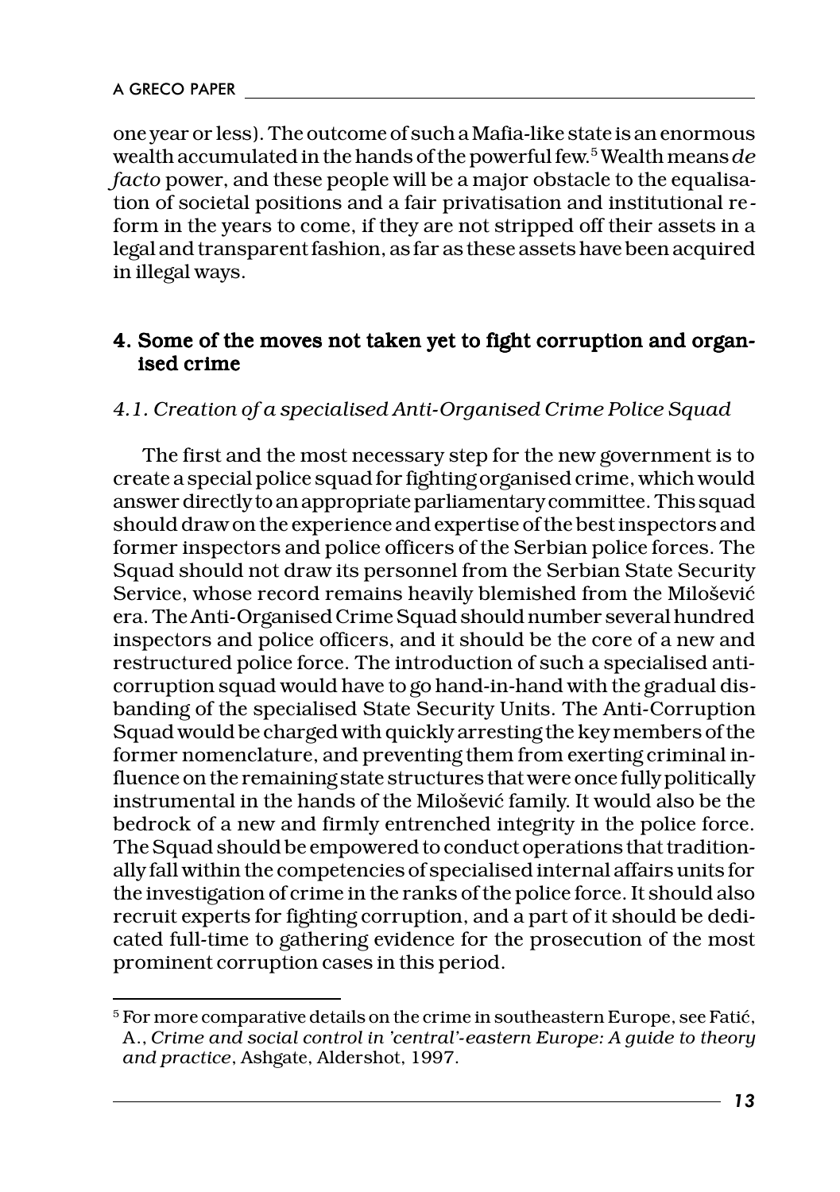one year or less). The outcome of such a Mafia-like state is an enormous wealth accumulated in the hands of the powerful few.[5] Wealth means *de facto* power, and these people will be a major obstacle to the equalisation of societal positions and a fair privatisation and institutional reform in the years to come, if they are not stripped off their assets in a legal and transparent fashion, as far as these assets have been acquired in illegal ways.

## 4. Some of the moves not taken yet to fight corruption and organised crime

### *4.1. Creation of a specialised Anti-Organised Crime Police Squad*

The first and the most necessary step for the new government is to create a special police squad for fighting organised crime, which would answer directly to an appropriate parliamentary committee. This squad should draw on the experience and expertise of the best inspectors and former inspectors and police officers of the Serbian police forces. The Squad should not draw its personnel from the Serbian State Security Service, whose record remains heavily blemished from the Milošević era. The Anti-Organised Crime Squad should number several hundred inspectors and police officers, and it should be the core of a new and restructured police force. The introduction of such a specialised anti-corruption squad would have to go hand-in-hand with the gradual disbanding of the specialised State Security Units. The Anti-Corruption Squad would be charged with quickly arresting the key members of the former nomenclature, and preventing them from exerting criminal influence on the remaining state structures that were once fully politically instrumental in the hands of the Milošević family. It would also be the bedrock of a new and firmly entrenched integrity in the police force. The Squad should be empowered to conduct operations that traditionally fall within the competencies of specialised internal affairs units for the investigation of crime in the ranks of the police force. It should also recruit experts for fighting corruption, and a part of it should be dedicated full-time to gathering evidence for the prosecution of the most prominent corruption cases in this period.

---

[5] For more comparative details on the crime in southeastern Europe, see Fatić, A., *Crime and social control in 'central'-eastern Europe: A guide to theory and practice*, Ashgate, Aldershot, 1997.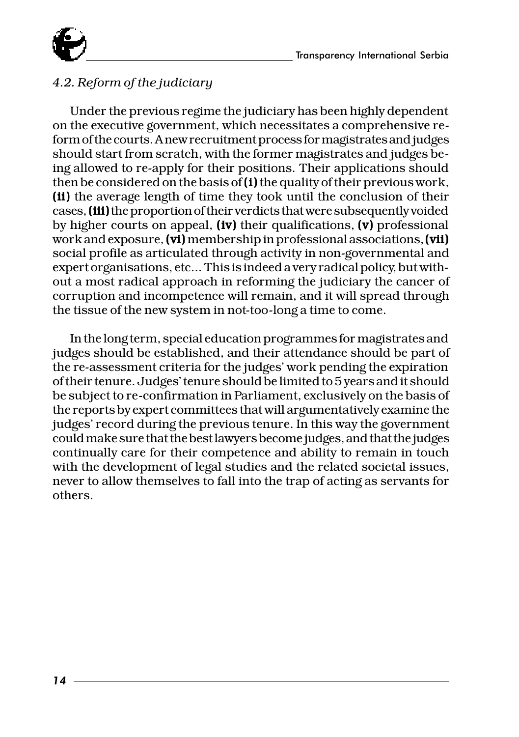*4.2. Reform of the judiciary*

Under the previous regime the judiciary has been highly dependent on the executive government, which necessitates a comprehensive reform of the courts. A new recruitment process for magistrates and judges should start from scratch, with the former magistrates and judges being allowed to re-apply for their positions. Their applications should then be considered on the basis of **(i)** the quality of their previous work, **(ii)** the average length of time they took until the conclusion of their cases, **(iii)** the proportion of their verdicts that were subsequently voided by higher courts on appeal, **(iv)** their qualifications, **(v)** professional work and exposure, **(vi)** membership in professional associations, **(vii)** social profile as articulated through activity in non-governmental and expert organisations, etc... This is indeed a very radical policy, but without a most radical approach in reforming the judiciary the cancer of corruption and incompetence will remain, and it will spread through the tissue of the new system in not-too-long a time to come.

In the long term, special education programmes for magistrates and judges should be established, and their attendance should be part of the re-assessment criteria for the judges' work pending the expiration of their tenure. Judges' tenure should be limited to 5 years and it should be subject to re-confirmation in Parliament, exclusively on the basis of the reports by expert committees that will argumentatively examine the judges' record during the previous tenure. In this way the government could make sure that the best lawyers become judges, and that the judges continually care for their competence and ability to remain in touch with the development of legal studies and the related societal issues, never to allow themselves to fall into the trap of acting as servants for others.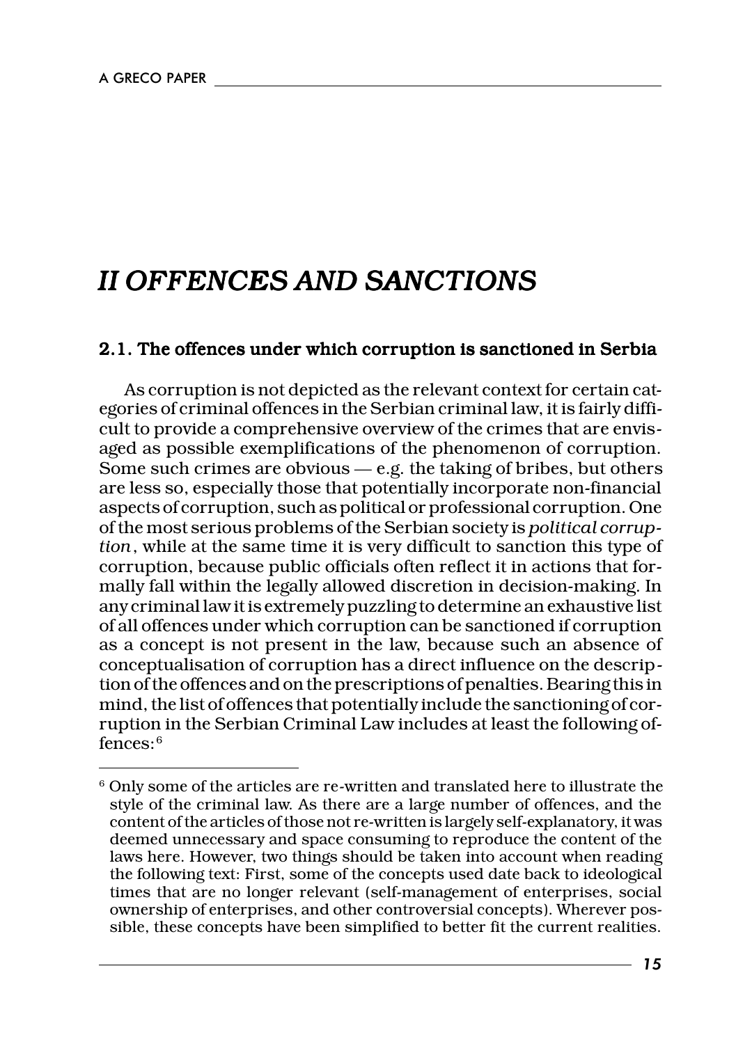# *II OFFENCES AND SANCTIONS*

## 2.1. The offences under which corruption is sanctioned in Serbia

As corruption is not depicted as the relevant context for certain categories of criminal offences in the Serbian criminal law, it is fairly difficult to provide a comprehensive overview of the crimes that are envisaged as possible exemplifications of the phenomenon of corruption. Some such crimes are obvious — e.g. the taking of bribes, but others are less so, especially those that potentially incorporate non-financial aspects of corruption, such as political or professional corruption. One of the most serious problems of the Serbian society is *political corruption*, while at the same time it is very difficult to sanction this type of corruption, because public officials often reflect it in actions that formally fall within the legally allowed discretion in decision-making. In any criminal law it is extremely puzzling to determine an exhaustive list of all offences under which corruption can be sanctioned if corruption as a concept is not present in the law, because such an absence of conceptualisation of corruption has a direct influence on the description of the offences and on the prescriptions of penalties. Bearing this in mind, the list of offences that potentially include the sanctioning of corruption in the Serbian Criminal Law includes at least the following offences:[6]

---

[6] Only some of the articles are re-written and translated here to illustrate the style of the criminal law. As there are a large number of offences, and the content of the articles of those not re-written is largely self-explanatory, it was deemed unnecessary and space consuming to reproduce the content of the laws here. However, two things should be taken into account when reading the following text: First, some of the concepts used date back to ideological times that are no longer relevant (self-management of enterprises, social ownership of enterprises, and other controversial concepts). Wherever possible, these concepts have been simplified to better fit the current realities.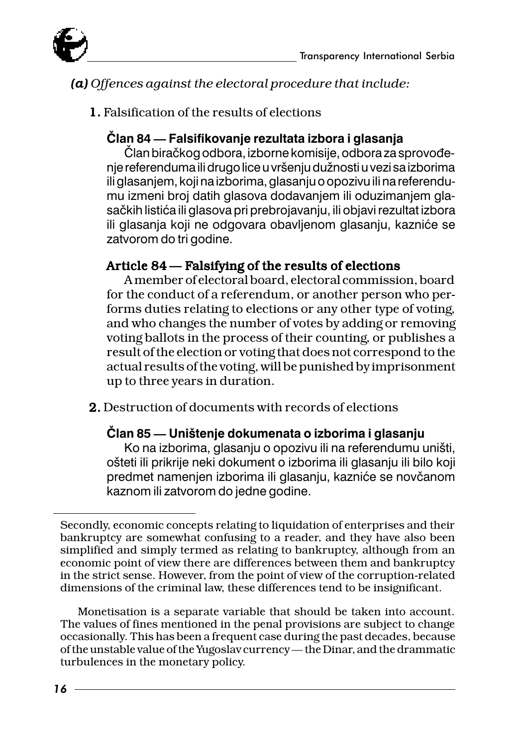*(a) Offences against the electoral procedure that include:*

**1.** Falsification of the results of elections

**Član 84 — Falsifikovanje rezultata izbora i glasanja**

Član biračkog odbora, izborne komisije, odbora za sprovođenje referenduma ili drugo lice u vršenju dužnosti u vezi sa izborima ili glasanjem, koji na izborima, glasanju o opozivu ili na referendumu izmeni broj datih glasova dodavanjem ili oduzimanjem glasačkih listića ili glasova pri prebrojavanju, ili objavi rezultat izbora ili glasanja koji ne odgovara obavljenom glasanju, kazniće se zatvorom do tri godine.

**Article 84 — Falsifying of the results of elections**

A member of electoral board, electoral commission, board for the conduct of a referendum, or another person who performs duties relating to elections or any other type of voting, and who changes the number of votes by adding or removing voting ballots in the process of their counting, or publishes a result of the election or voting that does not correspond to the actual results of the voting, will be punished by imprisonment up to three years in duration.

**2.** Destruction of documents with records of elections

**Član 85 — Uništenje dokumenata o izborima i glasanju**

Ko na izborima, glasanju o opozivu ili na referendumu uništi, ošteti ili prikrije neki dokument o izborima ili glasanju ili bilo koji predmet namenjen izborima ili glasanju, kazniće se novčanom kaznom ili zatvorom do jedne godine.

---

Secondly, economic concepts relating to liquidation of enterprises and their bankruptcy are somewhat confusing to a reader, and they have also been simplified and simply termed as relating to bankruptcy, although from an economic point of view there are differences between them and bankruptcy in the strict sense. However, from the point of view of the corruption-related dimensions of the criminal law, these differences tend to be insignificant.

Monetisation is a separate variable that should be taken into account. The values of fines mentioned in the penal provisions are subject to change occasionally. This has been a frequent case during the past decades, because of the unstable value of the Yugoslav currency — the Dinar, and the drammatic turbulences in the monetary policy.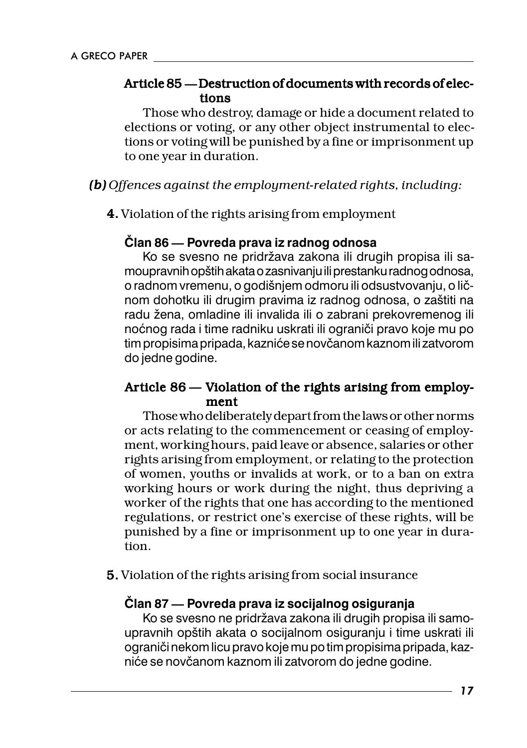**Article 85 — Destruction of documents with records of elections**

Those who destroy, damage or hide a document related to elections or voting, or any other object instrumental to elections or voting will be punished by a fine or imprisonment up to one year in duration.

***(b)*** *Offences against the employment-related rights, including:*

**4.** Violation of the rights arising from employment

**Član 86 — Povreda prava iz radnog odnosa**

Ko se svesno ne pridržava zakona ili drugih propisa ili samoupravnih opštih akata o zasnivanju ili prestanku radnog odnosa, o radnom vremenu, o godišnjem odmoru ili odsustvovanju, o ličnom dohotku ili drugim pravima iz radnog odnosa, o zaštiti na radu žena, omladine ili invalida ili o zabrani prekovremenog ili noćnog rada i time radniku uskrati ili ograniči pravo koje mu po tim propisima pripada, kazniće se novčanom kaznom ili zatvorom do jedne godine.

**Article 86 — Violation of the rights arising from employment**

Those who deliberately depart from the laws or other norms or acts relating to the commencement or ceasing of employment, working hours, paid leave or absence, salaries or other rights arising from employment, or relating to the protection of women, youths or invalids at work, or to a ban on extra working hours or work during the night, thus depriving a worker of the rights that one has according to the mentioned regulations, or restrict one's exercise of these rights, will be punished by a fine or imprisonment up to one year in duration.

**5.** Violation of the rights arising from social insurance

**Član 87 — Povreda prava iz socijalnog osiguranja**

Ko se svesno ne pridržava zakona ili drugih propisa ili samoupravnih opštih akata o socijalnom osiguranju i time uskrati ili ograniči nekom licu pravo koje mu po tim propisima pripada, kazniće se novčanom kaznom ili zatvorom do jedne godine.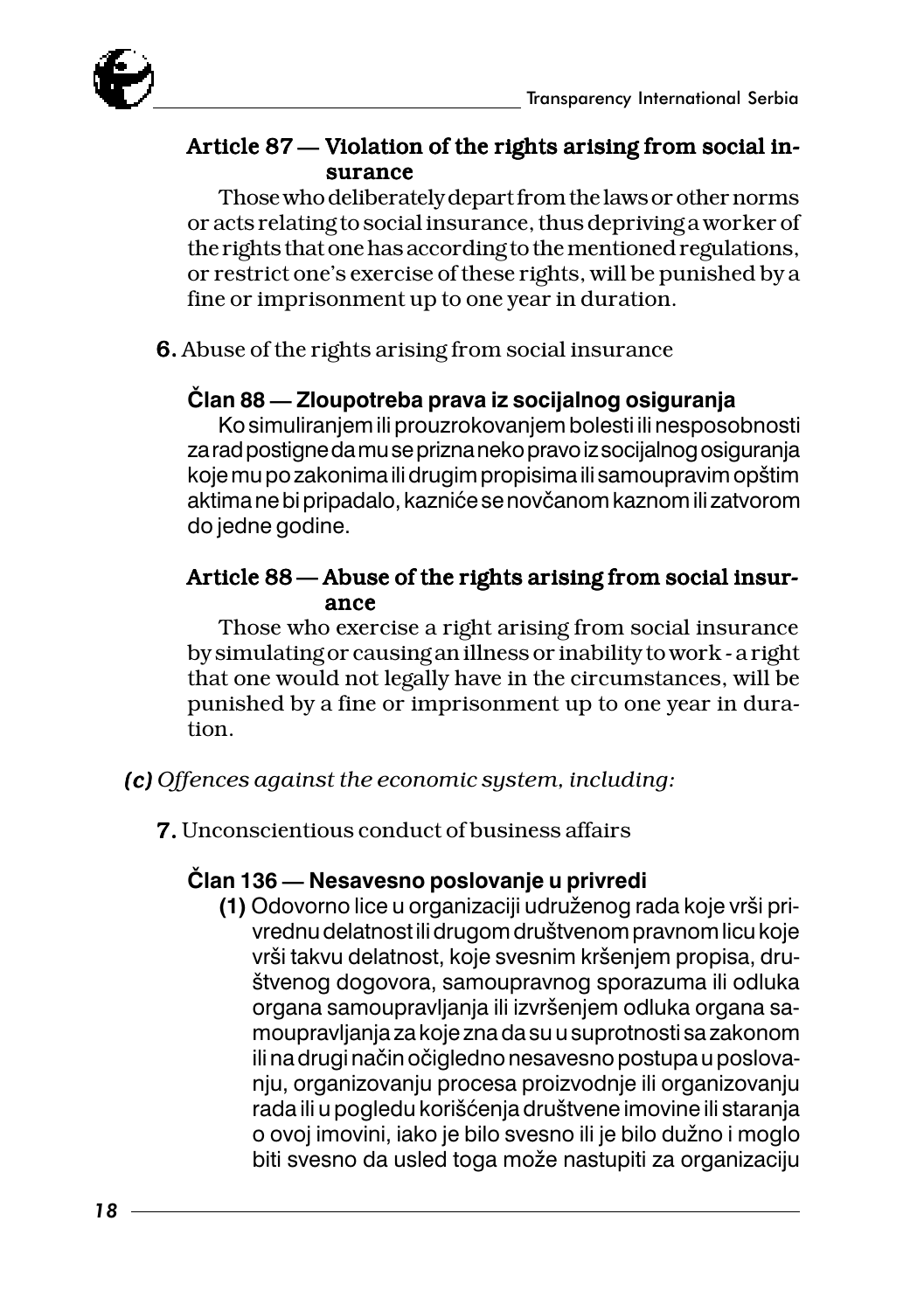#### Article 87 — Violation of the rights arising from social insurance

Those who deliberately depart from the laws or other norms or acts relating to social insurance, thus depriving a worker of the rights that one has according to the mentioned regulations, or restrict one's exercise of these rights, will be punished by a fine or imprisonment up to one year in duration.

**6.** Abuse of the rights arising from social insurance

#### Član 88 — Zloupotreba prava iz socijalnog osiguranja

Ko simuliranjem ili prouzrokovanjem bolesti ili nesposobnosti za rad postigne da mu se prizna neko pravo iz socijalnog osiguranja koje mu po zakonima ili drugim propisima ili samoupravim opštim aktima ne bi pripadalo, kazniće se novčanom kaznom ili zatvorom do jedne godine.

#### Article 88 — Abuse of the rights arising from social insurance

Those who exercise a right arising from social insurance by simulating or causing an illness or inability to work - a right that one would not legally have in the circumstances, will be punished by a fine or imprisonment up to one year in duration.

***(c)*** *Offences against the economic system, including:*

**7.** Unconscientious conduct of business affairs

#### Član 136 — Nesavesno poslovanje u privredi

**(1)** Odovorno lice u organizaciji udruženog rada koje vrši privrednu delatnost ili drugom društvenom pravnom licu koje vrši takvu delatnost, koje svesnim kršenjem propisa, društvenog dogovora, samoupravnog sporazuma ili odluka organa samoupravljanja ili izvršenjem odluka organa samoupravljanja za koje zna da su u suprotnosti sa zakonom ili na drugi način očigledno nesavesno postupa u poslovanju, organizovanju procesa proizvodnje ili organizovanju rada ili u pogledu korišćenja društvene imovine ili staranja o ovoj imovini, iako je bilo svesno ili je bilo dužno i moglo biti svesno da usled toga može nastupiti za organizaciju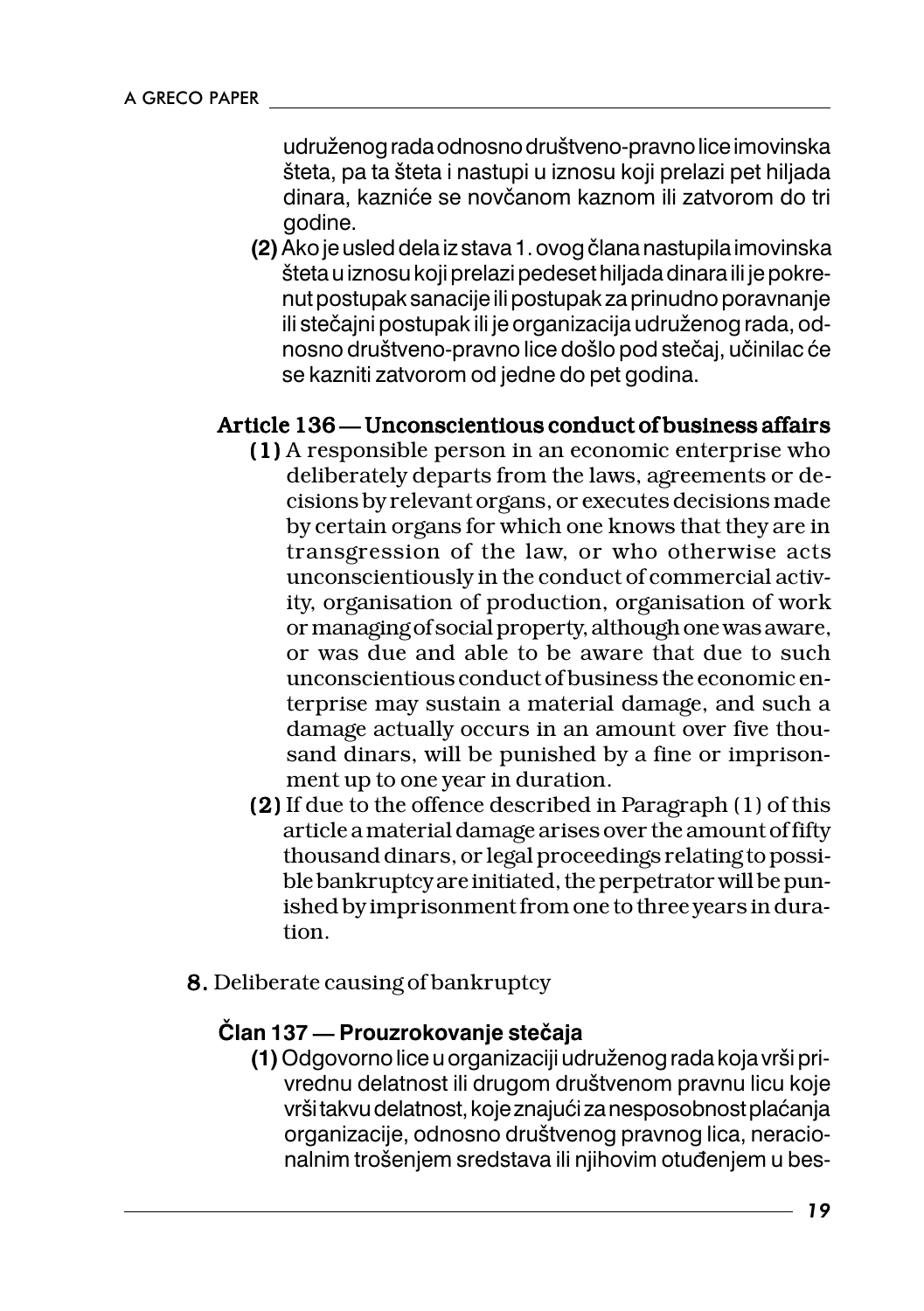udruženog rada odnosno društveno-pravno lice imovinska šteta, pa ta šteta i nastupi u iznosu koji prelazi pet hiljada dinara, kazniće se novčanom kaznom ili zatvorom do tri godine.

**(2)** Ako je usled dela iz stava 1. ovog člana nastupila imovinska šteta u iznosu koji prelazi pedeset hiljada dinara ili je pokrenut postupak sanacije ili postupak za prinudno poravnanje ili stečajni postupak ili je organizacija udruženog rada, odnosno društveno-pravno lice došlo pod stečaj, učinilac će se kazniti zatvorom od jedne do pet godina.

### Article 136 — Unconscientious conduct of business affairs

**(1)** A responsible person in an economic enterprise who deliberately departs from the laws, agreements or decisions by relevant organs, or executes decisions made by certain organs for which one knows that they are in transgression of the law, or who otherwise acts unconscientiously in the conduct of commercial activity, organisation of production, organisation of work or managing of social property, although one was aware, or was due and able to be aware that due to such unconscientious conduct of business the economic enterprise may sustain a material damage, and such a damage actually occurs in an amount over five thousand dinars, will be punished by a fine or imprisonment up to one year in duration.

**(2)** If due to the offence described in Paragraph (1) of this article a material damage arises over the amount of fifty thousand dinars, or legal proceedings relating to possible bankruptcy are initiated, the perpetrator will be punished by imprisonment from one to three years in duration.

**8.** Deliberate causing of bankruptcy

### Član 137 — Prouzrokovanje stečaja

**(1)** Odgovorno lice u organizaciji udruženog rada koja vrši privrednu delatnost ili drugom društvenom pravnu licu koje vrši takvu delatnost, koje znajući za nesposobnost plaćanja organizacije, odnosno društvenog pravnog lica, neracionalnim trošenjem sredstava ili njihovim otuđenjem u bes-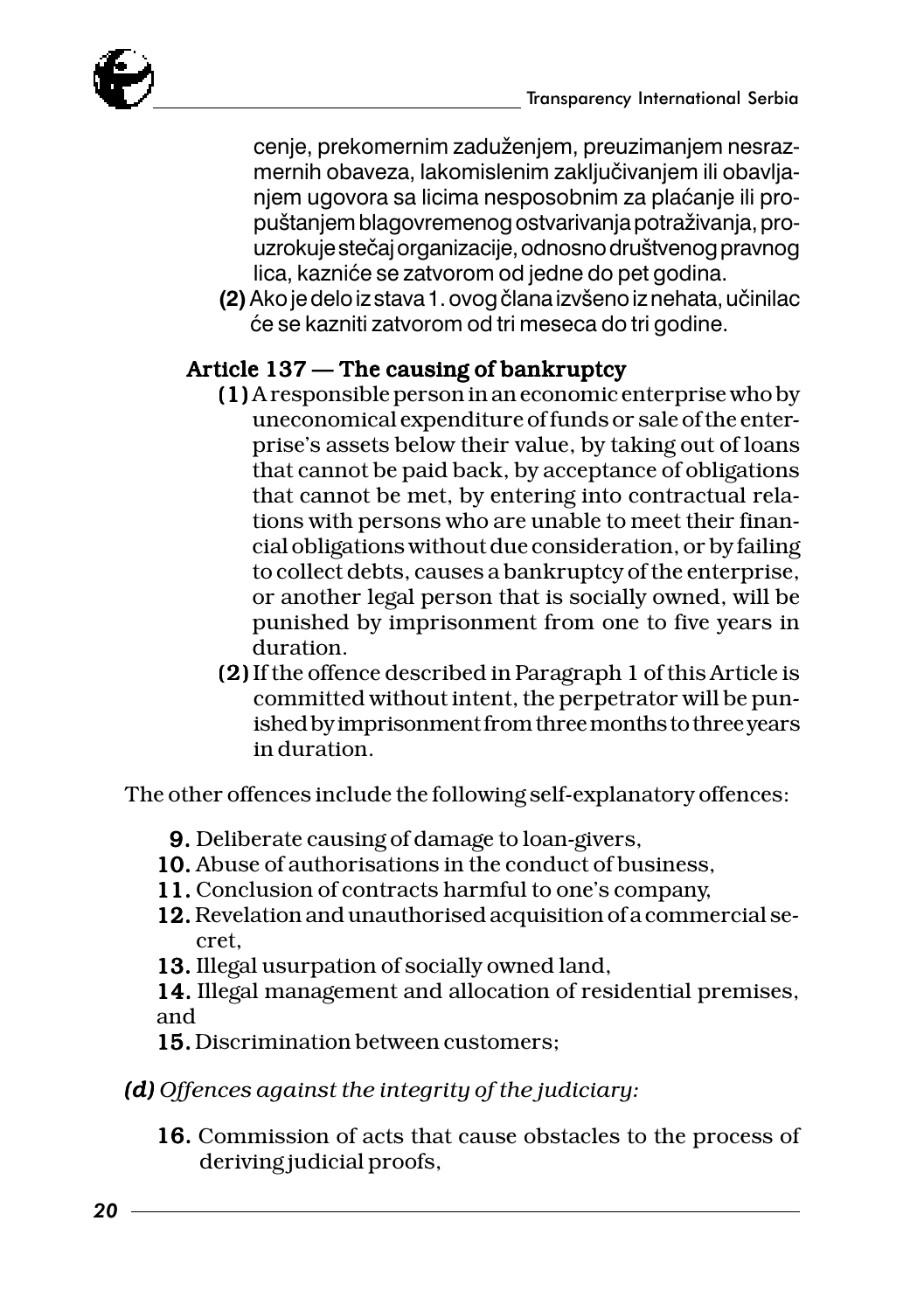cenje, prekomernim zaduženjem, preuzimanjem nesrazmernih obaveza, lakomislenim zaključivanjem ili obavljanjem ugovora sa licima nesposobnim za plaćanje ili propuštanjem blagovremenog ostvarivanja potraživanja, prouzrokuje stečaj organizacije, odnosno društvenog pravnog lica, kazniće se zatvorom od jedne do pet godina.

**(2)** Ako je delo iz stava 1. ovog člana izvšeno iz nehata, učinilac će se kazniti zatvorom od tri meseca do tri godine.

### Article 137 — The causing of bankruptcy

**(1)** A responsible person in an economic enterprise who by uneconomical expenditure of funds or sale of the enterprise's assets below their value, by taking out of loans that cannot be paid back, by acceptance of obligations that cannot be met, by entering into contractual relations with persons who are unable to meet their financial obligations without due consideration, or by failing to collect debts, causes a bankruptcy of the enterprise, or another legal person that is socially owned, will be punished by imprisonment from one to five years in duration.

**(2)** If the offence described in Paragraph 1 of this Article is committed without intent, the perpetrator will be punished by imprisonment from three months to three years in duration.

The other offences include the following self-explanatory offences:

**9.** Deliberate causing of damage to loan-givers,
**10.** Abuse of authorisations in the conduct of business,
**11.** Conclusion of contracts harmful to one's company,
**12.** Revelation and unauthorised acquisition of a commercial secret,
**13.** Illegal usurpation of socially owned land,
**14.** Illegal management and allocation of residential premises, and
**15.** Discrimination between customers;

***(d)*** *Offences against the integrity of the judiciary:*

**16.** Commission of acts that cause obstacles to the process of deriving judicial proofs,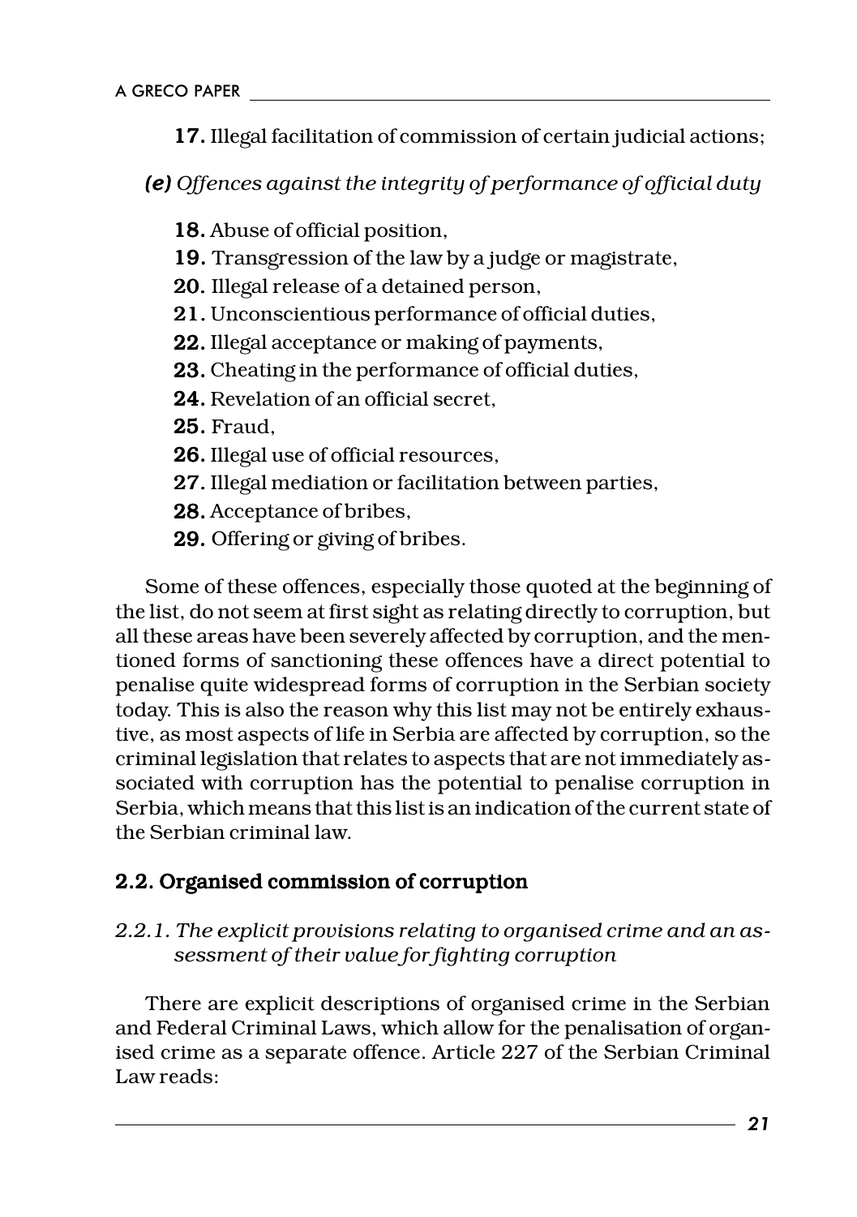**17.** Illegal facilitation of commission of certain judicial actions;

*(e) Offences against the integrity of performance of official duty*

**18.** Abuse of official position,
**19.** Transgression of the law by a judge or magistrate,
**20.** Illegal release of a detained person,
**21.** Unconscientious performance of official duties,
**22.** Illegal acceptance or making of payments,
**23.** Cheating in the performance of official duties,
**24.** Revelation of an official secret,
**25.** Fraud,
**26.** Illegal use of official resources,
**27.** Illegal mediation or facilitation between parties,
**28.** Acceptance of bribes,
**29.** Offering or giving of bribes.

Some of these offences, especially those quoted at the beginning of the list, do not seem at first sight as relating directly to corruption, but all these areas have been severely affected by corruption, and the mentioned forms of sanctioning these offences have a direct potential to penalise quite widespread forms of corruption in the Serbian society today. This is also the reason why this list may not be entirely exhaustive, as most aspects of life in Serbia are affected by corruption, so the criminal legislation that relates to aspects that are not immediately associated with corruption has the potential to penalise corruption in Serbia, which means that this list is an indication of the current state of the Serbian criminal law.

## 2.2. Organised commission of corruption

### *2.2.1. The explicit provisions relating to organised crime and an assessment of their value for fighting corruption*

There are explicit descriptions of organised crime in the Serbian and Federal Criminal Laws, which allow for the penalisation of organised crime as a separate offence. Article 227 of the Serbian Criminal Law reads: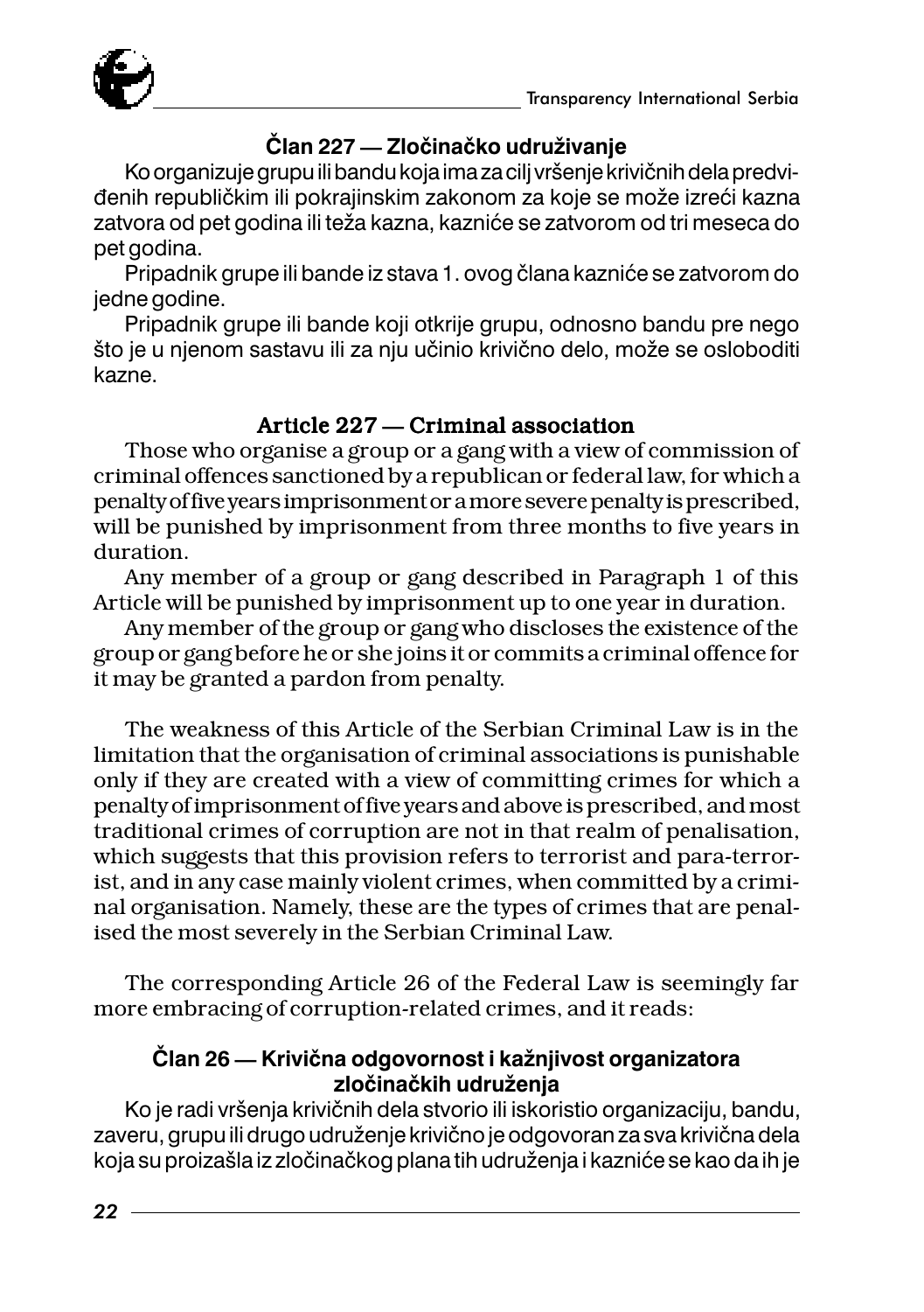### Član 227 — Zločinačko udruživanje

Ko organizuje grupu ili bandu koja ima za cilj vršenje krivičnih dela predviđenih republičkim ili pokrajinskim zakonom za koje se može izreći kazna zatvora od pet godina ili teža kazna, kazniće se zatvorom od tri meseca do pet godina.

Pripadnik grupe ili bande iz stava 1. ovog člana kazniće se zatvorom do jedne godine.

Pripadnik grupe ili bande koji otkrije grupu, odnosno bandu pre nego što je u njenom sastavu ili za nju učinio krivično delo, može se osloboditi kazne.

### Article 227 — Criminal association

Those who organise a group or a gang with a view of commission of criminal offences sanctioned by a republican or federal law, for which a penalty of five years imprisonment or a more severe penalty is prescribed, will be punished by imprisonment from three months to five years in duration.

Any member of a group or gang described in Paragraph 1 of this Article will be punished by imprisonment up to one year in duration.

Any member of the group or gang who discloses the existence of the group or gang before he or she joins it or commits a criminal offence for it may be granted a pardon from penalty.

The weakness of this Article of the Serbian Criminal Law is in the limitation that the organisation of criminal associations is punishable only if they are created with a view of committing crimes for which a penalty of imprisonment of five years and above is prescribed, and most traditional crimes of corruption are not in that realm of penalisation, which suggests that this provision refers to terrorist and para-terrorist, and in any case mainly violent crimes, when committed by a criminal organisation. Namely, these are the types of crimes that are penalised the most severely in the Serbian Criminal Law.

The corresponding Article 26 of the Federal Law is seemingly far more embracing of corruption-related crimes, and it reads:

### Član 26 — Krivična odgovornost i kažnjivost organizatora zločinačkih udruženja

Ko je radi vršenja krivičnih dela stvorio ili iskoristio organizaciju, bandu, zaveru, grupu ili drugo udruženje krivično je odgovoran za sva krivična dela koja su proizašla iz zločinačkog plana tih udruženja i kazniće se kao da ih je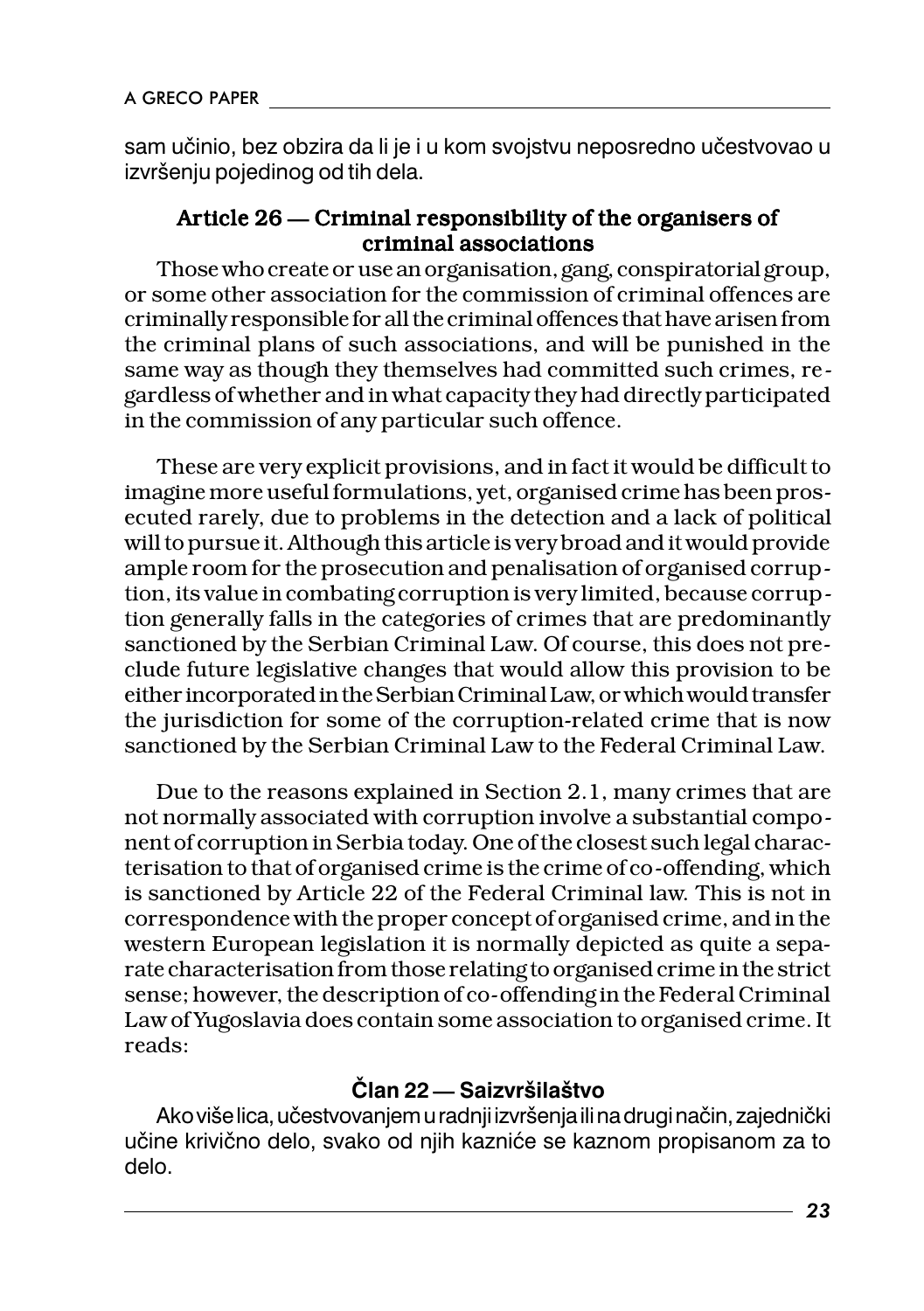sam učinio, bez obzira da li je i u kom svojstvu neposredno učestvovao u izvršenju pojedinog od tih dela.

### Article 26 — Criminal responsibility of the organisers of criminal associations

Those who create or use an organisation, gang, conspiratorial group, or some other association for the commission of criminal offences are criminally responsible for all the criminal offences that have arisen from the criminal plans of such associations, and will be punished in the same way as though they themselves had committed such crimes, regardless of whether and in what capacity they had directly participated in the commission of any particular such offence.

These are very explicit provisions, and in fact it would be difficult to imagine more useful formulations, yet, organised crime has been prosecuted rarely, due to problems in the detection and a lack of political will to pursue it. Although this article is very broad and it would provide ample room for the prosecution and penalisation of organised corruption, its value in combating corruption is very limited, because corruption generally falls in the categories of crimes that are predominantly sanctioned by the Serbian Criminal Law. Of course, this does not preclude future legislative changes that would allow this provision to be either incorporated in the Serbian Criminal Law, or which would transfer the jurisdiction for some of the corruption-related crime that is now sanctioned by the Serbian Criminal Law to the Federal Criminal Law.

Due to the reasons explained in Section 2.1, many crimes that are not normally associated with corruption involve a substantial component of corruption in Serbia today. One of the closest such legal characterisation to that of organised crime is the crime of co-offending, which is sanctioned by Article 22 of the Federal Criminal law. This is not in correspondence with the proper concept of organised crime, and in the western European legislation it is normally depicted as quite a separate characterisation from those relating to organised crime in the strict sense; however, the description of co-offending in the Federal Criminal Law of Yugoslavia does contain some association to organised crime. It reads:

### Član 22 — Saizvršilaštvo

Ako više lica, učestvovanjem u radnji izvršenja ili na drugi način, zajednički učine krivično delo, svako od njih kazniće se kaznom propisanom za to delo.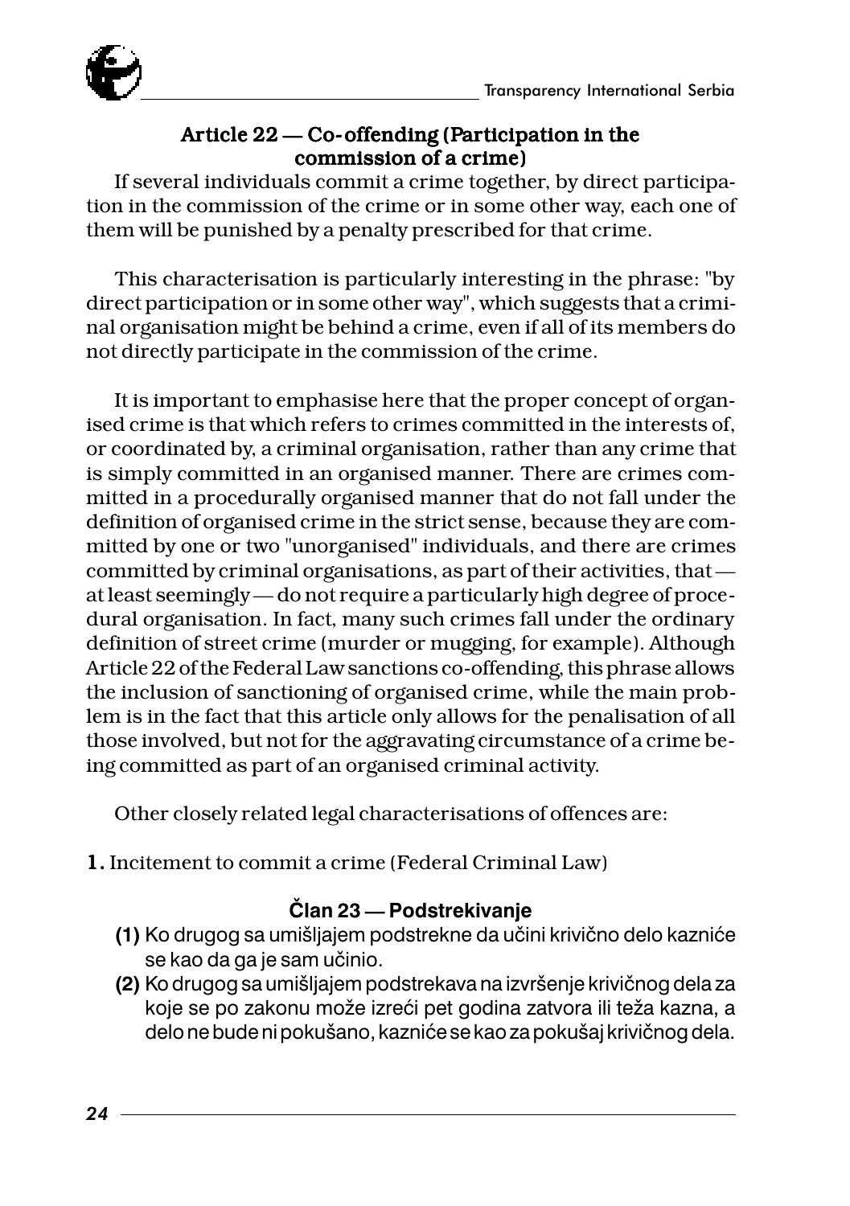### Article 22 — Co-offending (Participation in the commission of a crime)

If several individuals commit a crime together, by direct participation in the commission of the crime or in some other way, each one of them will be punished by a penalty prescribed for that crime.

This characterisation is particularly interesting in the phrase: "by direct participation or in some other way", which suggests that a criminal organisation might be behind a crime, even if all of its members do not directly participate in the commission of the crime.

It is important to emphasise here that the proper concept of organised crime is that which refers to crimes committed in the interests of, or coordinated by, a criminal organisation, rather than any crime that is simply committed in an organised manner. There are crimes committed in a procedurally organised manner that do not fall under the definition of organised crime in the strict sense, because they are committed by one or two "unorganised" individuals, and there are crimes committed by criminal organisations, as part of their activities, that — at least seemingly — do not require a particularly high degree of procedural organisation. In fact, many such crimes fall under the ordinary definition of street crime (murder or mugging, for example). Although Article 22 of the Federal Law sanctions co-offending, this phrase allows the inclusion of sanctioning of organised crime, while the main problem is in the fact that this article only allows for the penalisation of all those involved, but not for the aggravating circumstance of a crime being committed as part of an organised criminal activity.

Other closely related legal characterisations of offences are:

**1.** Incitement to commit a crime (Federal Criminal Law)

### Član 23 — Podstrekivanje

**(1)** Ko drugog sa umišljajem podstrekne da učini krivično delo kazniće se kao da ga je sam učinio.

**(2)** Ko drugog sa umišljajem podstrekava na izvršenje krivičnog dela za koje se po zakonu može izreći pet godina zatvora ili teža kazna, a delo ne bude ni pokušano, kazniće se kao za pokušaj krivičnog dela.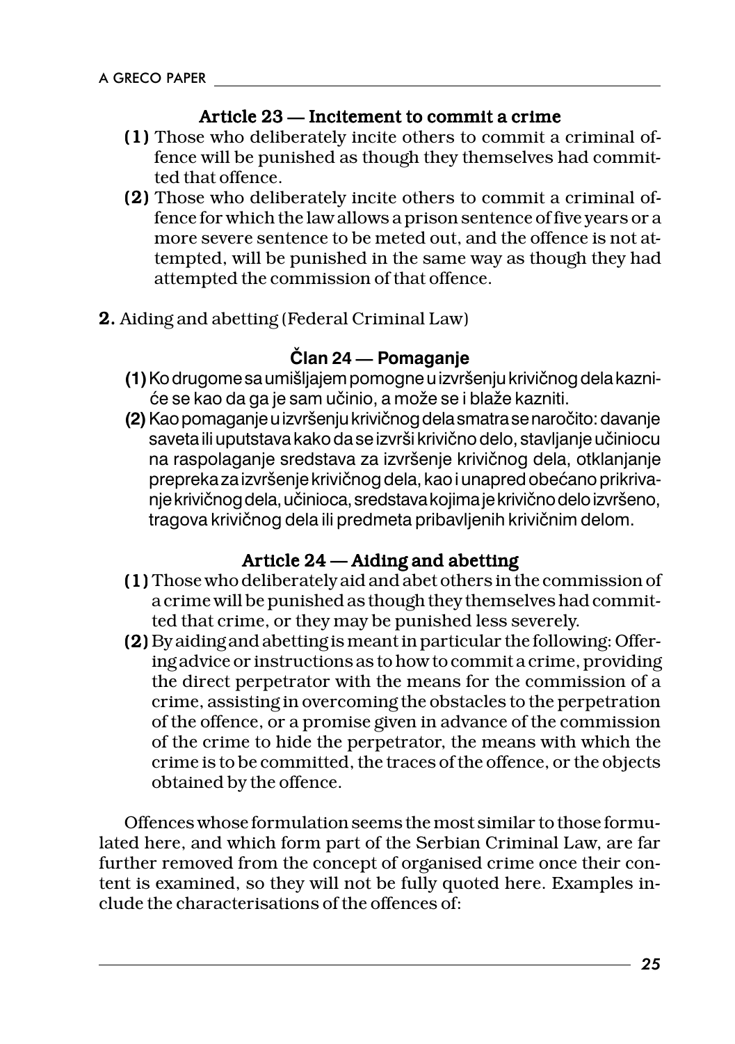### Article 23 — Incitement to commit a crime

**(1)** Those who deliberately incite others to commit a criminal offence will be punished as though they themselves had committed that offence.

**(2)** Those who deliberately incite others to commit a criminal offence for which the law allows a prison sentence of five years or a more severe sentence to be meted out, and the offence is not attempted, will be punished in the same way as though they had attempted the commission of that offence.

**2.** Aiding and abetting (Federal Criminal Law)

### Član 24 — Pomaganje

**(1)** Ko drugome sa umišljajem pomogne u izvršenju krivičnog dela kazniće se kao da ga je sam učinio, a može se i blaže kazniti.

**(2)** Kao pomaganje u izvršenju krivičnog dela smatra se naročito: davanje saveta ili uputstava kako da se izvrši krivično delo, stavljanje učiniocu na raspolaganje sredstava za izvršenje krivičnog dela, otklanjanje prepreka za izvršenje krivičnog dela, kao i unapred obećano prikrivanje krivičnog dela, učinioca, sredstava kojima je krivično delo izvršeno, tragova krivičnog dela ili predmeta pribavljenih krivičnim delom.

### Article 24 — Aiding and abetting

**(1)** Those who deliberately aid and abet others in the commission of a crime will be punished as though they themselves had committed that crime, or they may be punished less severely.

**(2)** By aiding and abetting is meant in particular the following: Offering advice or instructions as to how to commit a crime, providing the direct perpetrator with the means for the commission of a crime, assisting in overcoming the obstacles to the perpetration of the offence, or a promise given in advance of the commission of the crime to hide the perpetrator, the means with which the crime is to be committed, the traces of the offence, or the objects obtained by the offence.

Offences whose formulation seems the most similar to those formulated here, and which form part of the Serbian Criminal Law, are far further removed from the concept of organised crime once their content is examined, so they will not be fully quoted here. Examples include the characterisations of the offences of: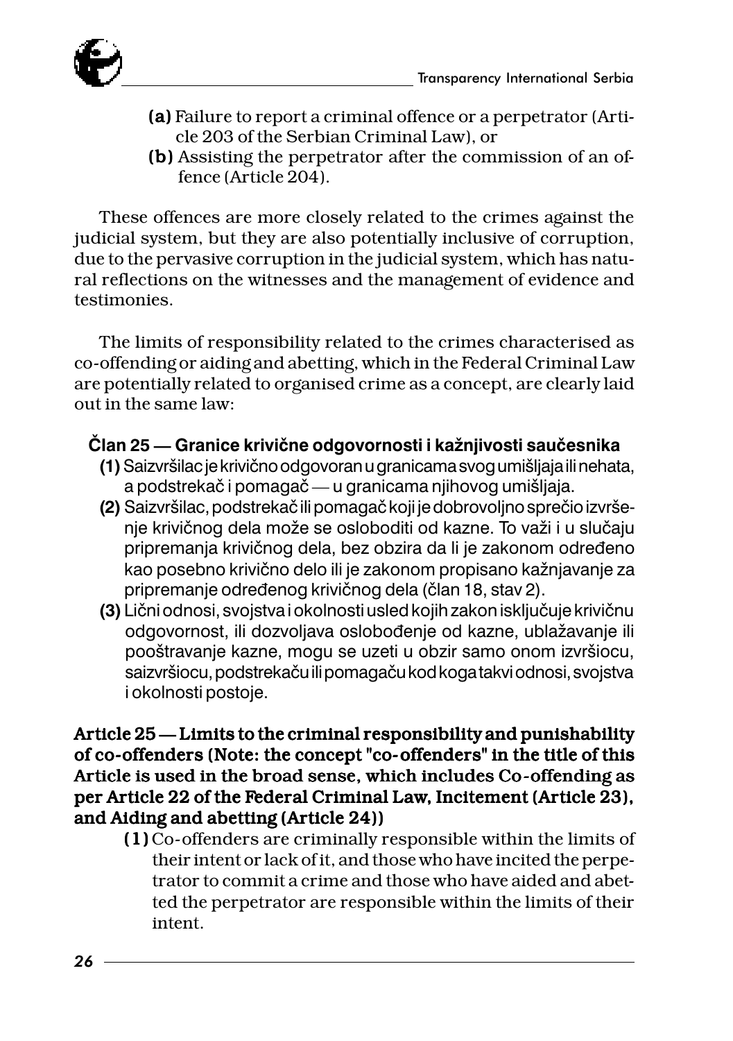- **(a)** Failure to report a criminal offence or a perpetrator (Article 203 of the Serbian Criminal Law), or
- **(b)** Assisting the perpetrator after the commission of an offence (Article 204).

These offences are more closely related to the crimes against the judicial system, but they are also potentially inclusive of corruption, due to the pervasive corruption in the judicial system, which has natural reflections on the witnesses and the management of evidence and testimonies.

The limits of responsibility related to the crimes characterised as co-offending or aiding and abetting, which in the Federal Criminal Law are potentially related to organised crime as a concept, are clearly laid out in the same law:

**Član 25 — Granice krivične odgovornosti i kažnjivosti saučesnika**

- **(1)** Saizvršilac je krivično odgovoran u granicama svog umišljaja ili nehata, a podstrekač i pomagač — u granicama njihovog umišljaja.
- **(2)** Saizvršilac, podstrekač ili pomagač koji je dobrovoljno sprečio izvršenje krivičnog dela može se osloboditi od kazne. To važi i u slučaju pripremanja krivičnog dela, bez obzira da li je zakonom određeno kao posebno krivično delo ili je zakonom propisano kažnjavanje za pripremanje određenog krivičnog dela (član 18, stav 2).
- **(3)** Lični odnosi, svojstva i okolnosti usled kojih zakon isključuje krivičnu odgovornost, ili dozvoljava oslobođenje od kazne, ublažavanje ili pooštravanje kazne, mogu se uzeti u obzir samo onom izvršiocu, saizvršiocu, podstrekaču ili pomagaču kod koga takvi odnosi, svojstva i okolnosti postoje.

**Article 25 — Limits to the criminal responsibility and punishability of co-offenders (Note: the concept "co-offenders" in the title of this Article is used in the broad sense, which includes Co-offending as per Article 22 of the Federal Criminal Law, Incitement (Article 23), and Aiding and abetting (Article 24))**

- **(1)** Co-offenders are criminally responsible within the limits of their intent or lack of it, and those who have incited the perpetrator to commit a crime and those who have aided and abetted the perpetrator are responsible within the limits of their intent.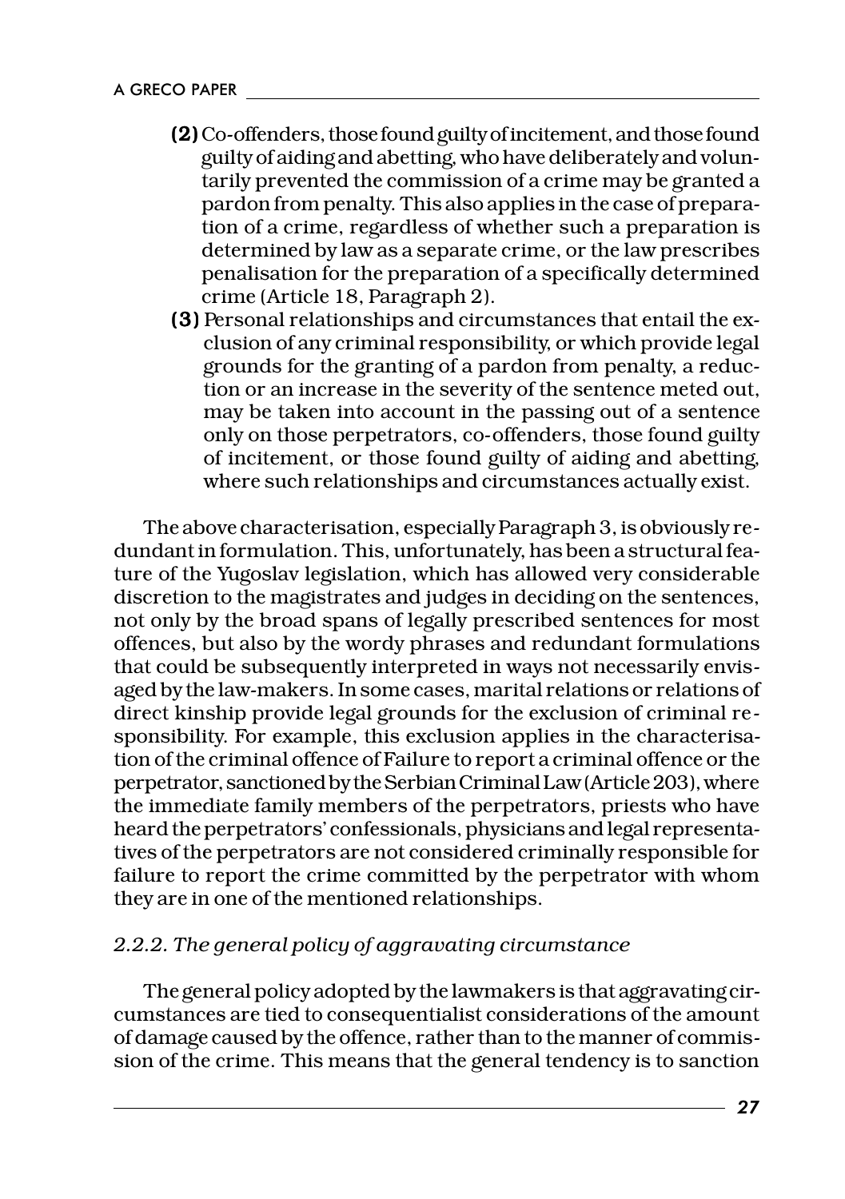**(2)** Co-offenders, those found guilty of incitement, and those found guilty of aiding and abetting, who have deliberately and voluntarily prevented the commission of a crime may be granted a pardon from penalty. This also applies in the case of preparation of a crime, regardless of whether such a preparation is determined by law as a separate crime, or the law prescribes penalisation for the preparation of a specifically determined crime (Article 18, Paragraph 2).

**(3)** Personal relationships and circumstances that entail the exclusion of any criminal responsibility, or which provide legal grounds for the granting of a pardon from penalty, a reduction or an increase in the severity of the sentence meted out, may be taken into account in the passing out of a sentence only on those perpetrators, co-offenders, those found guilty of incitement, or those found guilty of aiding and abetting, where such relationships and circumstances actually exist.

The above characterisation, especially Paragraph 3, is obviously redundant in formulation. This, unfortunately, has been a structural feature of the Yugoslav legislation, which has allowed very considerable discretion to the magistrates and judges in deciding on the sentences, not only by the broad spans of legally prescribed sentences for most offences, but also by the wordy phrases and redundant formulations that could be subsequently interpreted in ways not necessarily envisaged by the law-makers. In some cases, marital relations or relations of direct kinship provide legal grounds for the exclusion of criminal responsibility. For example, this exclusion applies in the characterisation of the criminal offence of Failure to report a criminal offence or the perpetrator, sanctioned by the Serbian Criminal Law (Article 203), where the immediate family members of the perpetrators, priests who have heard the perpetrators' confessionals, physicians and legal representatives of the perpetrators are not considered criminally responsible for failure to report the crime committed by the perpetrator with whom they are in one of the mentioned relationships.

### *2.2.2. The general policy of aggravating circumstance*

The general policy adopted by the lawmakers is that aggravating circumstances are tied to consequentialist considerations of the amount of damage caused by the offence, rather than to the manner of commission of the crime. This means that the general tendency is to sanction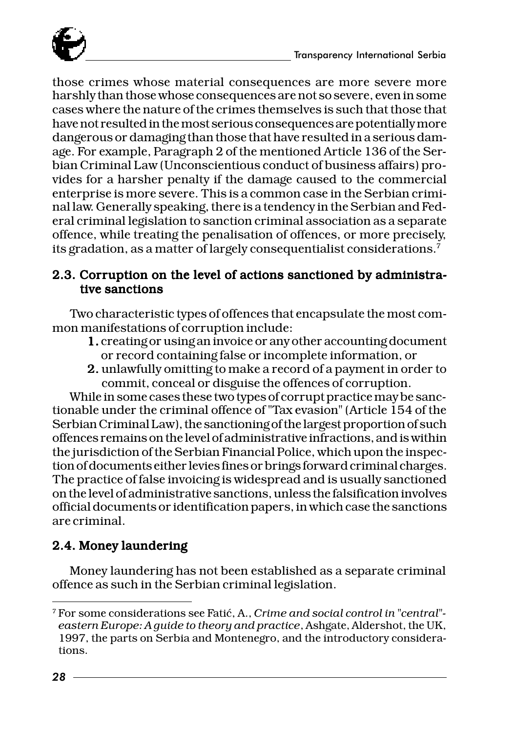those crimes whose material consequences are more severe more harshly than those whose consequences are not so severe, even in some cases where the nature of the crimes themselves is such that those that have not resulted in the most serious consequences are potentially more dangerous or damaging than those that have resulted in a serious damage. For example, Paragraph 2 of the mentioned Article 136 of the Serbian Criminal Law (Unconscientious conduct of business affairs) provides for a harsher penalty if the damage caused to the commercial enterprise is more severe. This is a common case in the Serbian criminal law. Generally speaking, there is a tendency in the Serbian and Federal criminal legislation to sanction criminal association as a separate offence, while treating the penalisation of offences, or more precisely, its gradation, as a matter of largely consequentialist considerations.[7]

### 2.3. Corruption on the level of actions sanctioned by administrative sanctions

Two characteristic types of offences that encapsulate the most common manifestations of corruption include:

1. creating or using an invoice or any other accounting document or record containing false or incomplete information, or
2. unlawfully omitting to make a record of a payment in order to commit, conceal or disguise the offences of corruption.

While in some cases these two types of corrupt practice may be sanctionable under the criminal offence of "Tax evasion" (Article 154 of the Serbian Criminal Law), the sanctioning of the largest proportion of such offences remains on the level of administrative infractions, and is within the jurisdiction of the Serbian Financial Police, which upon the inspection of documents either levies fines or brings forward criminal charges. The practice of false invoicing is widespread and is usually sanctioned on the level of administrative sanctions, unless the falsification involves official documents or identification papers, in which case the sanctions are criminal.

### 2.4. Money laundering

Money laundering has not been established as a separate criminal offence as such in the Serbian criminal legislation.

---

[7] For some considerations see Fatić, A., *Crime and social control in "central"-eastern Europe: A guide to theory and practice*, Ashgate, Aldershot, the UK, 1997, the parts on Serbia and Montenegro, and the introductory considerations.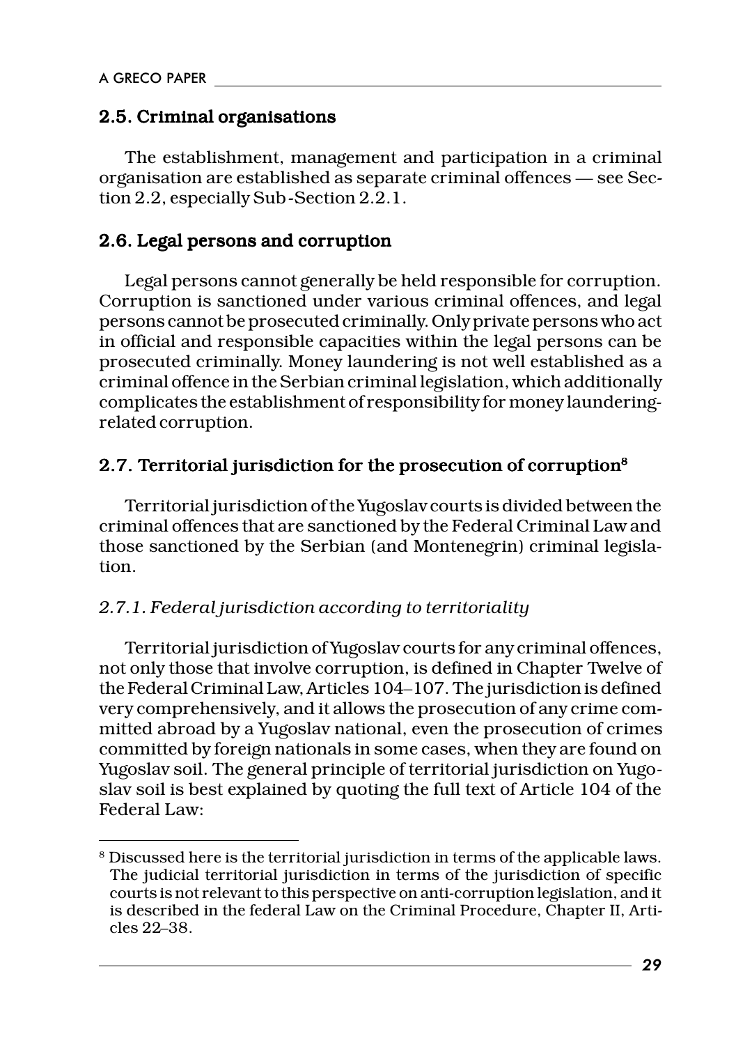## 2.5. Criminal organisations

The establishment, management and participation in a criminal organisation are established as separate criminal offences — see Section 2.2, especially Sub-Section 2.2.1.

## 2.6. Legal persons and corruption

Legal persons cannot generally be held responsible for corruption. Corruption is sanctioned under various criminal offences, and legal persons cannot be prosecuted criminally. Only private persons who act in official and responsible capacities within the legal persons can be prosecuted criminally. Money laundering is not well established as a criminal offence in the Serbian criminal legislation, which additionally complicates the establishment of responsibility for money laundering-related corruption.

## 2.7. Territorial jurisdiction for the prosecution of corruption[8]

Territorial jurisdiction of the Yugoslav courts is divided between the criminal offences that are sanctioned by the Federal Criminal Law and those sanctioned by the Serbian (and Montenegrin) criminal legislation.

### *2.7.1. Federal jurisdiction according to territoriality*

Territorial jurisdiction of Yugoslav courts for any criminal offences, not only those that involve corruption, is defined in Chapter Twelve of the Federal Criminal Law, Articles 104–107. The jurisdiction is defined very comprehensively, and it allows the prosecution of any crime committed abroad by a Yugoslav national, even the prosecution of crimes committed by foreign nationals in some cases, when they are found on Yugoslav soil. The general principle of territorial jurisdiction on Yugoslav soil is best explained by quoting the full text of Article 104 of the Federal Law:

---

[8] Discussed here is the territorial jurisdiction in terms of the applicable laws. The judicial territorial jurisdiction in terms of the jurisdiction of specific courts is not relevant to this perspective on anti-corruption legislation, and it is described in the federal Law on the Criminal Procedure, Chapter II, Articles 22–38.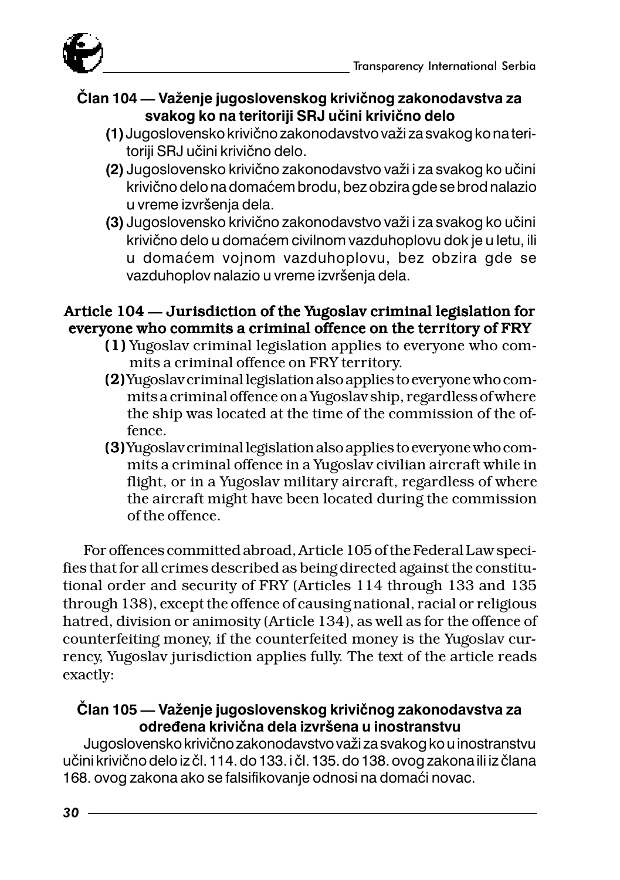### Član 104 — Važenje jugoslovenskog krivičnog zakonodavstva za svakog ko na teritoriji SRJ učini krivično delo

**(1)** Jugoslovensko krivično zakonodavstvo važi za svakog ko na teritoriji SRJ učini krivično delo.

**(2)** Jugoslovensko krivično zakonodavstvo važi i za svakog ko učini krivično delo na domaćem brodu, bez obzira gde se brod nalazio u vreme izvršenja dela.

**(3)** Jugoslovensko krivično zakonodavstvo važi i za svakog ko učini krivično delo u domaćem civilnom vazduhoplovu dok je u letu, ili u domaćem vojnom vazduhoplovu, bez obzira gde se vazduhoplov nalazio u vreme izvršenja dela.

### Article 104 — Jurisdiction of the Yugoslav criminal legislation for everyone who commits a criminal offence on the territory of FRY

**(1)** Yugoslav criminal legislation applies to everyone who commits a criminal offence on FRY territory.

**(2)** Yugoslav criminal legislation also applies to everyone who commits a criminal offence on a Yugoslav ship, regardless of where the ship was located at the time of the commission of the offence.

**(3)** Yugoslav criminal legislation also applies to everyone who commits a criminal offence in a Yugoslav civilian aircraft while in flight, or in a Yugoslav military aircraft, regardless of where the aircraft might have been located during the commission of the offence.

For offences committed abroad, Article 105 of the Federal Law specifies that for all crimes described as being directed against the constitutional order and security of FRY (Articles 114 through 133 and 135 through 138), except the offence of causing national, racial or religious hatred, division or animosity (Article 134), as well as for the offence of counterfeiting money, if the counterfeited money is the Yugoslav currency, Yugoslav jurisdiction applies fully. The text of the article reads exactly:

### Član 105 — Važenje jugoslovenskog krivičnog zakonodavstva za određena krivična dela izvršena u inostranstvu

Jugoslovensko krivično zakonodavstvo važi za svakog ko u inostranstvu učini krivično delo iz čl. 114. do 133. i čl. 135. do 138. ovog zakona ili iz člana 168. ovog zakona ako se falsifikovanje odnosi na domaći novac.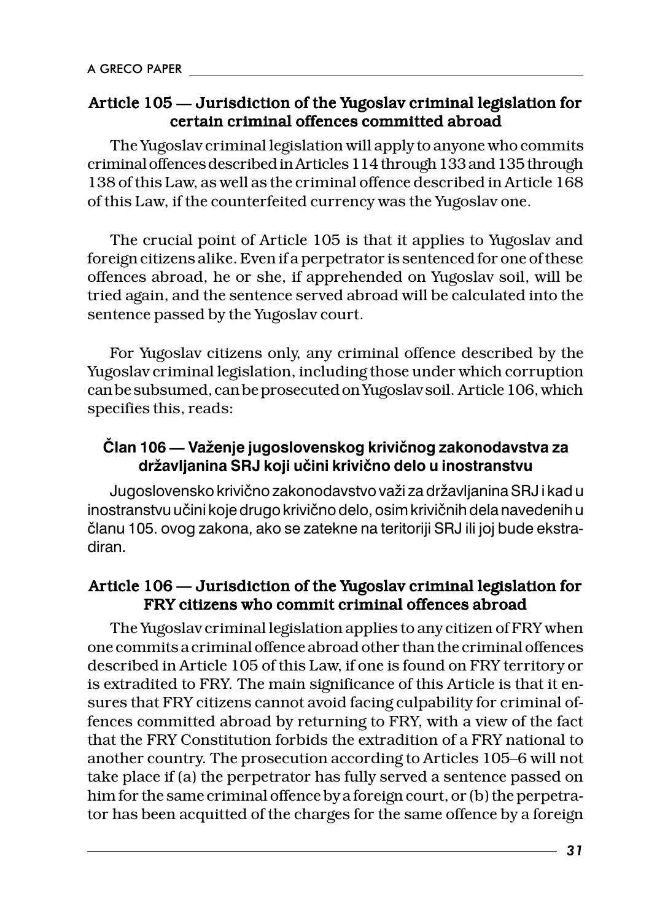### Article 105 — Jurisdiction of the Yugoslav criminal legislation for certain criminal offences committed abroad

The Yugoslav criminal legislation will apply to anyone who commits criminal offences described in Articles 114 through 133 and 135 through 138 of this Law, as well as the criminal offence described in Article 168 of this Law, if the counterfeited currency was the Yugoslav one.

The crucial point of Article 105 is that it applies to Yugoslav and foreign citizens alike. Even if a perpetrator is sentenced for one of these offences abroad, he or she, if apprehended on Yugoslav soil, will be tried again, and the sentence served abroad will be calculated into the sentence passed by the Yugoslav court.

For Yugoslav citizens only, any criminal offence described by the Yugoslav criminal legislation, including those under which corruption can be subsumed, can be prosecuted on Yugoslav soil. Article 106, which specifies this, reads:

### Član 106 — Važenje jugoslovenskog krivičnog zakonodavstva za državljanina SRJ koji učini krivično delo u inostranstvu

Jugoslovensko krivično zakonodavstvo važi za državljanina SRJ i kad u inostranstvu učini koje drugo krivično delo, osim krivičnih dela navedenih u članu 105. ovog zakona, ako se zatekne na teritoriji SRJ ili joj bude ekstradiran.

### Article 106 — Jurisdiction of the Yugoslav criminal legislation for FRY citizens who commit criminal offences abroad

The Yugoslav criminal legislation applies to any citizen of FRY when one commits a criminal offence abroad other than the criminal offences described in Article 105 of this Law, if one is found on FRY territory or is extradited to FRY. The main significance of this Article is that it ensures that FRY citizens cannot avoid facing culpability for criminal offences committed abroad by returning to FRY, with a view of the fact that the FRY Constitution forbids the extradition of a FRY national to another country. The prosecution according to Articles 105–6 will not take place if (a) the perpetrator has fully served a sentence passed on him for the same criminal offence by a foreign court, or (b) the perpetrator has been acquitted of the charges for the same offence by a foreign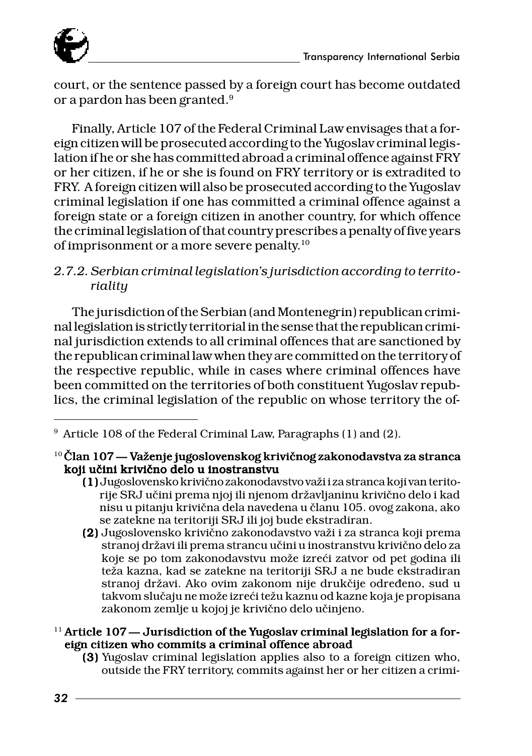court, or the sentence passed by a foreign court has become outdated or a pardon has been granted.[9]

Finally, Article 107 of the Federal Criminal Law envisages that a foreign citizen will be prosecuted according to the Yugoslav criminal legislation if he or she has committed abroad a criminal offence against FRY or her citizen, if he or she is found on FRY territory or is extradited to FRY. A foreign citizen will also be prosecuted according to the Yugoslav criminal legislation if one has committed a criminal offence against a foreign state or a foreign citizen in another country, for which offence the criminal legislation of that country prescribes a penalty of five years of imprisonment or a more severe penalty.[10]

### *2.7.2. Serbian criminal legislation's jurisdiction according to territoriality*

The jurisdiction of the Serbian (and Montenegrin) republican criminal legislation is strictly territorial in the sense that the republican criminal jurisdiction extends to all criminal offences that are sanctioned by the republican criminal law when they are committed on the territory of the respective republic, while in cases where criminal offences have been committed on the territories of both constituent Yugoslav republics, the criminal legislation of the republic on whose territory the of-

---

[9] Article 108 of the Federal Criminal Law, Paragraphs (1) and (2).

[10] **Član 107 — Važenje jugoslovenskog krivičnog zakonodavstva za stranca koji učini krivično delo u inostranstvu**

**(1)** Jugoslovensko krivično zakonodavstvo važi i za stranca koji van teritorije SRJ učini prema njoj ili njenom državljaninu krivično delo i kad nisu u pitanju krivična dela navedena u članu 105. ovog zakona, ako se zatekne na teritoriji SRJ ili joj bude ekstradiran.

**(2)** Jugoslovensko krivično zakonodavstvo važi i za stranca koji prema stranoj državi ili prema strancu učini u inostranstvu krivično delo za koje se po tom zakonodavstvu može izreći zatvor od pet godina ili teža kazna, kad se zatekne na teritoriji SRJ a ne bude ekstradiran stranoj državi. Ako ovim zakonom nije drukčije određeno, sud u takvom slučaju ne može izreći težu kaznu od kazne koja je propisana zakonom zemlje u kojoj je krivično delo učinjeno.

[11] **Article 107 — Jurisdiction of the Yugoslav criminal legislation for a foreign citizen who commits a criminal offence abroad**

**(3)** Yugoslav criminal legislation applies also to a foreign citizen who, outside the FRY territory, commits against her or her citizen a crimi-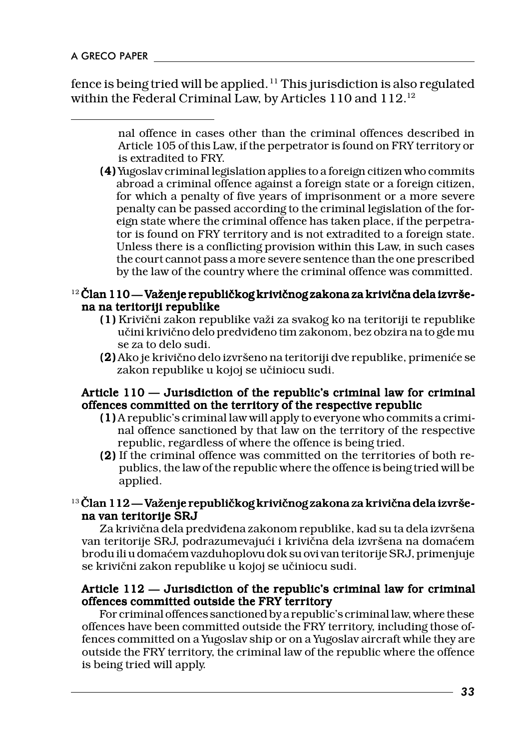fence is being tried will be applied.[11] This jurisdiction is also regulated within the Federal Criminal Law, by Articles 110 and 112.[12]

---

nal offence in cases other than the criminal offences described in Article 105 of this Law, if the perpetrator is found on FRY territory or is extradited to FRY.

**(4)** Yugoslav criminal legislation applies to a foreign citizen who commits abroad a criminal offence against a foreign state or a foreign citizen, for which a penalty of five years of imprisonment or a more severe penalty can be passed according to the criminal legislation of the foreign state where the criminal offence has taken place, if the perpetrator is found on FRY territory and is not extradited to a foreign state. Unless there is a conflicting provision within this Law, in such cases the court cannot pass a more severe sentence than the one prescribed by the law of the country where the criminal offence was committed.

[12] **Član 110 — Važenje republičkog krivičnog zakona za krivična dela izvršena na teritoriji republike**

**(1)** Krivični zakon republike važi za svakog ko na teritoriji te republike učini krivično delo predviđeno tim zakonom, bez obzira na to gde mu se za to delo sudi.

**(2)** Ako je krivično delo izvršeno na teritoriji dve republike, primeniće se zakon republike u kojoj se učiniocu sudi.

**Article 110 — Jurisdiction of the republic's criminal law for criminal offences committed on the territory of the respective republic**

**(1)** A republic's criminal law will apply to everyone who commits a criminal offence sanctioned by that law on the territory of the respective republic, regardless of where the offence is being tried.

**(2)** If the criminal offence was committed on the territories of both republics, the law of the republic where the offence is being tried will be applied.

[13] **Član 112 — Važenje republičkog krivičnog zakona za krivična dela izvršena van teritorije SRJ**

Za krivična dela predviđena zakonom republike, kad su ta dela izvršena van teritorije SRJ, podrazumevajući i krivična dela izvršena na domaćem brodu ili u domaćem vazduhoplovu dok su ovi van teritorije SRJ, primenjuje se krivični zakon republike u kojoj se učiniocu sudi.

**Article 112 — Jurisdiction of the republic's criminal law for criminal offences committed outside the FRY territory**

For criminal offences sanctioned by a republic's criminal law, where these offences have been committed outside the FRY territory, including those offences committed on a Yugoslav ship or on a Yugoslav aircraft while they are outside the FRY territory, the criminal law of the republic where the offence is being tried will apply.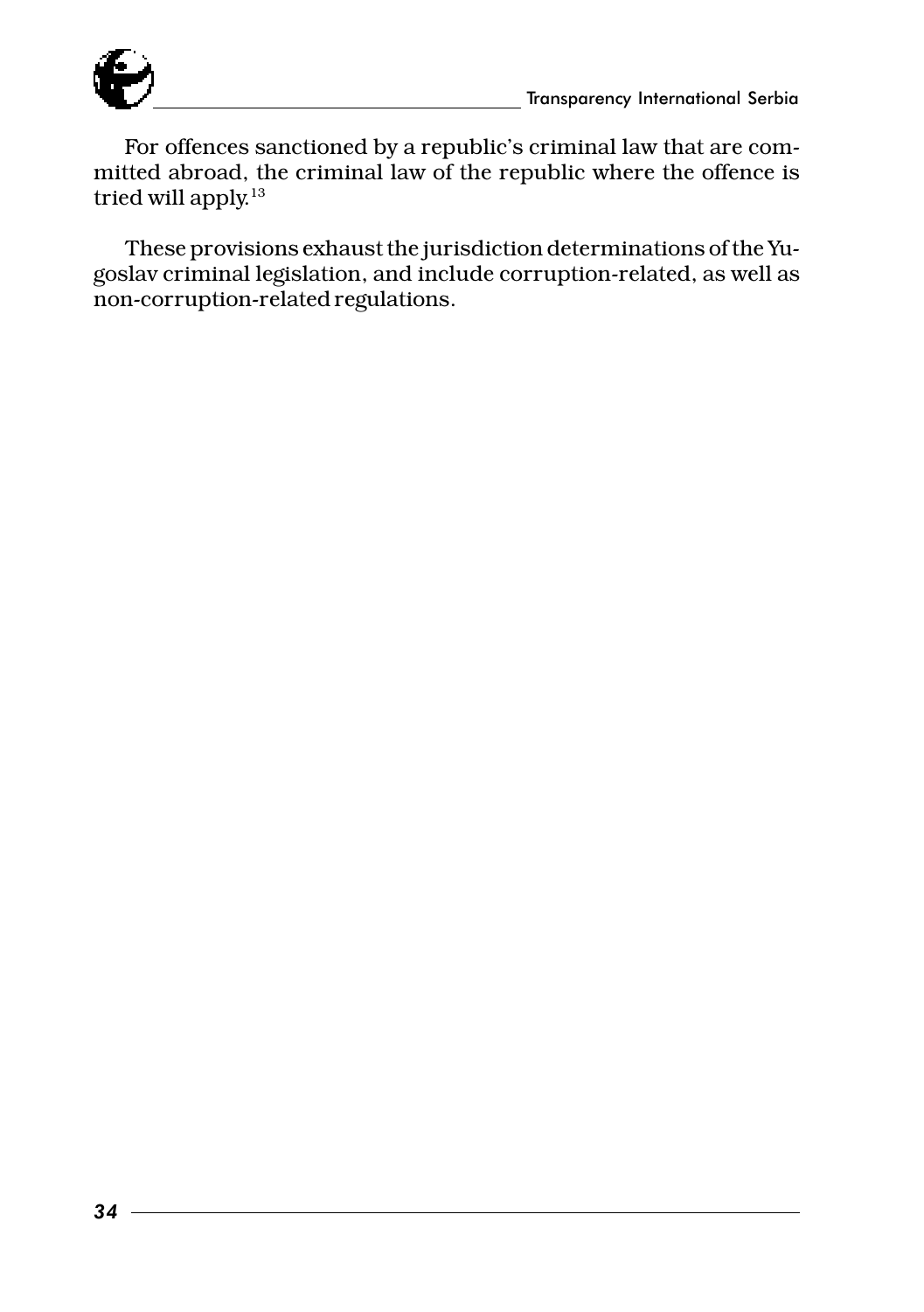For offences sanctioned by a republic's criminal law that are committed abroad, the criminal law of the republic where the offence is tried will apply.[13]

These provisions exhaust the jurisdiction determinations of the Yugoslav criminal legislation, and include corruption-related, as well as non-corruption-related regulations.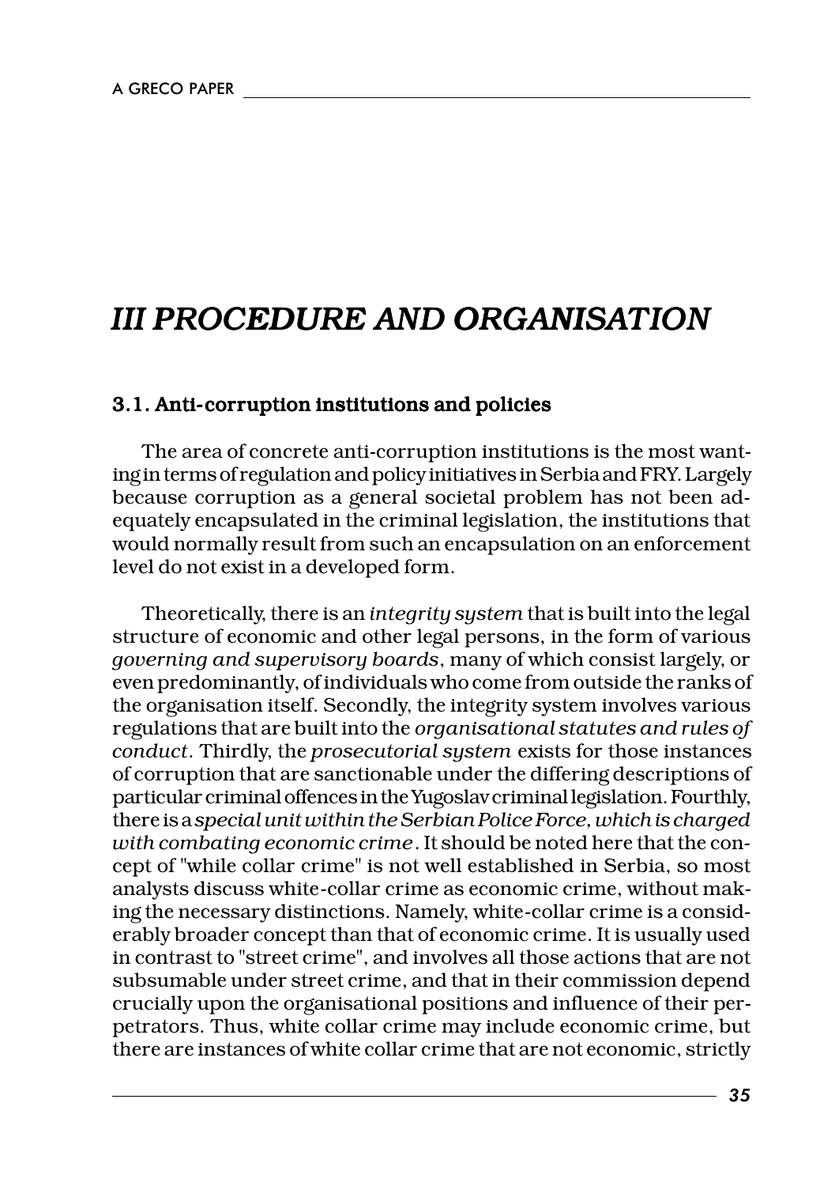# *III PROCEDURE AND ORGANISATION*

## 3.1. Anti-corruption institutions and policies

The area of concrete anti-corruption institutions is the most wanting in terms of regulation and policy initiatives in Serbia and FRY. Largely because corruption as a general societal problem has not been adequately encapsulated in the criminal legislation, the institutions that would normally result from such an encapsulation on an enforcement level do not exist in a developed form.

Theoretically, there is an *integrity system* that is built into the legal structure of economic and other legal persons, in the form of various *governing and supervisory boards*, many of which consist largely, or even predominantly, of individuals who come from outside the ranks of the organisation itself. Secondly, the integrity system involves various regulations that are built into the *organisational statutes and rules of conduct*. Thirdly, the *prosecutorial system* exists for those instances of corruption that are sanctionable under the differing descriptions of particular criminal offences in the Yugoslav criminal legislation. Fourthly, there is a *special unit within the Serbian Police Force, which is charged with combating economic crime*. It should be noted here that the concept of "while collar crime" is not well established in Serbia, so most analysts discuss white-collar crime as economic crime, without making the necessary distinctions. Namely, white-collar crime is a considerably broader concept than that of economic crime. It is usually used in contrast to "street crime", and involves all those actions that are not subsumable under street crime, and that in their commission depend crucially upon the organisational positions and influence of their perpetrators. Thus, white collar crime may include economic crime, but there are instances of white collar crime that are not economic, strictly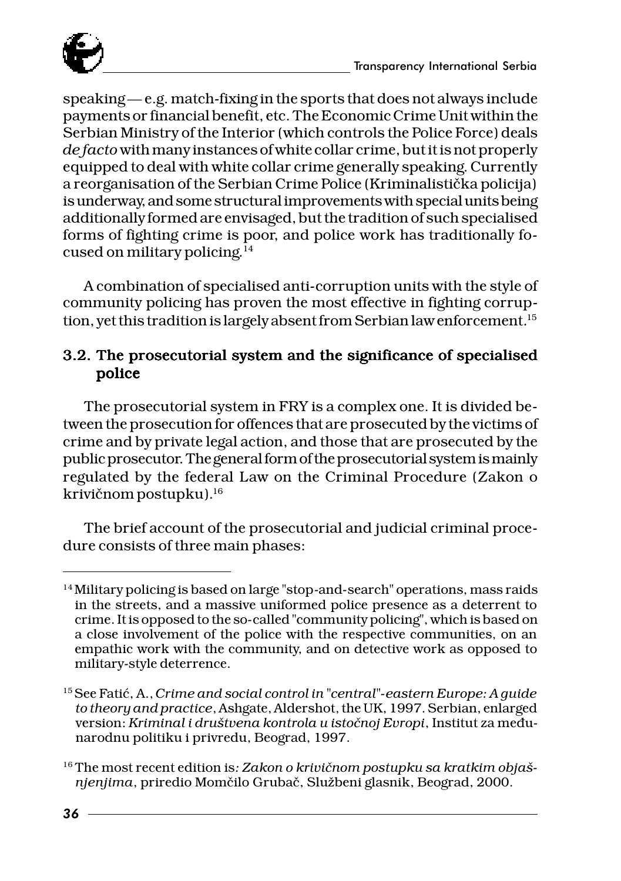speaking — e.g. match-fixing in the sports that does not always include payments or financial benefit, etc. The Economic Crime Unit within the Serbian Ministry of the Interior (which controls the Police Force) deals *de facto* with many instances of white collar crime, but it is not properly equipped to deal with white collar crime generally speaking. Currently a reorganisation of the Serbian Crime Police (Kriminalistička policija) is underway, and some structural improvements with special units being additionally formed are envisaged, but the tradition of such specialised forms of fighting crime is poor, and police work has traditionally focused on military policing.[14]

A combination of specialised anti-corruption units with the style of community policing has proven the most effective in fighting corruption, yet this tradition is largely absent from Serbian law enforcement.[15]

### 3.2. The prosecutorial system and the significance of specialised police

The prosecutorial system in FRY is a complex one. It is divided between the prosecution for offences that are prosecuted by the victims of crime and by private legal action, and those that are prosecuted by the public prosecutor. The general form of the prosecutorial system is mainly regulated by the federal Law on the Criminal Procedure (Zakon o krivičnom postupku).[16]

The brief account of the prosecutorial and judicial criminal procedure consists of three main phases:

---

[14] Military policing is based on large "stop-and-search" operations, mass raids in the streets, and a massive uniformed police presence as a deterrent to crime. It is opposed to the so-called "community policing", which is based on a close involvement of the police with the respective communities, on an empathic work with the community, and on detective work as opposed to military-style deterrence.

[15] See Fatić, A., *Crime and social control in "central"-eastern Europe: A guide to theory and practice*, Ashgate, Aldershot, the UK, 1997. Serbian, enlarged version: *Kriminal i društvena kontrola u istočnoj Evropi*, Institut za međunarodnu politiku i privredu, Beograd, 1997.

[16] The most recent edition is*: Zakon o krivičnom postupku sa kratkim objašnjenjima*, priredio Momčilo Grubač, Službeni glasnik, Beograd, 2000.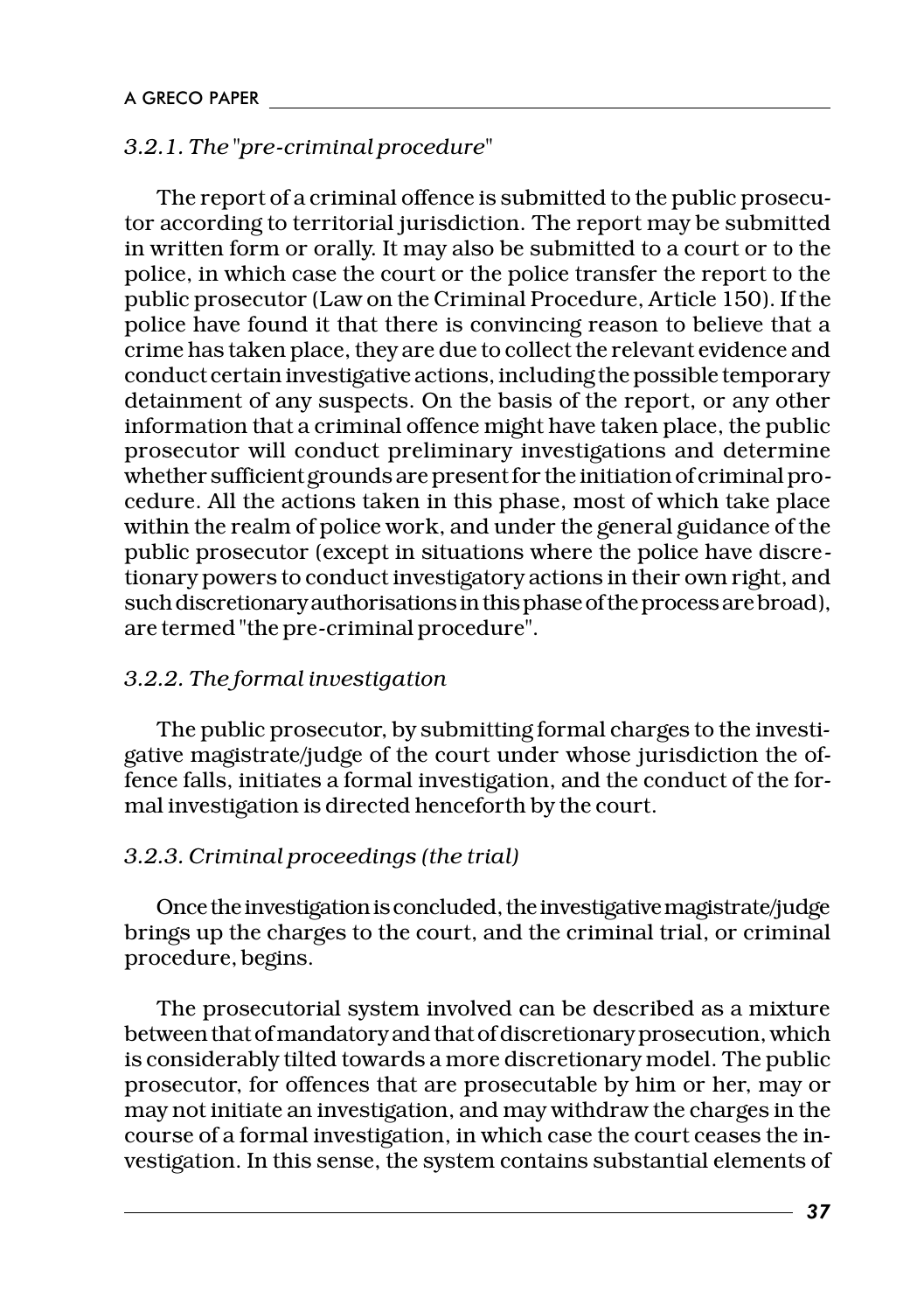### *3.2.1. The "pre-criminal procedure"*

The report of a criminal offence is submitted to the public prosecutor according to territorial jurisdiction. The report may be submitted in written form or orally. It may also be submitted to a court or to the police, in which case the court or the police transfer the report to the public prosecutor (Law on the Criminal Procedure, Article 150). If the police have found it that there is convincing reason to believe that a crime has taken place, they are due to collect the relevant evidence and conduct certain investigative actions, including the possible temporary detainment of any suspects. On the basis of the report, or any other information that a criminal offence might have taken place, the public prosecutor will conduct preliminary investigations and determine whether sufficient grounds are present for the initiation of criminal procedure. All the actions taken in this phase, most of which take place within the realm of police work, and under the general guidance of the public prosecutor (except in situations where the police have discretionary powers to conduct investigatory actions in their own right, and such discretionary authorisations in this phase of the process are broad), are termed "the pre-criminal procedure".

### *3.2.2. The formal investigation*

The public prosecutor, by submitting formal charges to the investigative magistrate/judge of the court under whose jurisdiction the offence falls, initiates a formal investigation, and the conduct of the formal investigation is directed henceforth by the court.

### *3.2.3. Criminal proceedings (the trial)*

Once the investigation is concluded, the investigative magistrate/judge brings up the charges to the court, and the criminal trial, or criminal procedure, begins.

The prosecutorial system involved can be described as a mixture between that of mandatory and that of discretionary prosecution, which is considerably tilted towards a more discretionary model. The public prosecutor, for offences that are prosecutable by him or her, may or may not initiate an investigation, and may withdraw the charges in the course of a formal investigation, in which case the court ceases the investigation. In this sense, the system contains substantial elements of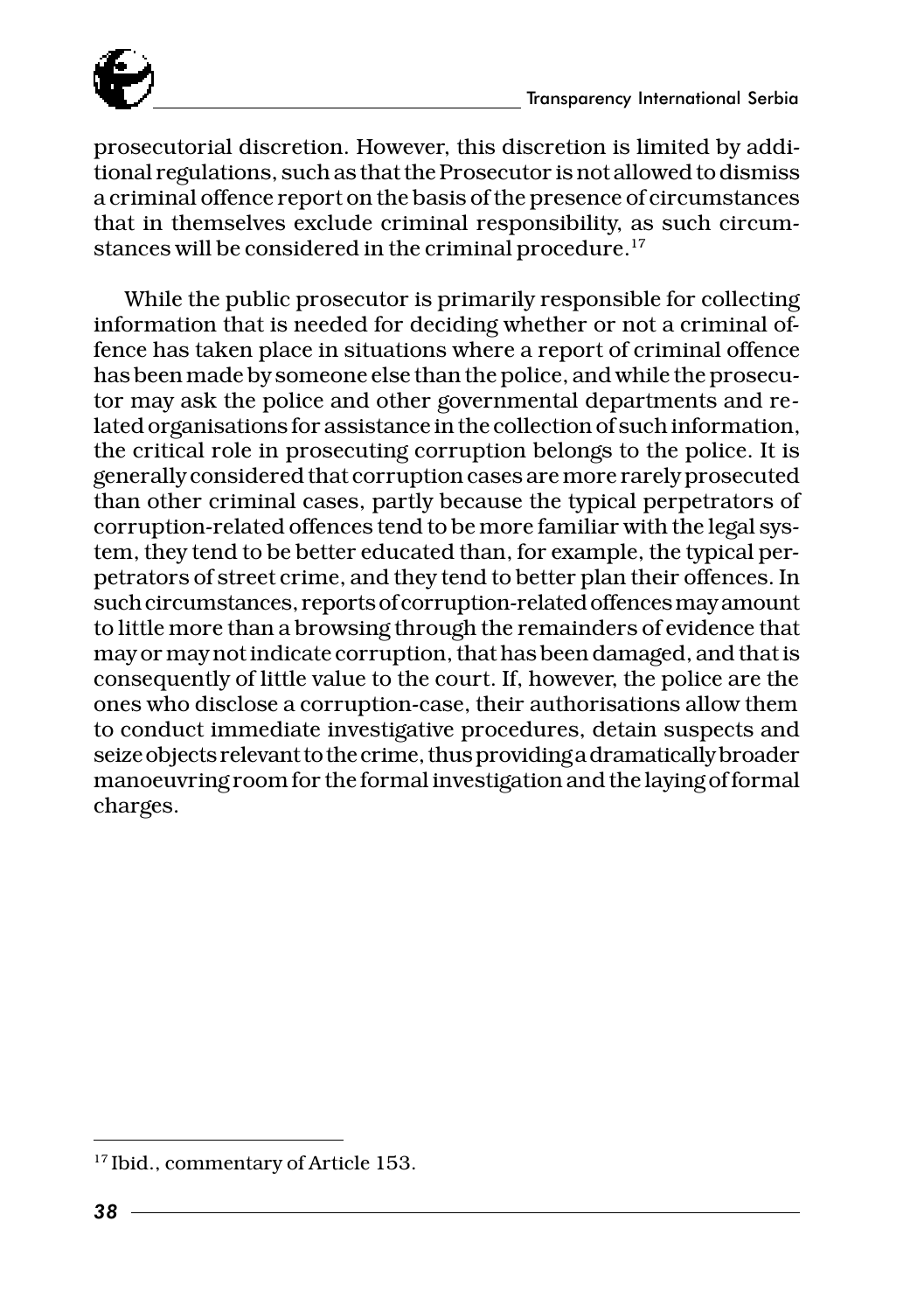prosecutorial discretion. However, this discretion is limited by additional regulations, such as that the Prosecutor is not allowed to dismiss a criminal offence report on the basis of the presence of circumstances that in themselves exclude criminal responsibility, as such circumstances will be considered in the criminal procedure.[17]

While the public prosecutor is primarily responsible for collecting information that is needed for deciding whether or not a criminal offence has taken place in situations where a report of criminal offence has been made by someone else than the police, and while the prosecutor may ask the police and other governmental departments and related organisations for assistance in the collection of such information, the critical role in prosecuting corruption belongs to the police. It is generally considered that corruption cases are more rarely prosecuted than other criminal cases, partly because the typical perpetrators of corruption-related offences tend to be more familiar with the legal system, they tend to be better educated than, for example, the typical perpetrators of street crime, and they tend to better plan their offences. In such circumstances, reports of corruption-related offences may amount to little more than a browsing through the remainders of evidence that may or may not indicate corruption, that has been damaged, and that is consequently of little value to the court. If, however, the police are the ones who disclose a corruption-case, their authorisations allow them to conduct immediate investigative procedures, detain suspects and seize objects relevant to the crime, thus providing a dramatically broader manoeuvring room for the formal investigation and the laying of formal charges.

[17] Ibid., commentary of Article 153.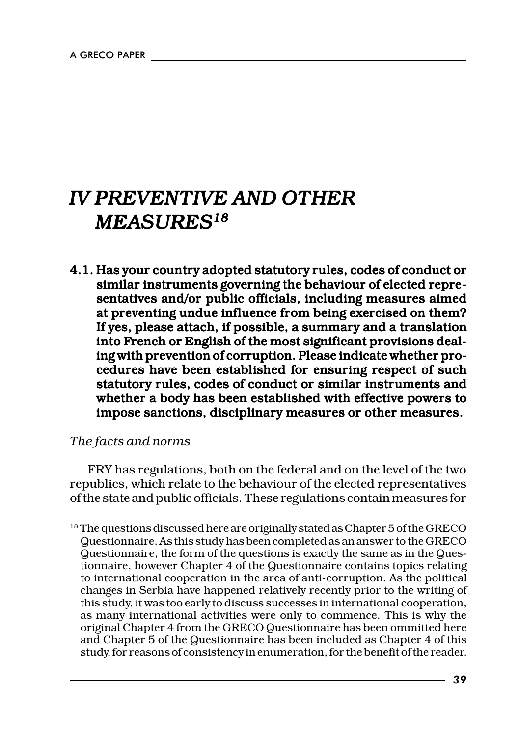# IV PREVENTIVE AND OTHER MEASURES[18]

**4.1. Has your country adopted statutory rules, codes of conduct or similar instruments governing the behaviour of elected representatives and/or public officials, including measures aimed at preventing undue influence from being exercised on them? If yes, please attach, if possible, a summary and a translation into French or English of the most significant provisions dealing with prevention of corruption. Please indicate whether procedures have been established for ensuring respect of such statutory rules, codes of conduct or similar instruments and whether a body has been established with effective powers to impose sanctions, disciplinary measures or other measures.**

*The facts and norms*

FRY has regulations, both on the federal and on the level of the two republics, which relate to the behaviour of the elected representatives of the state and public officials. These regulations contain measures for

---

[18] The questions discussed here are originally stated as Chapter 5 of the GRECO Questionnaire. As this study has been completed as an answer to the GRECO Questionnaire, the form of the questions is exactly the same as in the Questionnaire, however Chapter 4 of the Questionnaire contains topics relating to international cooperation in the area of anti-corruption. As the political changes in Serbia have happened relatively recently prior to the writing of this study, it was too early to discuss successes in international cooperation, as many international activities were only to commence. This is why the original Chapter 4 from the GRECO Questionnaire has been ommitted here and Chapter 5 of the Questionnaire has been included as Chapter 4 of this study, for reasons of consistency in enumeration, for the benefit of the reader.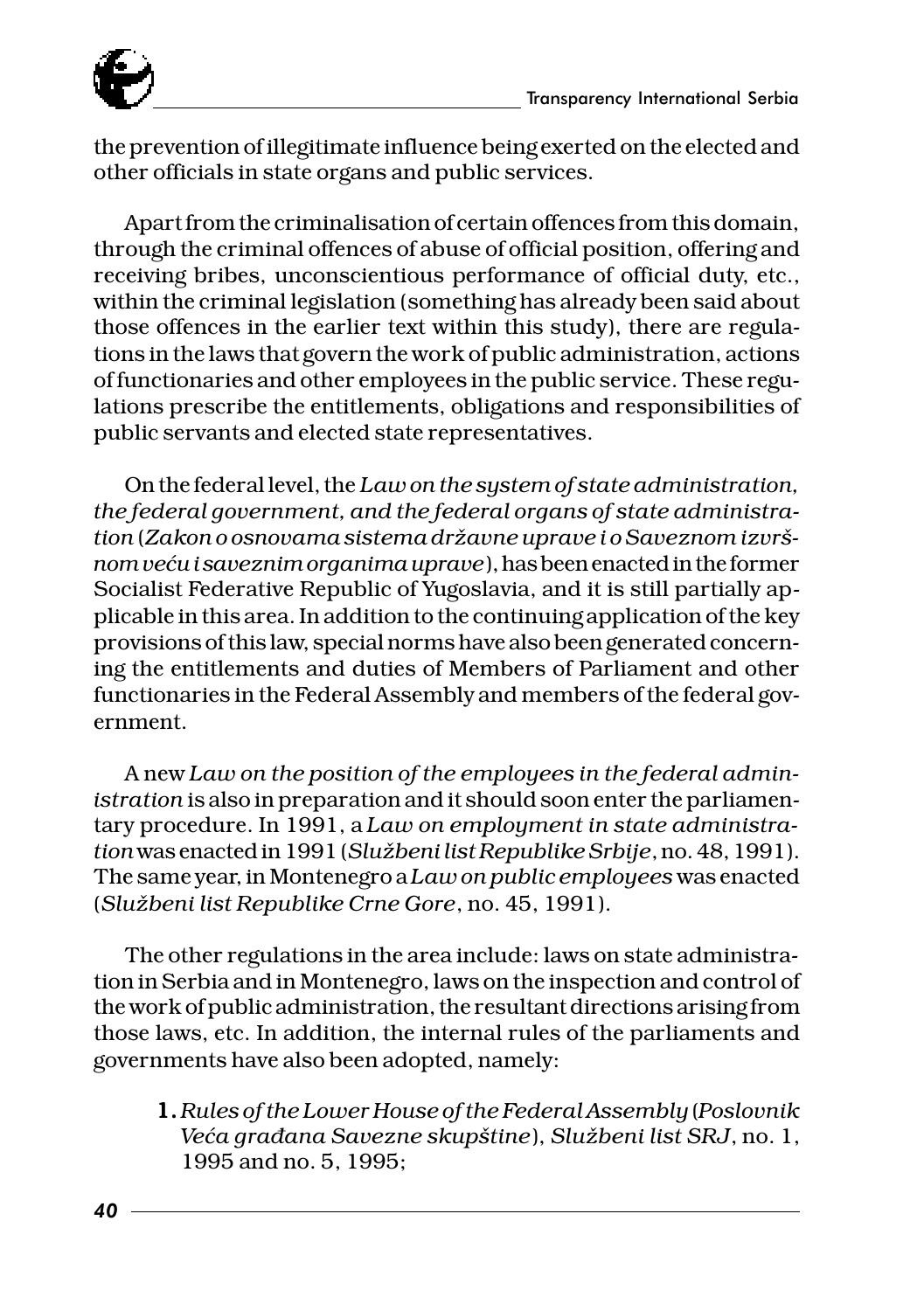the prevention of illegitimate influence being exerted on the elected and other officials in state organs and public services.

Apart from the criminalisation of certain offences from this domain, through the criminal offences of abuse of official position, offering and receiving bribes, unconscientious performance of official duty, etc., within the criminal legislation (something has already been said about those offences in the earlier text within this study), there are regulations in the laws that govern the work of public administration, actions of functionaries and other employees in the public service. These regulations prescribe the entitlements, obligations and responsibilities of public servants and elected state representatives.

On the federal level, the *Law on the system of state administration, the federal government, and the federal organs of state administration* (*Zakon o osnovama sistema državne uprave i o Saveznom izvršnom veću i saveznim organima uprave*), has been enacted in the former Socialist Federative Republic of Yugoslavia, and it is still partially applicable in this area. In addition to the continuing application of the key provisions of this law, special norms have also been generated concerning the entitlements and duties of Members of Parliament and other functionaries in the Federal Assembly and members of the federal government.

A new *Law on the position of the employees in the federal administration* is also in preparation and it should soon enter the parliamentary procedure. In 1991, a *Law on employment in state administration* was enacted in 1991 (*Službeni list Republike Srbije*, no. 48, 1991). The same year, in Montenegro a *Law on public employees* was enacted (*Službeni list Republike Crne Gore*, no. 45, 1991).

The other regulations in the area include: laws on state administration in Serbia and in Montenegro, laws on the inspection and control of the work of public administration, the resultant directions arising from those laws, etc. In addition, the internal rules of the parliaments and governments have also been adopted, namely:

1. *Rules of the Lower House of the Federal Assembly* (*Poslovnik Veća građana Savezne skupštine*), *Službeni list SRJ*, no. 1, 1995 and no. 5, 1995;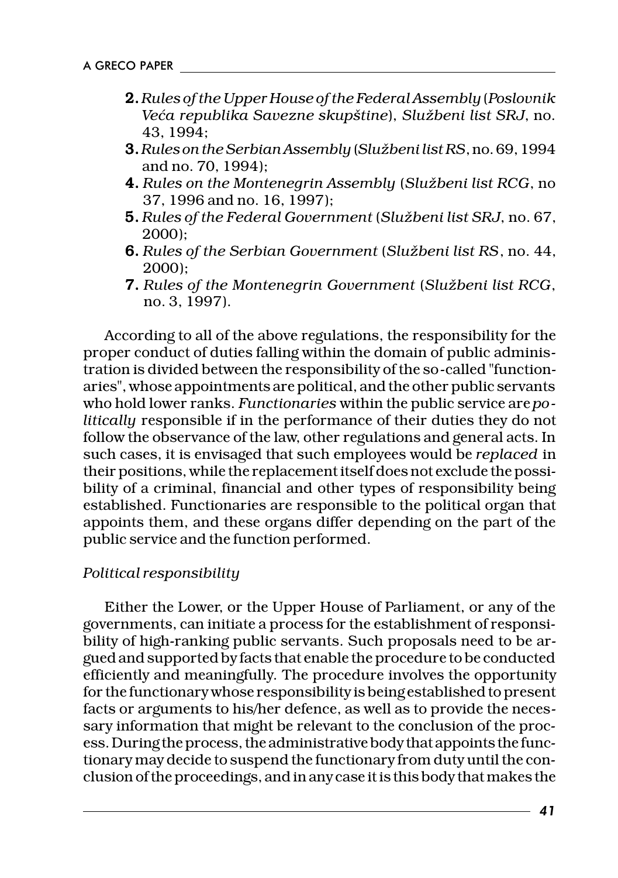2. *Rules of the Upper House of the Federal Assembly* (*Poslovnik Veća republika Savezne skupštine*), *Službeni list SRJ*, no. 43, 1994;
3. *Rules on the Serbian Assembly* (*Službeni list RS*, no. 69, 1994 and no. 70, 1994);
4. *Rules on the Montenegrin Assembly* (*Službeni list RCG*, no 37, 1996 and no. 16, 1997);
5. *Rules of the Federal Government* (*Službeni list SRJ*, no. 67, 2000);
6. *Rules of the Serbian Government* (*Službeni list RS*, no. 44, 2000);
7. *Rules of the Montenegrin Government* (*Službeni list RCG*, no. 3, 1997).

According to all of the above regulations, the responsibility for the proper conduct of duties falling within the domain of public administration is divided between the responsibility of the so-called "functionaries", whose appointments are political, and the other public servants who hold lower ranks. *Functionaries* within the public service are *politically* responsible if in the performance of their duties they do not follow the observance of the law, other regulations and general acts. In such cases, it is envisaged that such employees would be *replaced* in their positions, while the replacement itself does not exclude the possibility of a criminal, financial and other types of responsibility being established. Functionaries are responsible to the political organ that appoints them, and these organs differ depending on the part of the public service and the function performed.

*Political responsibility*

Either the Lower, or the Upper House of Parliament, or any of the governments, can initiate a process for the establishment of responsibility of high-ranking public servants. Such proposals need to be argued and supported by facts that enable the procedure to be conducted efficiently and meaningfully. The procedure involves the opportunity for the functionary whose responsibility is being established to present facts or arguments to his/her defence, as well as to provide the necessary information that might be relevant to the conclusion of the process. During the process, the administrative body that appoints the functionary may decide to suspend the functionary from duty until the conclusion of the proceedings, and in any case it is this body that makes the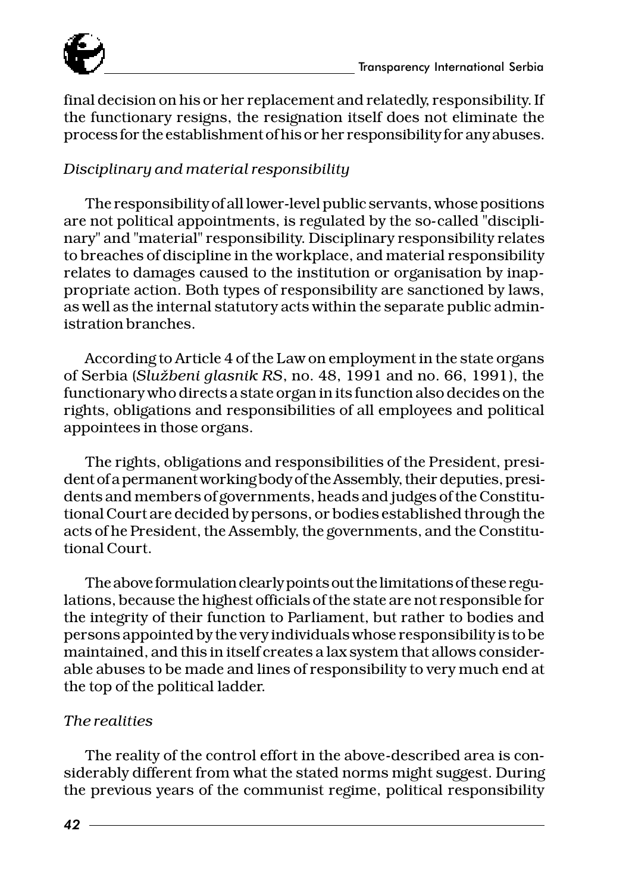final decision on his or her replacement and relatedly, responsibility. If the functionary resigns, the resignation itself does not eliminate the process for the establishment of his or her responsibility for any abuses.

*Disciplinary and material responsibility*

The responsibility of all lower-level public servants, whose positions are not political appointments, is regulated by the so-called "disciplinary" and "material" responsibility. Disciplinary responsibility relates to breaches of discipline in the workplace, and material responsibility relates to damages caused to the institution or organisation by inappropriate action. Both types of responsibility are sanctioned by laws, as well as the internal statutory acts within the separate public administration branches.

According to Article 4 of the Law on employment in the state organs of Serbia (*Službeni glasnik RS*, no. 48, 1991 and no. 66, 1991), the functionary who directs a state organ in its function also decides on the rights, obligations and responsibilities of all employees and political appointees in those organs.

The rights, obligations and responsibilities of the President, president of a permanent working body of the Assembly, their deputies, presidents and members of governments, heads and judges of the Constitutional Court are decided by persons, or bodies established through the acts of he President, the Assembly, the governments, and the Constitutional Court.

The above formulation clearly points out the limitations of these regulations, because the highest officials of the state are not responsible for the integrity of their function to Parliament, but rather to bodies and persons appointed by the very individuals whose responsibility is to be maintained, and this in itself creates a lax system that allows considerable abuses to be made and lines of responsibility to very much end at the top of the political ladder.

*The realities*

The reality of the control effort in the above-described area is considerably different from what the stated norms might suggest. During the previous years of the communist regime, political responsibility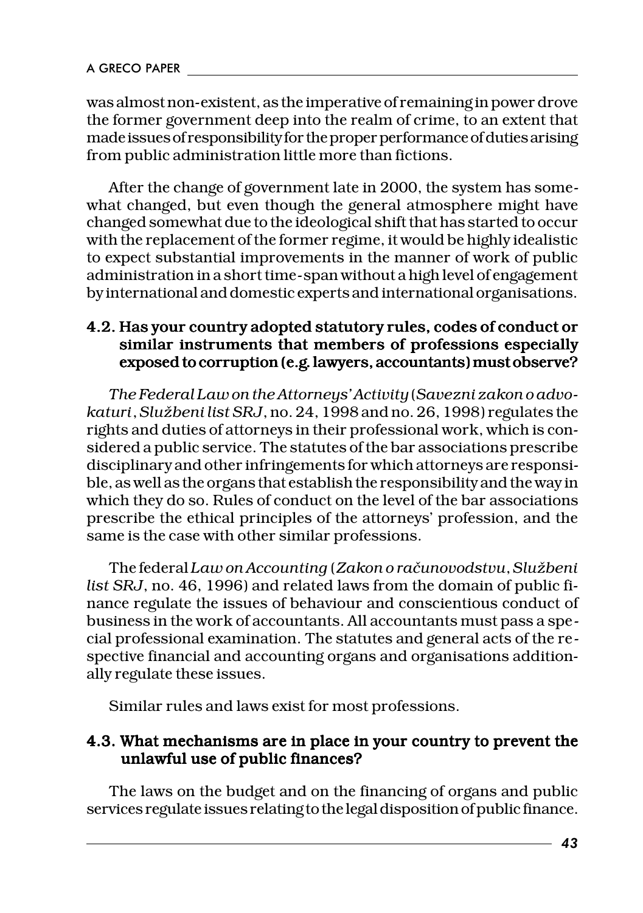was almost non-existent, as the imperative of remaining in power drove the former government deep into the realm of crime, to an extent that made issues of responsibility for the proper performance of duties arising from public administration little more than fictions.

After the change of government late in 2000, the system has somewhat changed, but even though the general atmosphere might have changed somewhat due to the ideological shift that has started to occur with the replacement of the former regime, it would be highly idealistic to expect substantial improvements in the manner of work of public administration in a short time-span without a high level of engagement by international and domestic experts and international organisations.

### 4.2. Has your country adopted statutory rules, codes of conduct or similar instruments that members of professions especially exposed to corruption (e.g. lawyers, accountants) must observe?

*The Federal Law on the Attorneys' Activity* (*Savezni zakon o advokaturi*, *Službeni list SRJ*, no. 24, 1998 and no. 26, 1998) regulates the rights and duties of attorneys in their professional work, which is considered a public service. The statutes of the bar associations prescribe disciplinary and other infringements for which attorneys are responsible, as well as the organs that establish the responsibility and the way in which they do so. Rules of conduct on the level of the bar associations prescribe the ethical principles of the attorneys' profession, and the same is the case with other similar professions.

The federal *Law on Accounting* (*Zakon o računovodstvu*, *Službeni list SRJ*, no. 46, 1996) and related laws from the domain of public finance regulate the issues of behaviour and conscientious conduct of business in the work of accountants. All accountants must pass a special professional examination. The statutes and general acts of the respective financial and accounting organs and organisations additionally regulate these issues.

Similar rules and laws exist for most professions.

### 4.3. What mechanisms are in place in your country to prevent the unlawful use of public finances?

The laws on the budget and on the financing of organs and public services regulate issues relating to the legal disposition of public finance.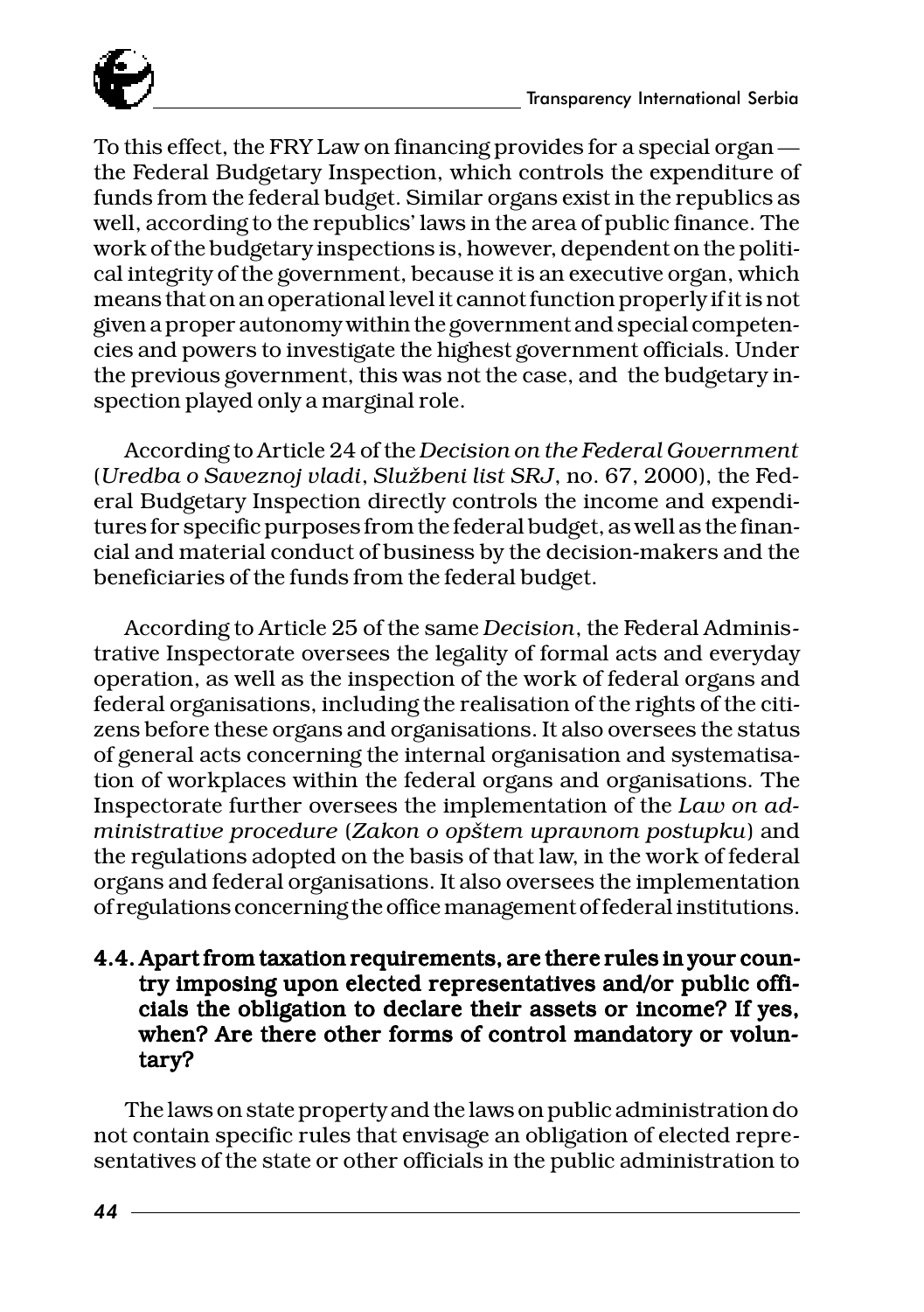To this effect, the FRY Law on financing provides for a special organ — the Federal Budgetary Inspection, which controls the expenditure of funds from the federal budget. Similar organs exist in the republics as well, according to the republics' laws in the area of public finance. The work of the budgetary inspections is, however, dependent on the political integrity of the government, because it is an executive organ, which means that on an operational level it cannot function properly if it is not given a proper autonomy within the government and special competencies and powers to investigate the highest government officials. Under the previous government, this was not the case, and the budgetary inspection played only a marginal role.

According to Article 24 of the *Decision on the Federal Government* (*Uredba o Saveznoj vladi*, *Službeni list SRJ*, no. 67, 2000), the Federal Budgetary Inspection directly controls the income and expenditures for specific purposes from the federal budget, as well as the financial and material conduct of business by the decision-makers and the beneficiaries of the funds from the federal budget.

According to Article 25 of the same *Decision*, the Federal Administrative Inspectorate oversees the legality of formal acts and everyday operation, as well as the inspection of the work of federal organs and federal organisations, including the realisation of the rights of the citizens before these organs and organisations. It also oversees the status of general acts concerning the internal organisation and systematisation of workplaces within the federal organs and organisations. The Inspectorate further oversees the implementation of the *Law on administrative procedure* (*Zakon o opštem upravnom postupku*) and the regulations adopted on the basis of that law, in the work of federal organs and federal organisations. It also oversees the implementation of regulations concerning the office management of federal institutions.

### 4.4. Apart from taxation requirements, are there rules in your country imposing upon elected representatives and/or public officials the obligation to declare their assets or income? If yes, when? Are there other forms of control mandatory or voluntary?

The laws on state property and the laws on public administration do not contain specific rules that envisage an obligation of elected representatives of the state or other officials in the public administration to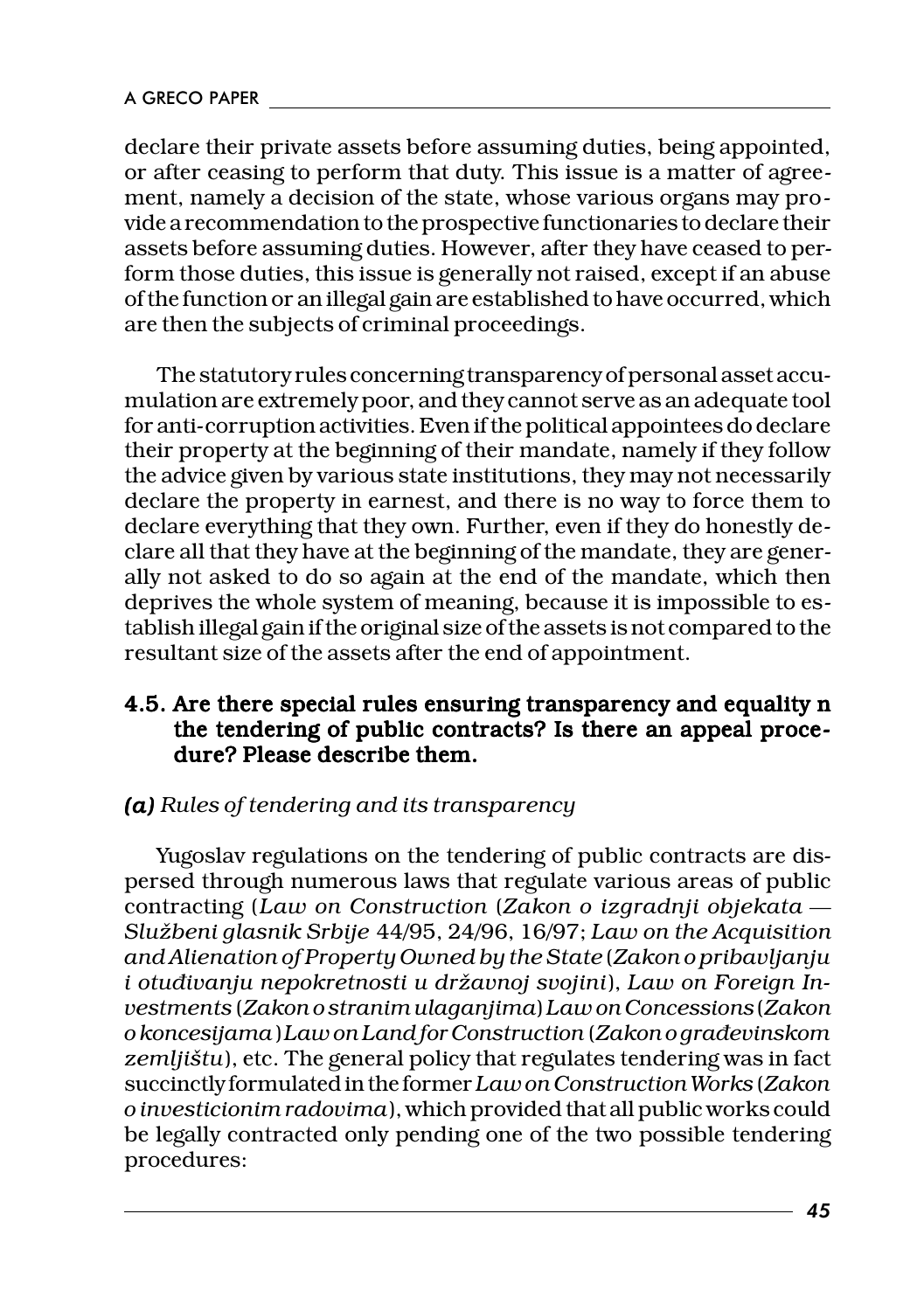declare their private assets before assuming duties, being appointed, or after ceasing to perform that duty. This issue is a matter of agreement, namely a decision of the state, whose various organs may provide a recommendation to the prospective functionaries to declare their assets before assuming duties. However, after they have ceased to perform those duties, this issue is generally not raised, except if an abuse of the function or an illegal gain are established to have occurred, which are then the subjects of criminal proceedings.

The statutory rules concerning transparency of personal asset accumulation are extremely poor, and they cannot serve as an adequate tool for anti-corruption activities. Even if the political appointees do declare their property at the beginning of their mandate, namely if they follow the advice given by various state institutions, they may not necessarily declare the property in earnest, and there is no way to force them to declare everything that they own. Further, even if they do honestly declare all that they have at the beginning of the mandate, they are generally not asked to do so again at the end of the mandate, which then deprives the whole system of meaning, because it is impossible to establish illegal gain if the original size of the assets is not compared to the resultant size of the assets after the end of appointment.

### 4.5. Are there special rules ensuring transparency and equality n the tendering of public contracts? Is there an appeal procedure? Please describe them.

***(a)*** *Rules of tendering and its transparency*

Yugoslav regulations on the tendering of public contracts are dispersed through numerous laws that regulate various areas of public contracting (*Law on Construction* (*Zakon o izgradnji objekata — Službeni glasnik Srbije* 44/95, 24/96, 16/97; *Law on the Acquisition and Alienation of Property Owned by the State* (*Zakon o pribavljanju i otuđivanju nepokretnosti u državnoj svojini*), *Law on Foreign Investments* (*Zakon o stranim ulaganjima*) *Law on Concessions* (*Zakon o koncesijama*) *Law on Land for Construction* (*Zakon o građevinskom zemljištu*), etc. The general policy that regulates tendering was in fact succinctly formulated in the former *Law on Construction Works* (*Zakon o investicionim radovima*), which provided that all public works could be legally contracted only pending one of the two possible tendering procedures: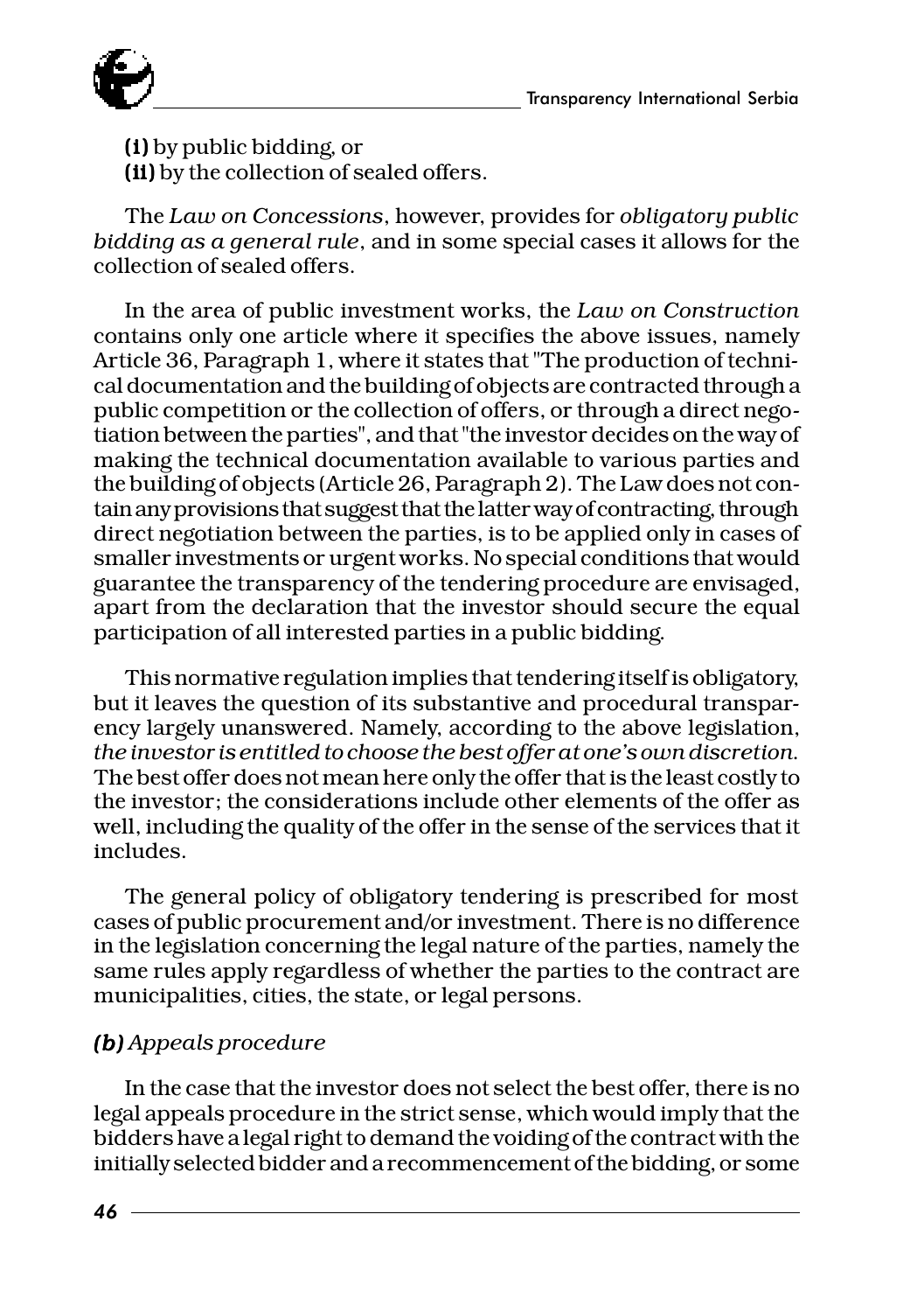**(i)** by public bidding, or
**(ii)** by the collection of sealed offers.

The *Law on Concessions*, however, provides for *obligatory public bidding as a general rule*, and in some special cases it allows for the collection of sealed offers.

In the area of public investment works, the *Law on Construction* contains only one article where it specifies the above issues, namely Article 36, Paragraph 1, where it states that "The production of technical documentation and the building of objects are contracted through a public competition or the collection of offers, or through a direct negotiation between the parties", and that "the investor decides on the way of making the technical documentation available to various parties and the building of objects (Article 26, Paragraph 2). The Law does not contain any provisions that suggest that the latter way of contracting, through direct negotiation between the parties, is to be applied only in cases of smaller investments or urgent works. No special conditions that would guarantee the transparency of the tendering procedure are envisaged, apart from the declaration that the investor should secure the equal participation of all interested parties in a public bidding.

This normative regulation implies that tendering itself is obligatory, but it leaves the question of its substantive and procedural transparency largely unanswered. Namely, according to the above legislation, *the investor is entitled to choose the best offer at one's own discretion.* The best offer does not mean here only the offer that is the least costly to the investor; the considerations include other elements of the offer as well, including the quality of the offer in the sense of the services that it includes.

The general policy of obligatory tendering is prescribed for most cases of public procurement and/or investment. There is no difference in the legislation concerning the legal nature of the parties, namely the same rules apply regardless of whether the parties to the contract are municipalities, cities, the state, or legal persons.

***(b)*** *Appeals procedure*

In the case that the investor does not select the best offer, there is no legal appeals procedure in the strict sense, which would imply that the bidders have a legal right to demand the voiding of the contract with the initially selected bidder and a recommencement of the bidding, or some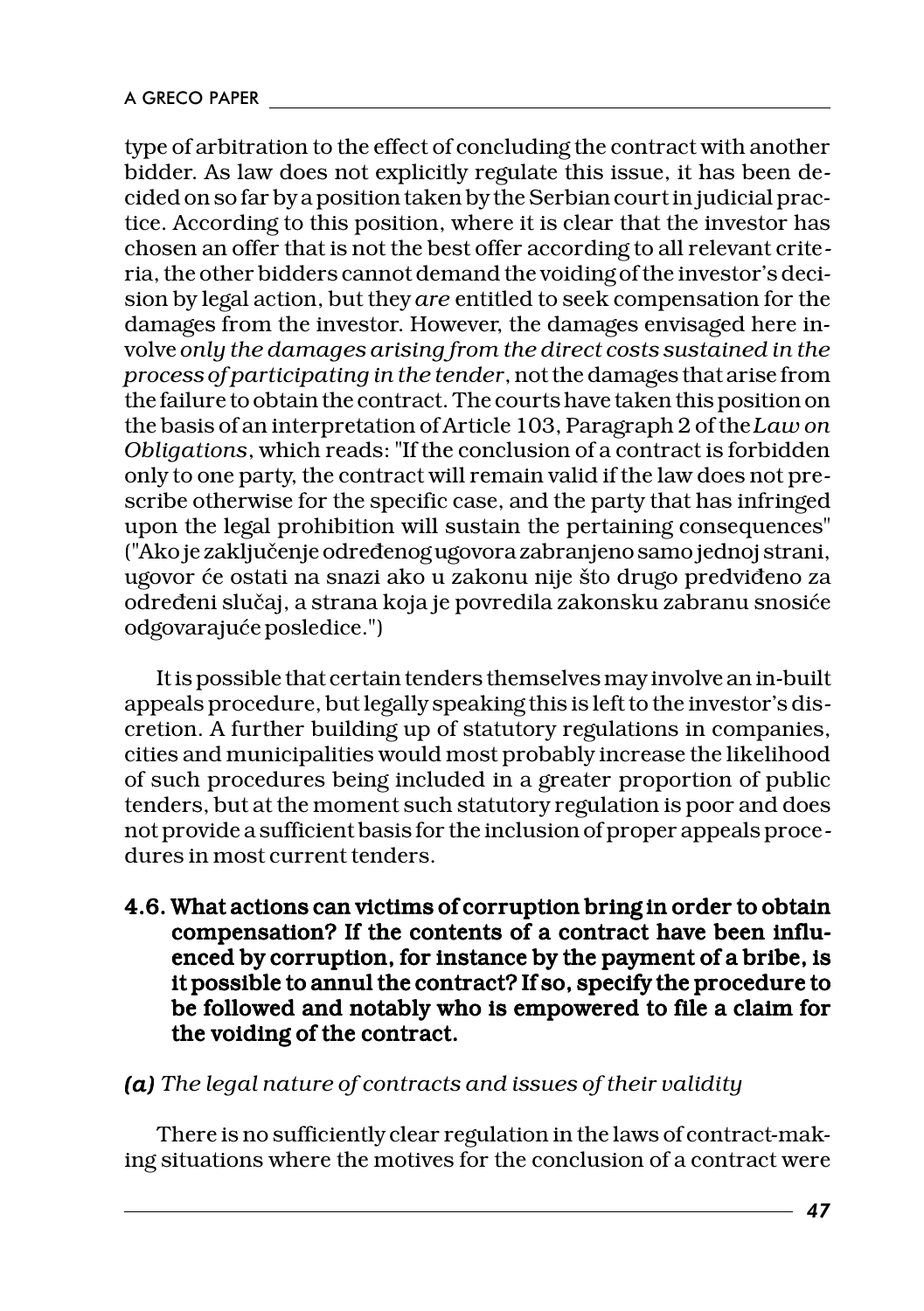type of arbitration to the effect of concluding the contract with another bidder. As law does not explicitly regulate this issue, it has been decided on so far by a position taken by the Serbian court in judicial practice. According to this position, where it is clear that the investor has chosen an offer that is not the best offer according to all relevant criteria, the other bidders cannot demand the voiding of the investor's decision by legal action, but they *are* entitled to seek compensation for the damages from the investor. However, the damages envisaged here involve *only the damages arising from the direct costs sustained in the process of participating in the tender*, not the damages that arise from the failure to obtain the contract. The courts have taken this position on the basis of an interpretation of Article 103, Paragraph 2 of the *Law on Obligations*, which reads: "If the conclusion of a contract is forbidden only to one party, the contract will remain valid if the law does not prescribe otherwise for the specific case, and the party that has infringed upon the legal prohibition will sustain the pertaining consequences" ("Ako je zaključenje određenog ugovora zabranjeno samo jednoj strani, ugovor će ostati na snazi ako u zakonu nije što drugo predviđeno za određeni slučaj, a strana koja je povredila zakonsku zabranu snosiće odgovarajuće posledice.")

It is possible that certain tenders themselves may involve an in-built appeals procedure, but legally speaking this is left to the investor's discretion. A further building up of statutory regulations in companies, cities and municipalities would most probably increase the likelihood of such procedures being included in a greater proportion of public tenders, but at the moment such statutory regulation is poor and does not provide a sufficient basis for the inclusion of proper appeals procedures in most current tenders.

**4.6. What actions can victims of corruption bring in order to obtain compensation? If the contents of a contract have been influenced by corruption, for instance by the payment of a bribe, is it possible to annul the contract? If so, specify the procedure to be followed and notably who is empowered to file a claim for the voiding of the contract.**

***(a)*** *The legal nature of contracts and issues of their validity*

There is no sufficiently clear regulation in the laws of contract-making situations where the motives for the conclusion of a contract were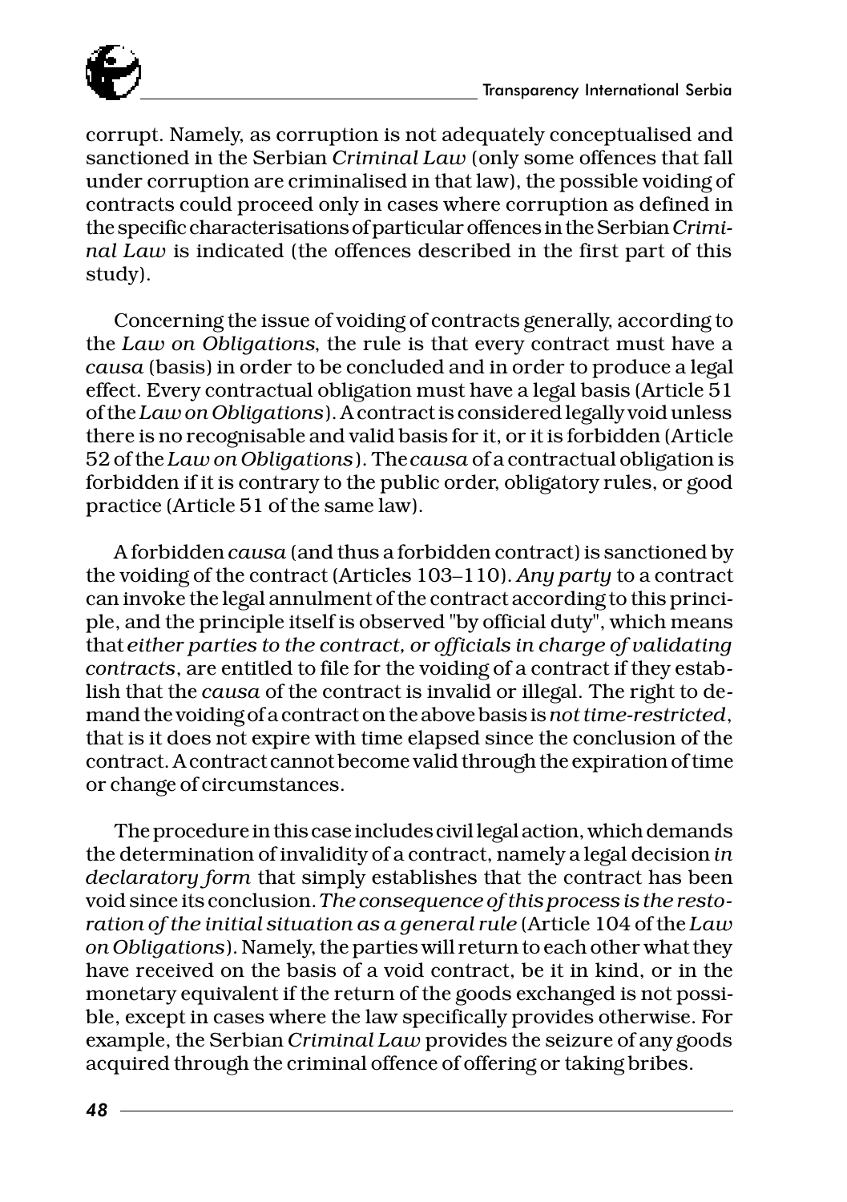corrupt. Namely, as corruption is not adequately conceptualised and sanctioned in the Serbian *Criminal Law* (only some offences that fall under corruption are criminalised in that law), the possible voiding of contracts could proceed only in cases where corruption as defined in the specific characterisations of particular offences in the Serbian *Criminal Law* is indicated (the offences described in the first part of this study).

Concerning the issue of voiding of contracts generally, according to the *Law on Obligations*, the rule is that every contract must have a *causa* (basis) in order to be concluded and in order to produce a legal effect. Every contractual obligation must have a legal basis (Article 51 of the *Law on Obligations*). A contract is considered legally void unless there is no recognisable and valid basis for it, or it is forbidden (Article 52 of the *Law on Obligations*). The *causa* of a contractual obligation is forbidden if it is contrary to the public order, obligatory rules, or good practice (Article 51 of the same law).

A forbidden *causa* (and thus a forbidden contract) is sanctioned by the voiding of the contract (Articles 103–110). *Any party* to a contract can invoke the legal annulment of the contract according to this principle, and the principle itself is observed "by official duty", which means that *either parties to the contract, or officials in charge of validating contracts*, are entitled to file for the voiding of a contract if they establish that the *causa* of the contract is invalid or illegal. The right to demand the voiding of a contract on the above basis is *not time-restricted*, that is it does not expire with time elapsed since the conclusion of the contract. A contract cannot become valid through the expiration of time or change of circumstances.

The procedure in this case includes civil legal action, which demands the determination of invalidity of a contract, namely a legal decision *in declaratory form* that simply establishes that the contract has been void since its conclusion. *The consequence of this process is the restoration of the initial situation as a general rule* (Article 104 of the *Law on Obligations*). Namely, the parties will return to each other what they have received on the basis of a void contract, be it in kind, or in the monetary equivalent if the return of the goods exchanged is not possible, except in cases where the law specifically provides otherwise. For example, the Serbian *Criminal Law* provides the seizure of any goods acquired through the criminal offence of offering or taking bribes.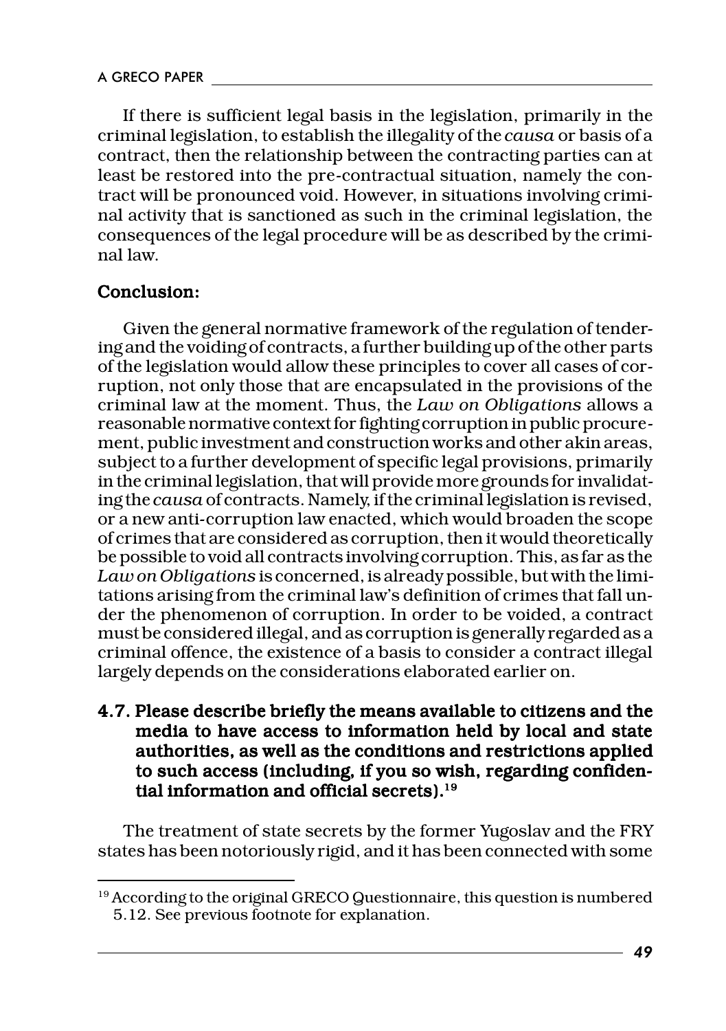If there is sufficient legal basis in the legislation, primarily in the criminal legislation, to establish the illegality of the *causa* or basis of a contract, then the relationship between the contracting parties can at least be restored into the pre-contractual situation, namely the contract will be pronounced void. However, in situations involving criminal activity that is sanctioned as such in the criminal legislation, the consequences of the legal procedure will be as described by the criminal law.

**Conclusion:**

Given the general normative framework of the regulation of tendering and the voiding of contracts, a further building up of the other parts of the legislation would allow these principles to cover all cases of corruption, not only those that are encapsulated in the provisions of the criminal law at the moment. Thus, the *Law on Obligations* allows a reasonable normative context for fighting corruption in public procurement, public investment and construction works and other akin areas, subject to a further development of specific legal provisions, primarily in the criminal legislation, that will provide more grounds for invalidating the *causa* of contracts. Namely, if the criminal legislation is revised, or a new anti-corruption law enacted, which would broaden the scope of crimes that are considered as corruption, then it would theoretically be possible to void all contracts involving corruption. This, as far as the *Law on Obligations* is concerned, is already possible, but with the limitations arising from the criminal law's definition of crimes that fall under the phenomenon of corruption. In order to be voided, a contract must be considered illegal, and as corruption is generally regarded as a criminal offence, the existence of a basis to consider a contract illegal largely depends on the considerations elaborated earlier on.

### 4.7. Please describe briefly the means available to citizens and the media to have access to information held by local and state authorities, as well as the conditions and restrictions applied to such access (including, if you so wish, regarding confidential information and official secrets).[19]

The treatment of state secrets by the former Yugoslav and the FRY states has been notoriously rigid, and it has been connected with some

[19] According to the original GRECO Questionnaire, this question is numbered 5.12. See previous footnote for explanation.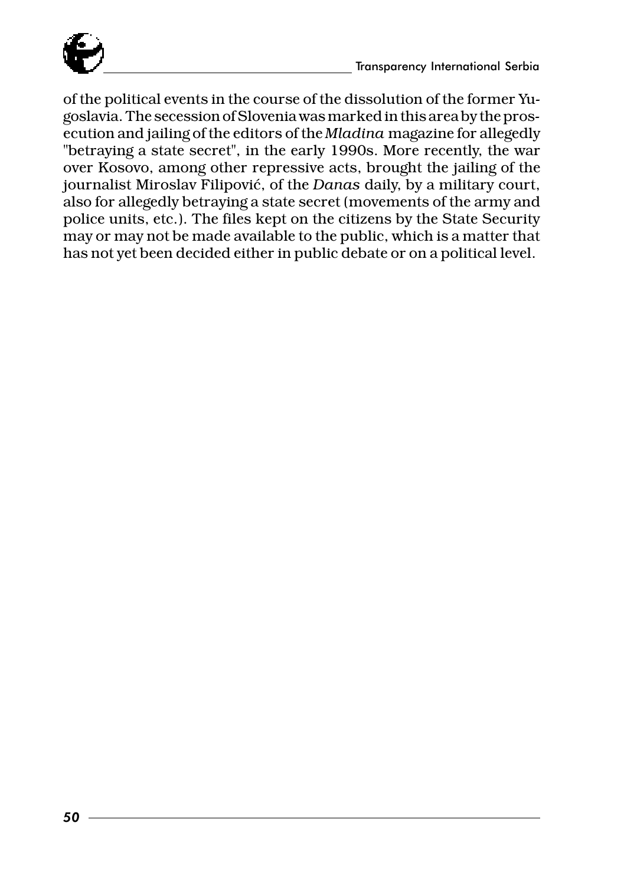of the political events in the course of the dissolution of the former Yugoslavia. The secession of Slovenia was marked in this area by the prosecution and jailing of the editors of the *Mladina* magazine for allegedly "betraying a state secret", in the early 1990s. More recently, the war over Kosovo, among other repressive acts, brought the jailing of the journalist Miroslav Filipović, of the *Danas* daily, by a military court, also for allegedly betraying a state secret (movements of the army and police units, etc.). The files kept on the citizens by the State Security may or may not be made available to the public, which is a matter that has not yet been decided either in public debate or on a political level.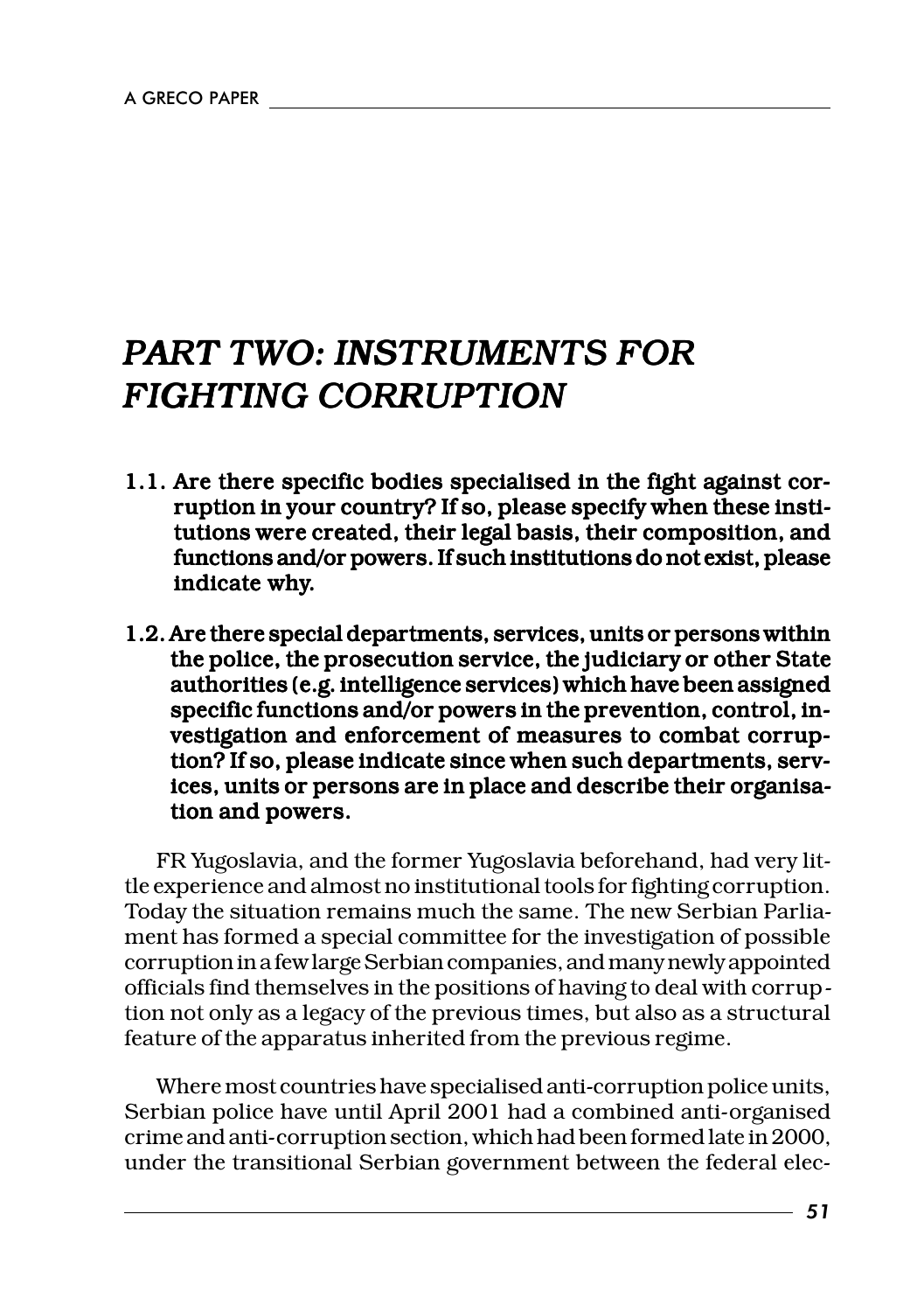# *PART TWO: INSTRUMENTS FOR FIGHTING CORRUPTION*

**1.1. Are there specific bodies specialised in the fight against corruption in your country? If so, please specify when these institutions were created, their legal basis, their composition, and functions and/or powers. If such institutions do not exist, please indicate why.**

**1.2. Are there special departments, services, units or persons within the police, the prosecution service, the judiciary or other State authorities (e.g. intelligence services) which have been assigned specific functions and/or powers in the prevention, control, investigation and enforcement of measures to combat corruption? If so, please indicate since when such departments, services, units or persons are in place and describe their organisation and powers.**

FR Yugoslavia, and the former Yugoslavia beforehand, had very little experience and almost no institutional tools for fighting corruption. Today the situation remains much the same. The new Serbian Parliament has formed a special committee for the investigation of possible corruption in a few large Serbian companies, and many newly appointed officials find themselves in the positions of having to deal with corruption not only as a legacy of the previous times, but also as a structural feature of the apparatus inherited from the previous regime.

Where most countries have specialised anti-corruption police units, Serbian police have until April 2001 had a combined anti-organised crime and anti-corruption section, which had been formed late in 2000, under the transitional Serbian government between the federal elec-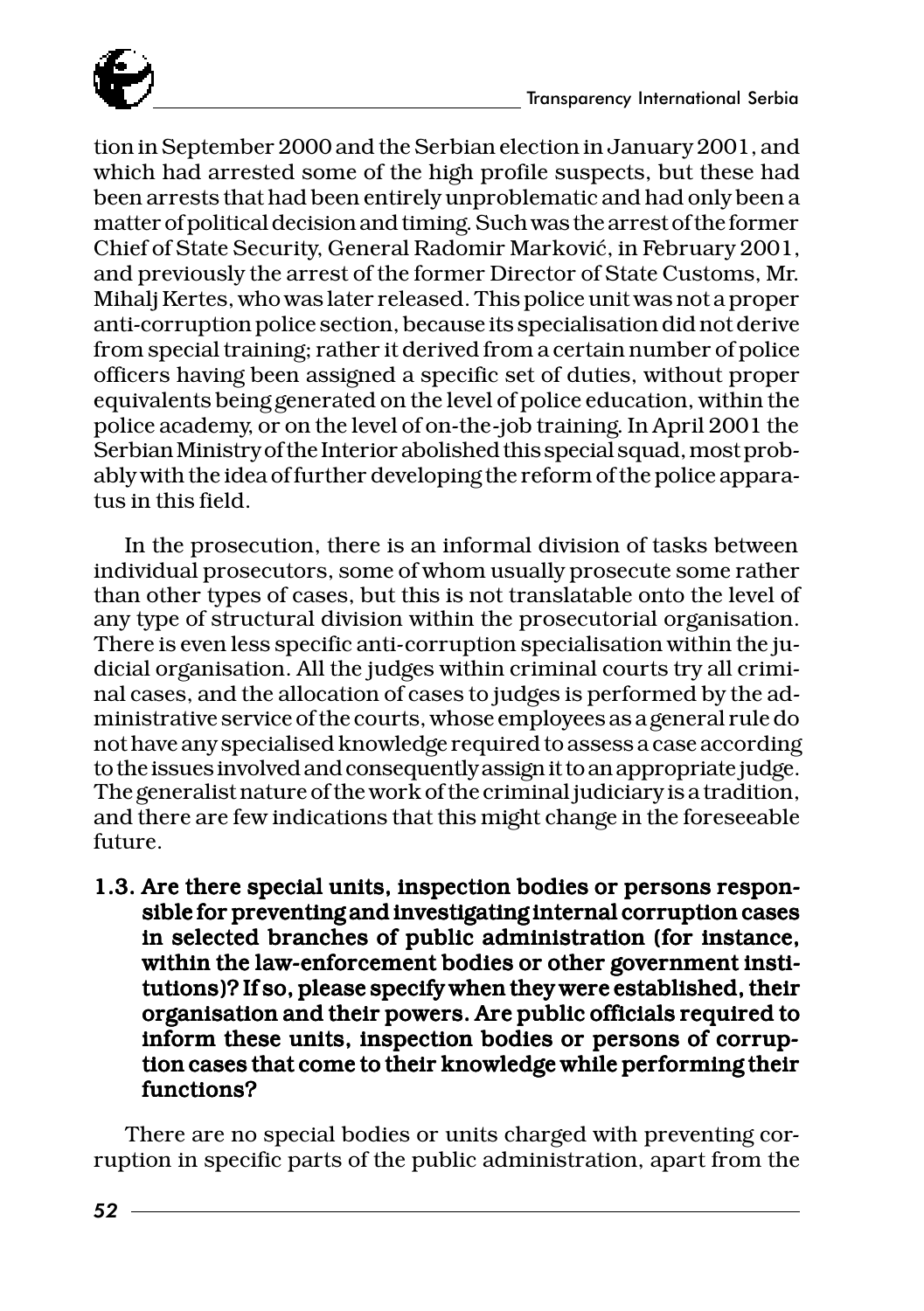tion in September 2000 and the Serbian election in January 2001, and which had arrested some of the high profile suspects, but these had been arrests that had been entirely unproblematic and had only been a matter of political decision and timing. Such was the arrest of the former Chief of State Security, General Radomir Marković, in February 2001, and previously the arrest of the former Director of State Customs, Mr. Mihalj Kertes, who was later released. This police unit was not a proper anti-corruption police section, because its specialisation did not derive from special training; rather it derived from a certain number of police officers having been assigned a specific set of duties, without proper equivalents being generated on the level of police education, within the police academy, or on the level of on-the-job training. In April 2001 the Serbian Ministry of the Interior abolished this special squad, most probably with the idea of further developing the reform of the police apparatus in this field.

In the prosecution, there is an informal division of tasks between individual prosecutors, some of whom usually prosecute some rather than other types of cases, but this is not translatable onto the level of any type of structural division within the prosecutorial organisation. There is even less specific anti-corruption specialisation within the judicial organisation. All the judges within criminal courts try all criminal cases, and the allocation of cases to judges is performed by the administrative service of the courts, whose employees as a general rule do not have any specialised knowledge required to assess a case according to the issues involved and consequently assign it to an appropriate judge. The generalist nature of the work of the criminal judiciary is a tradition, and there are few indications that this might change in the foreseeable future.

**1.3. Are there special units, inspection bodies or persons responsible for preventing and investigating internal corruption cases in selected branches of public administration (for instance, within the law-enforcement bodies or other government institutions)? If so, please specify when they were established, their organisation and their powers. Are public officials required to inform these units, inspection bodies or persons of corruption cases that come to their knowledge while performing their functions?**

There are no special bodies or units charged with preventing corruption in specific parts of the public administration, apart from the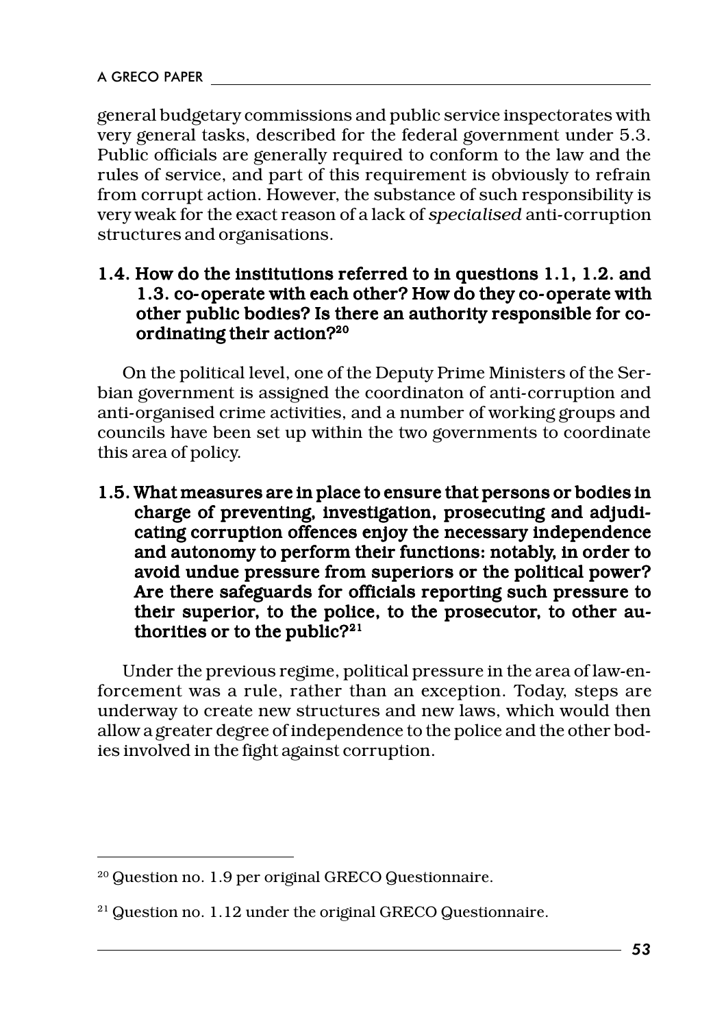general budgetary commissions and public service inspectorates with very general tasks, described for the federal government under 5.3. Public officials are generally required to conform to the law and the rules of service, and part of this requirement is obviously to refrain from corrupt action. However, the substance of such responsibility is very weak for the exact reason of a lack of *specialised* anti-corruption structures and organisations.

### 1.4. How do the institutions referred to in questions 1.1, 1.2. and 1.3. co-operate with each other? How do they co-operate with other public bodies? Is there an authority responsible for co-ordinating their action?[20]

On the political level, one of the Deputy Prime Ministers of the Serbian government is assigned the coordinaton of anti-corruption and anti-organised crime activities, and a number of working groups and councils have been set up within the two governments to coordinate this area of policy.

### 1.5. What measures are in place to ensure that persons or bodies in charge of preventing, investigation, prosecuting and adjudicating corruption offences enjoy the necessary independence and autonomy to perform their functions: notably, in order to avoid undue pressure from superiors or the political power? Are there safeguards for officials reporting such pressure to their superior, to the police, to the prosecutor, to other authorities or to the public?[21]

Under the previous regime, political pressure in the area of law-enforcement was a rule, rather than an exception. Today, steps are underway to create new structures and new laws, which would then allow a greater degree of independence to the police and the other bodies involved in the fight against corruption.

---

[20] Question no. 1.9 per original GRECO Questionnaire.

[21] Question no. 1.12 under the original GRECO Questionnaire.